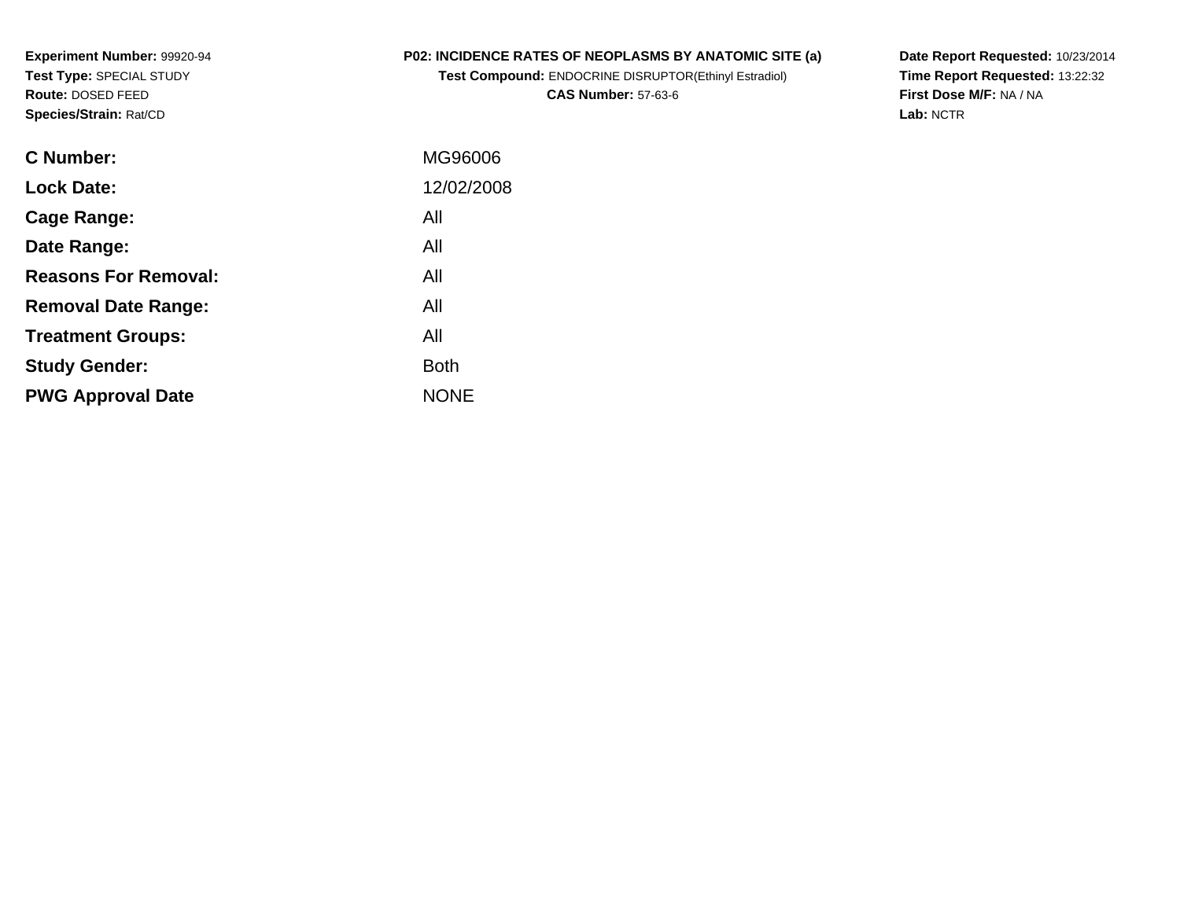**Experiment Number:** 99920-94
**Test Type:** SPECIAL STUDY
**Route:** DOSED FEED
**Species/Strain:** Rat/CD

**P02: INCIDENCE RATES OF NEOPLASMS BY ANATOMIC SITE (a)**
**Test Compound:** ENDOCRINE DISRUPTOR(Ethinyl Estradiol)
**CAS Number:** 57-63-6

**Date Report Requested:** 10/23/2014
**Time Report Requested:** 13:22:32
**First Dose M/F:** NA / NA
**Lab:** NCTR

| | |
|---|---|
| **C Number:** | MG96006 |
| **Lock Date:** | 12/02/2008 |
| **Cage Range:** | All |
| **Date Range:** | All |
| **Reasons For Removal:** | All |
| **Removal Date Range:** | All |
| **Treatment Groups:** | All |
| **Study Gender:** | Both |
| **PWG Approval Date** | NONE |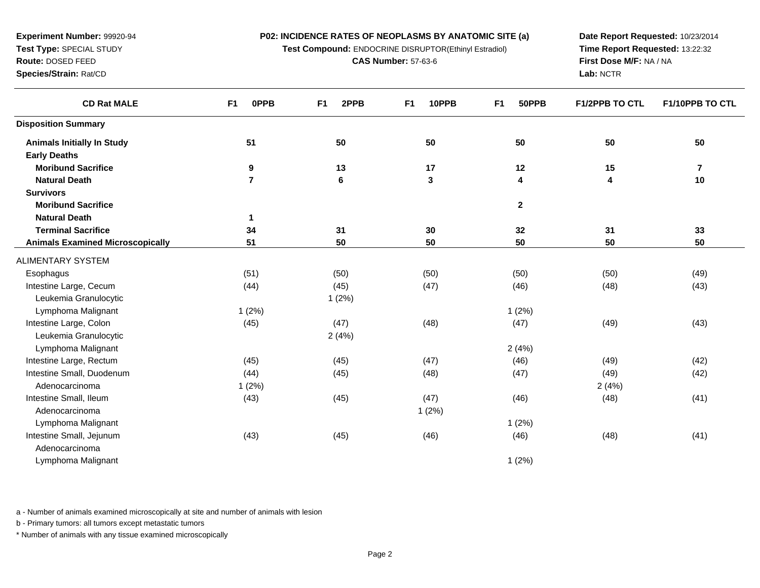**Experiment Number:** 99920-94
**Test Type:** SPECIAL STUDY
**Route:** DOSED FEED
**Species/Strain:** Rat/CD

**P02: INCIDENCE RATES OF NEOPLASMS BY ANATOMIC SITE (a)**
**Test Compound:** ENDOCRINE DISRUPTOR(Ethinyl Estradiol)
**CAS Number:** 57-63-6

**Date Report Requested:** 10/23/2014
**Time Report Requested:** 13:22:32
**First Dose M/F:** NA / NA
**Lab:** NCTR

| CD Rat MALE | F1 0PPB | F1 2PPB | F1 10PPB | F1 50PPB | F1/2PPB TO CTL | F1/10PPB TO CTL |
|---|---|---|---|---|---|---|
| **Disposition Summary** | | | | | | |
| **Animals Initially In Study** | **51** | **50** | **50** | **50** | **50** | **50** |
| **Early Deaths** | | | | | | |
| **Moribund Sacrifice** | **9** | **13** | **17** | **12** | **15** | **7** |
| **Natural Death** | **7** | **6** | **3** | **4** | **4** | **10** |
| **Survivors** | | | | | | |
| **Moribund Sacrifice** | | | | **2** | | |
| **Natural Death** | **1** | | | | | |
| **Terminal Sacrifice** | **34** | **31** | **30** | **32** | **31** | **33** |
| **Animals Examined Microscopically** | **51** | **50** | **50** | **50** | **50** | **50** |
| ALIMENTARY SYSTEM | | | | | | |
| Esophagus | (51) | (50) | (50) | (50) | (50) | (49) |
| Intestine Large, Cecum | (44) | (45) | (47) | (46) | (48) | (43) |
| Leukemia Granulocytic | | 1 (2%) | | | | |
| Lymphoma Malignant | 1 (2%) | | | 1 (2%) | | |
| Intestine Large, Colon | (45) | (47) | (48) | (47) | (49) | (43) |
| Leukemia Granulocytic | | 2 (4%) | | | | |
| Lymphoma Malignant | | | | 2 (4%) | | |
| Intestine Large, Rectum | (45) | (45) | (47) | (46) | (49) | (42) |
| Intestine Small, Duodenum | (44) | (45) | (48) | (47) | (49) | (42) |
| Adenocarcinoma | 1 (2%) | | | | 2 (4%) | |
| Intestine Small, Ileum | (43) | (45) | (47) | (46) | (48) | (41) |
| Adenocarcinoma | | | 1 (2%) | | | |
| Lymphoma Malignant | | | | 1 (2%) | | |
| Intestine Small, Jejunum | (43) | (45) | (46) | (46) | (48) | (41) |
| Adenocarcinoma | | | | | | |
| Lymphoma Malignant | | | | 1 (2%) | | |

a - Number of animals examined microscopically at site and number of animals with lesion

b - Primary tumors: all tumors except metastatic tumors

* Number of animals with any tissue examined microscopically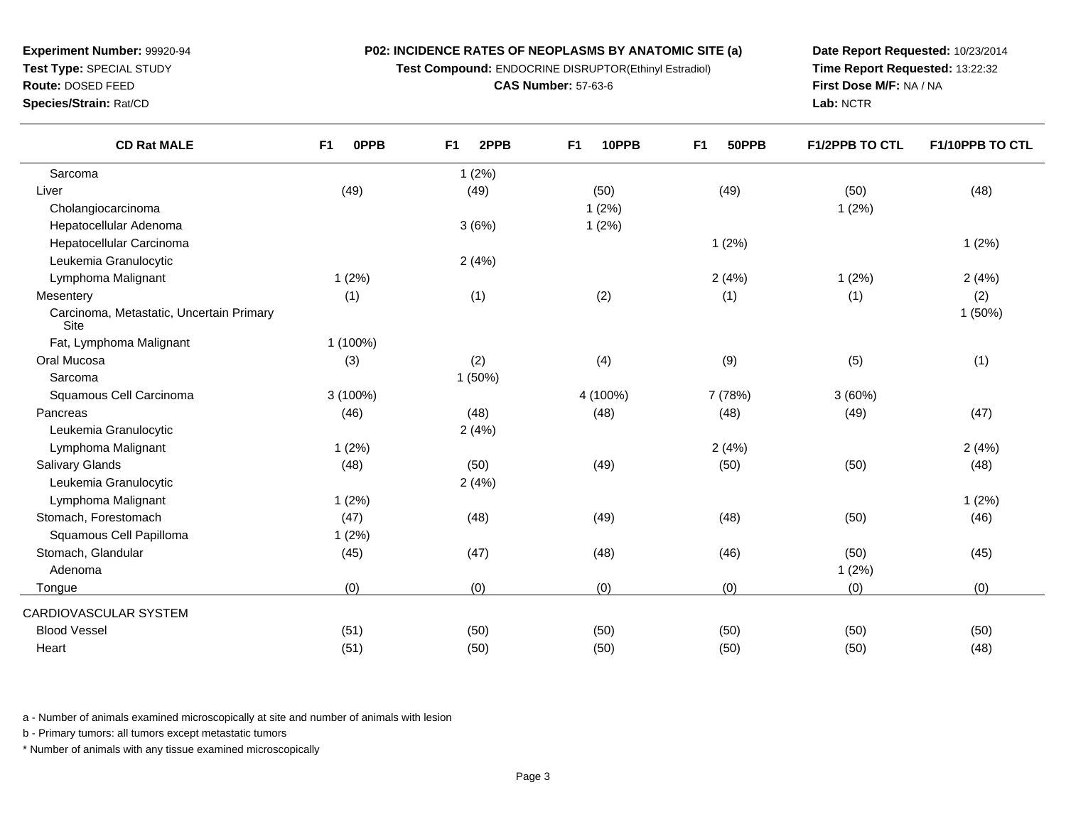**Experiment Number:** 99920-94
**Test Type:** SPECIAL STUDY
**Route:** DOSED FEED
**Species/Strain:** Rat/CD

**P02: INCIDENCE RATES OF NEOPLASMS BY ANATOMIC SITE (a)**
**Test Compound:** ENDOCRINE DISRUPTOR(Ethinyl Estradiol)
**CAS Number:** 57-63-6

**Date Report Requested:** 10/23/2014
**Time Report Requested:** 13:22:32
**First Dose M/F:** NA / NA
**Lab:** NCTR

| CD Rat MALE | F1 0PPB | F1 2PPB | F1 10PPB | F1 50PPB | F1/2PPB TO CTL | F1/10PPB TO CTL |
|---|---|---|---|---|---|---|
| Sarcoma | | 1 (2%) | | | | |
| Liver | (49) | (49) | (50) | (49) | (50) | (48) |
| Cholangiocarcinoma | | | 1 (2%) | | 1 (2%) | |
| Hepatocellular Adenoma | | 3 (6%) | 1 (2%) | | | |
| Hepatocellular Carcinoma | | | | 1 (2%) | | 1 (2%) |
| Leukemia Granulocytic | | 2 (4%) | | | | |
| Lymphoma Malignant | 1 (2%) | | | 2 (4%) | 1 (2%) | 2 (4%) |
| Mesentery | (1) | (1) | (2) | (1) | (1) | (2) |
| Carcinoma, Metastatic, Uncertain Primary Site | | | | | | 1 (50%) |
| Fat, Lymphoma Malignant | 1 (100%) | | | | | |
| Oral Mucosa | (3) | (2) | (4) | (9) | (5) | (1) |
| Sarcoma | | 1 (50%) | | | | |
| Squamous Cell Carcinoma | 3 (100%) | | 4 (100%) | 7 (78%) | 3 (60%) | |
| Pancreas | (46) | (48) | (48) | (48) | (49) | (47) |
| Leukemia Granulocytic | | 2 (4%) | | | | |
| Lymphoma Malignant | 1 (2%) | | | 2 (4%) | | 2 (4%) |
| Salivary Glands | (48) | (50) | (49) | (50) | (50) | (48) |
| Leukemia Granulocytic | | 2 (4%) | | | | |
| Lymphoma Malignant | 1 (2%) | | | | | 1 (2%) |
| Stomach, Forestomach | (47) | (48) | (49) | (48) | (50) | (46) |
| Squamous Cell Papilloma | 1 (2%) | | | | | |
| Stomach, Glandular | (45) | (47) | (48) | (46) | (50) | (45) |
| Adenoma | | | | | 1 (2%) | |
| Tongue | (0) | (0) | (0) | (0) | (0) | (0) |
| CARDIOVASCULAR SYSTEM | | | | | | |
| Blood Vessel | (51) | (50) | (50) | (50) | (50) | (50) |
| Heart | (51) | (50) | (50) | (50) | (50) | (48) |

a - Number of animals examined microscopically at site and number of animals with lesion

b - Primary tumors: all tumors except metastatic tumors

* Number of animals with any tissue examined microscopically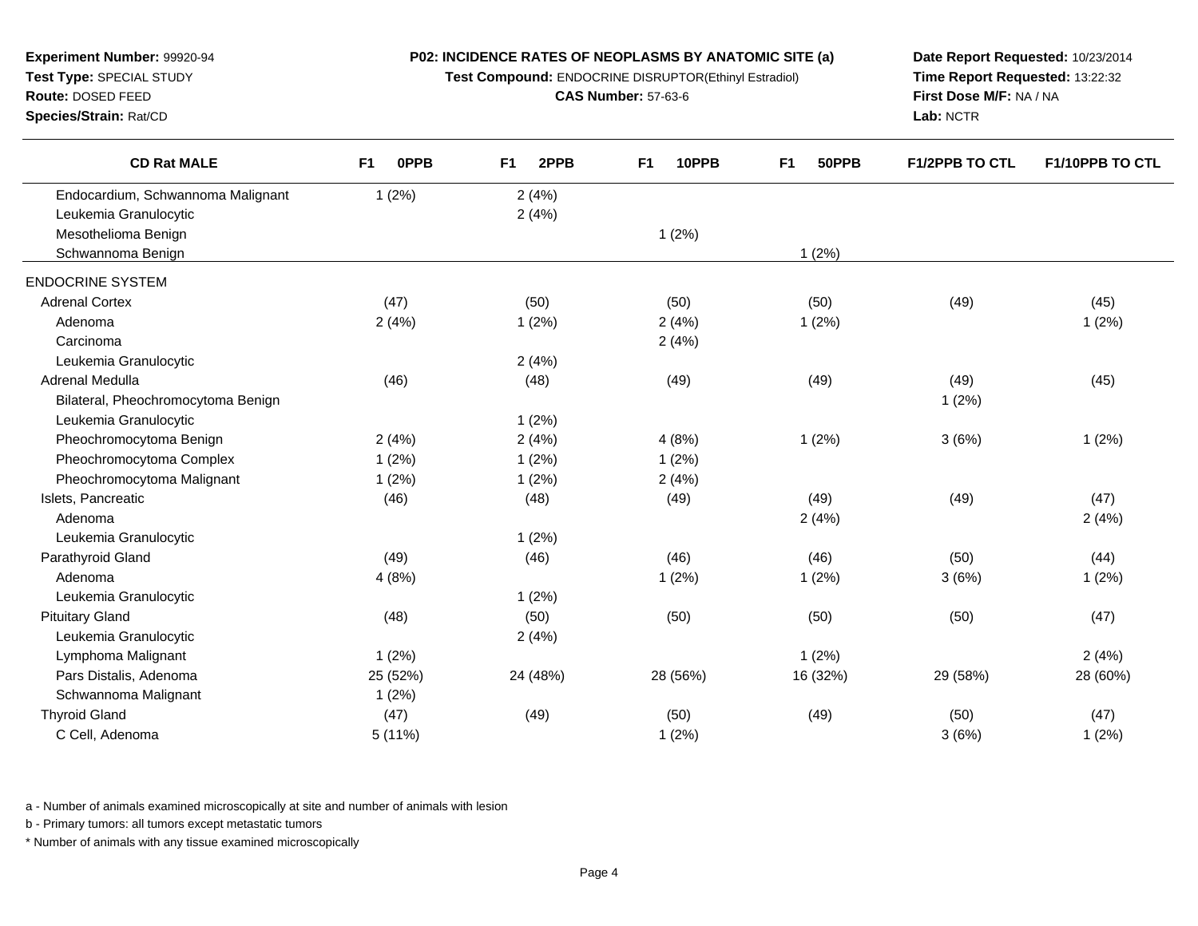**Experiment Number:** 99920-94
**Test Type:** SPECIAL STUDY
**Route:** DOSED FEED
**Species/Strain:** Rat/CD

**P02: INCIDENCE RATES OF NEOPLASMS BY ANATOMIC SITE (a)**
**Test Compound:** ENDOCRINE DISRUPTOR(Ethinyl Estradiol)
**CAS Number:** 57-63-6

**Date Report Requested:** 10/23/2014
**Time Report Requested:** 13:22:32
**First Dose M/F:** NA / NA
**Lab:** NCTR

| CD Rat MALE | F1 0PPB | F1 2PPB | F1 10PPB | F1 50PPB | F1/2PPB TO CTL | F1/10PPB TO CTL |
|---|---|---|---|---|---|---|
| Endocardium, Schwannoma Malignant | 1 (2%) | 2 (4%) | | | | |
| Leukemia Granulocytic | | 2 (4%) | | | | |
| Mesothelioma Benign | | | 1 (2%) | | | |
| Schwannoma Benign | | | | 1 (2%) | | |
| ENDOCRINE SYSTEM | | | | | | |
| Adrenal Cortex | (47) | (50) | (50) | (50) | (49) | (45) |
| Adenoma | 2 (4%) | 1 (2%) | 2 (4%) | 1 (2%) | | 1 (2%) |
| Carcinoma | | | 2 (4%) | | | |
| Leukemia Granulocytic | | 2 (4%) | | | | |
| Adrenal Medulla | (46) | (48) | (49) | (49) | (49) | (45) |
| Bilateral, Pheochromocytoma Benign | | | | | 1 (2%) | |
| Leukemia Granulocytic | | 1 (2%) | | | | |
| Pheochromocytoma Benign | 2 (4%) | 2 (4%) | 4 (8%) | 1 (2%) | 3 (6%) | 1 (2%) |
| Pheochromocytoma Complex | 1 (2%) | 1 (2%) | 1 (2%) | | | |
| Pheochromocytoma Malignant | 1 (2%) | 1 (2%) | 2 (4%) | | | |
| Islets, Pancreatic | (46) | (48) | (49) | (49) | (49) | (47) |
| Adenoma | | | | 2 (4%) | | 2 (4%) |
| Leukemia Granulocytic | | 1 (2%) | | | | |
| Parathyroid Gland | (49) | (46) | (46) | (46) | (50) | (44) |
| Adenoma | 4 (8%) | | 1 (2%) | 1 (2%) | 3 (6%) | 1 (2%) |
| Leukemia Granulocytic | | 1 (2%) | | | | |
| Pituitary Gland | (48) | (50) | (50) | (50) | (50) | (47) |
| Leukemia Granulocytic | | 2 (4%) | | | | |
| Lymphoma Malignant | 1 (2%) | | | 1 (2%) | | 2 (4%) |
| Pars Distalis, Adenoma | 25 (52%) | 24 (48%) | 28 (56%) | 16 (32%) | 29 (58%) | 28 (60%) |
| Schwannoma Malignant | 1 (2%) | | | | | |
| Thyroid Gland | (47) | (49) | (50) | (49) | (50) | (47) |
| C Cell, Adenoma | 5 (11%) | | 1 (2%) | | 3 (6%) | 1 (2%) |

a - Number of animals examined microscopically at site and number of animals with lesion

b - Primary tumors: all tumors except metastatic tumors

* Number of animals with any tissue examined microscopically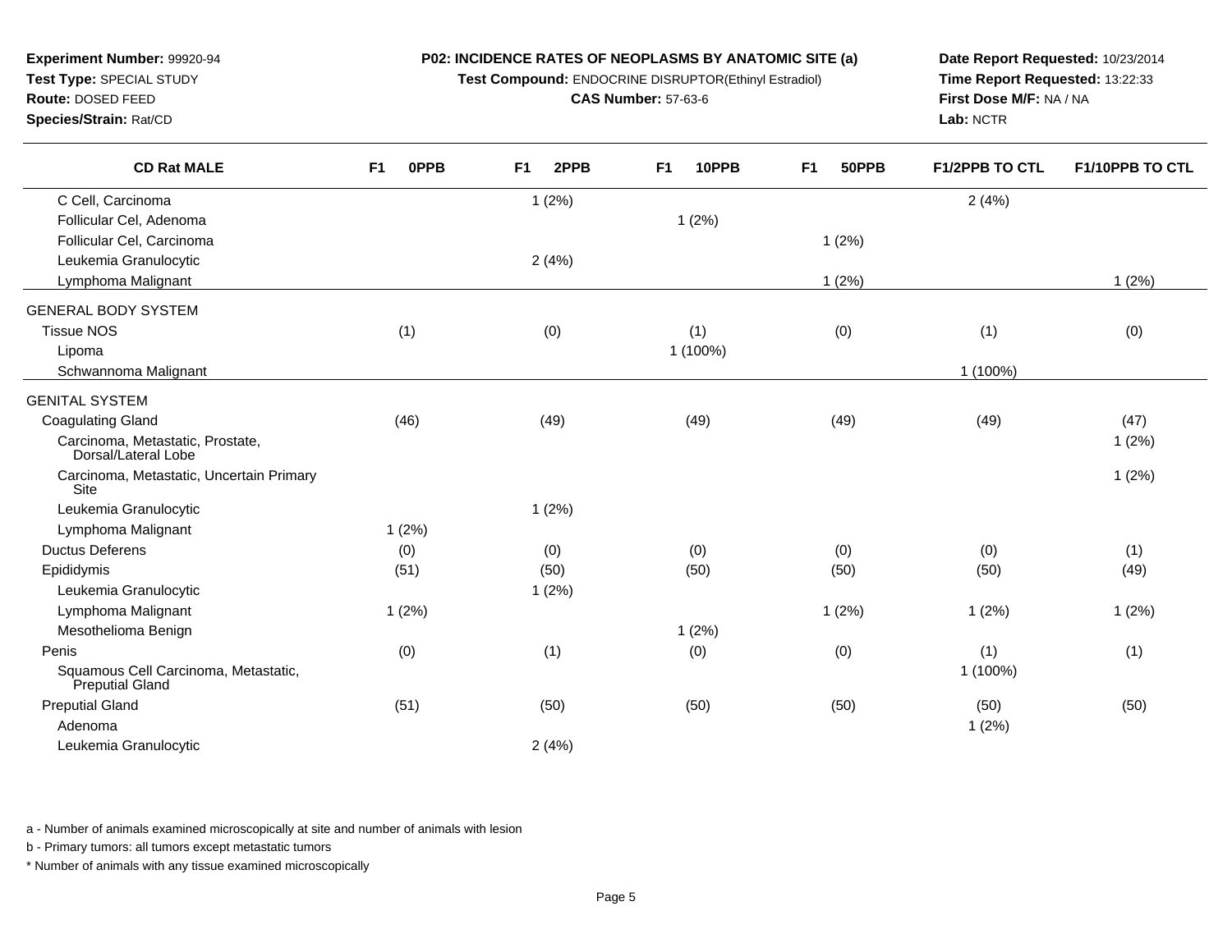**Experiment Number:** 99920-94
**Test Type:** SPECIAL STUDY
**Route:** DOSED FEED
**Species/Strain:** Rat/CD

**P02: INCIDENCE RATES OF NEOPLASMS BY ANATOMIC SITE (a)**
**Test Compound:** ENDOCRINE DISRUPTOR(Ethinyl Estradiol)
**CAS Number:** 57-63-6

**Date Report Requested:** 10/23/2014
**Time Report Requested:** 13:22:33
**First Dose M/F:** NA / NA
**Lab:** NCTR

| CD Rat MALE | F1 0PPB | F1 2PPB | F1 10PPB | F1 50PPB | F1/2PPB TO CTL | F1/10PPB TO CTL |
|---|---|---|---|---|---|---|
| C Cell, Carcinoma | | 1 (2%) | | | 2 (4%) | |
| Follicular Cel, Adenoma | | | 1 (2%) | | | |
| Follicular Cel, Carcinoma | | | | 1 (2%) | | |
| Leukemia Granulocytic | | 2 (4%) | | | | |
| Lymphoma Malignant | | | | 1 (2%) | | 1 (2%) |
| GENERAL BODY SYSTEM | | | | | | |
| Tissue NOS | (1) | (0) | (1) | (0) | (1) | (0) |
| Lipoma | | | 1 (100%) | | | |
| Schwannoma Malignant | | | | | 1 (100%) | |
| GENITAL SYSTEM | | | | | | |
| Coagulating Gland | (46) | (49) | (49) | (49) | (49) | (47) |
| Carcinoma, Metastatic, Prostate, Dorsal/Lateral Lobe | | | | | | 1 (2%) |
| Carcinoma, Metastatic, Uncertain Primary Site | | | | | | 1 (2%) |
| Leukemia Granulocytic | | 1 (2%) | | | | |
| Lymphoma Malignant | 1 (2%) | | | | | |
| Ductus Deferens | (0) | (0) | (0) | (0) | (0) | (1) |
| Epididymis | (51) | (50) | (50) | (50) | (50) | (49) |
| Leukemia Granulocytic | | 1 (2%) | | | | |
| Lymphoma Malignant | 1 (2%) | | | 1 (2%) | 1 (2%) | 1 (2%) |
| Mesothelioma Benign | | | 1 (2%) | | | |
| Penis | (0) | (1) | (0) | (0) | (1) | (1) |
| Squamous Cell Carcinoma, Metastatic, Preputial Gland | | | | | 1 (100%) | |
| Preputial Gland | (51) | (50) | (50) | (50) | (50) | (50) |
| Adenoma | | | | | 1 (2%) | |
| Leukemia Granulocytic | | 2 (4%) | | | | |

a - Number of animals examined microscopically at site and number of animals with lesion

b - Primary tumors: all tumors except metastatic tumors

* Number of animals with any tissue examined microscopically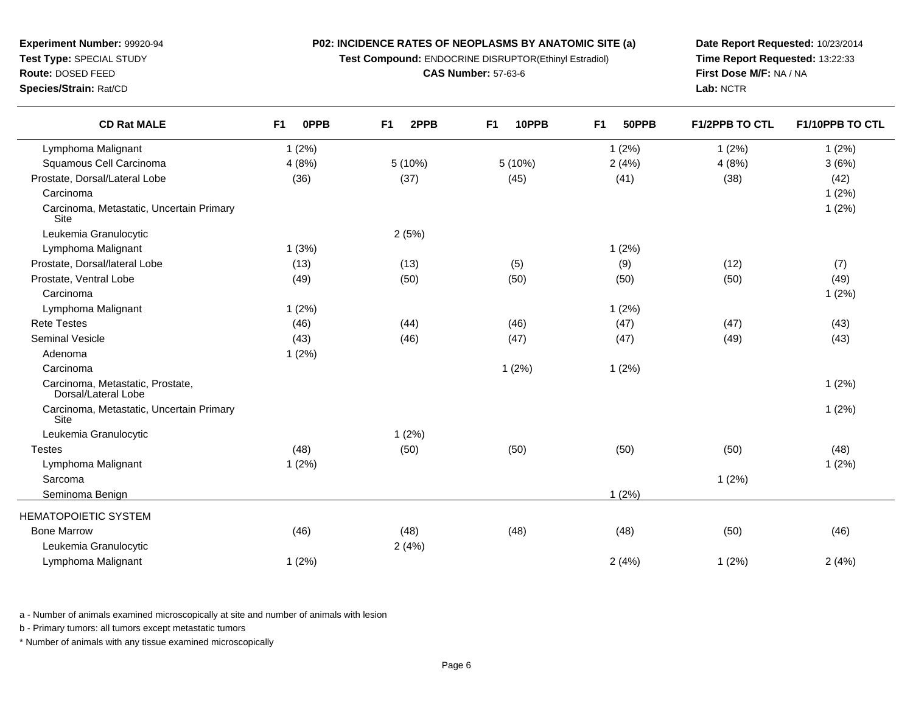**Experiment Number:** 99920-94
**Test Type:** SPECIAL STUDY
**Route:** DOSED FEED
**Species/Strain:** Rat/CD

**P02: INCIDENCE RATES OF NEOPLASMS BY ANATOMIC SITE (a)**
**Test Compound:** ENDOCRINE DISRUPTOR(Ethinyl Estradiol)
**CAS Number:** 57-63-6

**Date Report Requested:** 10/23/2014
**Time Report Requested:** 13:22:33
**First Dose M/F:** NA / NA
**Lab:** NCTR

| CD Rat MALE | F1 0PPB | F1 2PPB | F1 10PPB | F1 50PPB | F1/2PPB TO CTL | F1/10PPB TO CTL |
|---|---|---|---|---|---|---|
| Lymphoma Malignant | 1 (2%) | | | 1 (2%) | 1 (2%) | 1 (2%) |
| Squamous Cell Carcinoma | 4 (8%) | 5 (10%) | 5 (10%) | 2 (4%) | 4 (8%) | 3 (6%) |
| Prostate, Dorsal/Lateral Lobe | (36) | (37) | (45) | (41) | (38) | (42) |
| Carcinoma | | | | | | 1 (2%) |
| Carcinoma, Metastatic, Uncertain Primary Site | | | | | | 1 (2%) |
| Leukemia Granulocytic | | 2 (5%) | | | | |
| Lymphoma Malignant | 1 (3%) | | | 1 (2%) | | |
| Prostate, Dorsal/lateral Lobe | (13) | (13) | (5) | (9) | (12) | (7) |
| Prostate, Ventral Lobe | (49) | (50) | (50) | (50) | (50) | (49) |
| Carcinoma | | | | | | 1 (2%) |
| Lymphoma Malignant | 1 (2%) | | | 1 (2%) | | |
| Rete Testes | (46) | (44) | (46) | (47) | (47) | (43) |
| Seminal Vesicle | (43) | (46) | (47) | (47) | (49) | (43) |
| Adenoma | 1 (2%) | | | | | |
| Carcinoma | | | 1 (2%) | 1 (2%) | | |
| Carcinoma, Metastatic, Prostate, Dorsal/Lateral Lobe | | | | | | 1 (2%) |
| Carcinoma, Metastatic, Uncertain Primary Site | | | | | | 1 (2%) |
| Leukemia Granulocytic | | 1 (2%) | | | | |
| Testes | (48) | (50) | (50) | (50) | (50) | (48) |
| Lymphoma Malignant | 1 (2%) | | | | | 1 (2%) |
| Sarcoma | | | | | 1 (2%) | |
| Seminoma Benign | | | | 1 (2%) | | |
| HEMATOPOIETIC SYSTEM | | | | | | |
| Bone Marrow | (46) | (48) | (48) | (48) | (50) | (46) |
| Leukemia Granulocytic | | 2 (4%) | | | | |
| Lymphoma Malignant | 1 (2%) | | | 2 (4%) | 1 (2%) | 2 (4%) |

a - Number of animals examined microscopically at site and number of animals with lesion

b - Primary tumors: all tumors except metastatic tumors

* Number of animals with any tissue examined microscopically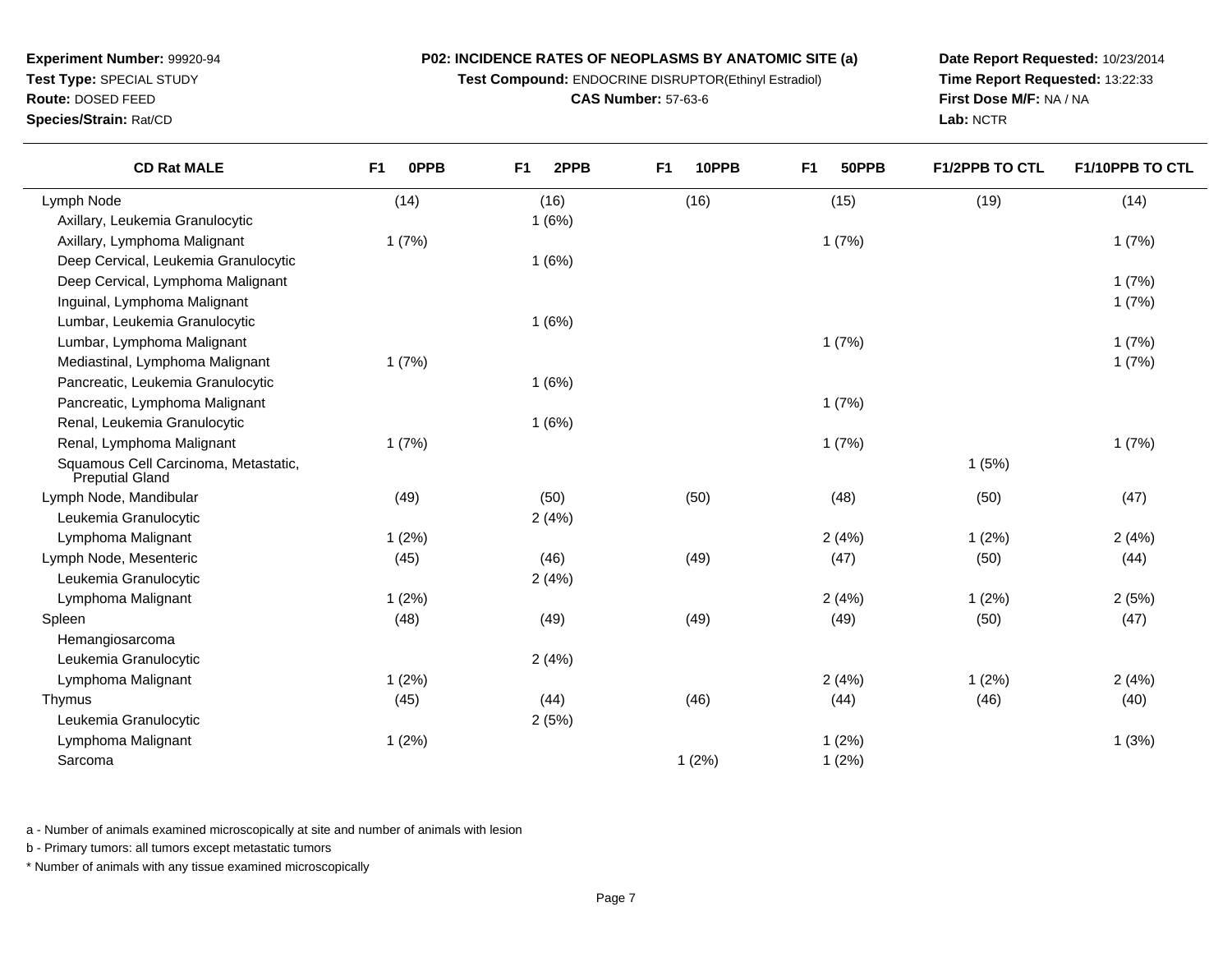**Experiment Number:** 99920-94
**Test Type:** SPECIAL STUDY
**Route:** DOSED FEED
**Species/Strain:** Rat/CD

**P02: INCIDENCE RATES OF NEOPLASMS BY ANATOMIC SITE (a)**
**Test Compound:** ENDOCRINE DISRUPTOR(Ethinyl Estradiol)
**CAS Number:** 57-63-6

**Date Report Requested:** 10/23/2014
**Time Report Requested:** 13:22:33
**First Dose M/F:** NA / NA
**Lab:** NCTR

| CD Rat MALE | F1 0PPB | F1 2PPB | F1 10PPB | F1 50PPB | F1/2PPB TO CTL | F1/10PPB TO CTL |
|---|---|---|---|---|---|---|
| Lymph Node | (14) | (16) | (16) | (15) | (19) | (14) |
| Axillary, Leukemia Granulocytic | | 1 (6%) | | | | |
| Axillary, Lymphoma Malignant | 1 (7%) | | | 1 (7%) | | 1 (7%) |
| Deep Cervical, Leukemia Granulocytic | | 1 (6%) | | | | |
| Deep Cervical, Lymphoma Malignant | | | | | | 1 (7%) |
| Inguinal, Lymphoma Malignant | | | | | | 1 (7%) |
| Lumbar, Leukemia Granulocytic | | 1 (6%) | | | | |
| Lumbar, Lymphoma Malignant | | | | 1 (7%) | | 1 (7%) |
| Mediastinal, Lymphoma Malignant | 1 (7%) | | | | | 1 (7%) |
| Pancreatic, Leukemia Granulocytic | | 1 (6%) | | | | |
| Pancreatic, Lymphoma Malignant | | | | 1 (7%) | | |
| Renal, Leukemia Granulocytic | | 1 (6%) | | | | |
| Renal, Lymphoma Malignant | 1 (7%) | | | 1 (7%) | | 1 (7%) |
| Squamous Cell Carcinoma, Metastatic, Preputial Gland | | | | | 1 (5%) | |
| Lymph Node, Mandibular | (49) | (50) | (50) | (48) | (50) | (47) |
| Leukemia Granulocytic | | 2 (4%) | | | | |
| Lymphoma Malignant | 1 (2%) | | | 2 (4%) | 1 (2%) | 2 (4%) |
| Lymph Node, Mesenteric | (45) | (46) | (49) | (47) | (50) | (44) |
| Leukemia Granulocytic | | 2 (4%) | | | | |
| Lymphoma Malignant | 1 (2%) | | | 2 (4%) | 1 (2%) | 2 (5%) |
| Spleen | (48) | (49) | (49) | (49) | (50) | (47) |
| Hemangiosarcoma | | | | | | |
| Leukemia Granulocytic | | 2 (4%) | | | | |
| Lymphoma Malignant | 1 (2%) | | | 2 (4%) | 1 (2%) | 2 (4%) |
| Thymus | (45) | (44) | (46) | (44) | (46) | (40) |
| Leukemia Granulocytic | | 2 (5%) | | | | |
| Lymphoma Malignant | 1 (2%) | | | 1 (2%) | | 1 (3%) |
| Sarcoma | | | 1 (2%) | 1 (2%) | | |

a - Number of animals examined microscopically at site and number of animals with lesion

b - Primary tumors: all tumors except metastatic tumors

* Number of animals with any tissue examined microscopically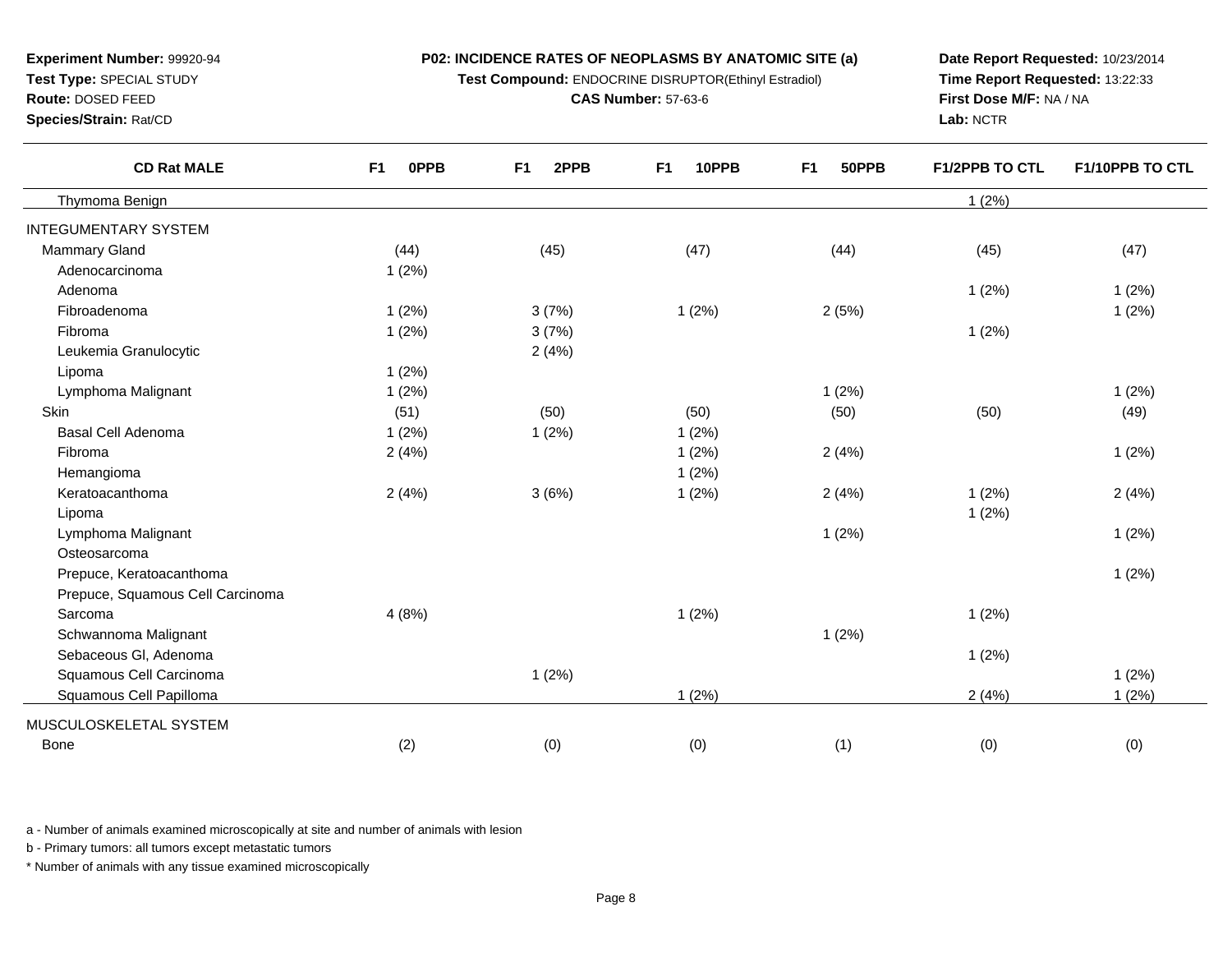**Experiment Number:** 99920-94
**Test Type:** SPECIAL STUDY
**Route:** DOSED FEED
**Species/Strain:** Rat/CD

**P02: INCIDENCE RATES OF NEOPLASMS BY ANATOMIC SITE (a)**
**Test Compound:** ENDOCRINE DISRUPTOR(Ethinyl Estradiol)
**CAS Number:** 57-63-6

**Date Report Requested:** 10/23/2014
**Time Report Requested:** 13:22:33
**First Dose M/F:** NA / NA
**Lab:** NCTR

| CD Rat MALE | F1 0PPB | F1 2PPB | F1 10PPB | F1 50PPB | F1/2PPB TO CTL | F1/10PPB TO CTL |
|---|---|---|---|---|---|---|
| Thymoma Benign | | | | | 1 (2%) | |
| INTEGUMENTARY SYSTEM | | | | | | |
| Mammary Gland | (44) | (45) | (47) | (44) | (45) | (47) |
| Adenocarcinoma | 1 (2%) | | | | | |
| Adenoma | | | | | 1 (2%) | 1 (2%) |
| Fibroadenoma | 1 (2%) | 3 (7%) | 1 (2%) | 2 (5%) | | 1 (2%) |
| Fibroma | 1 (2%) | 3 (7%) | | | 1 (2%) | |
| Leukemia Granulocytic | | 2 (4%) | | | | |
| Lipoma | 1 (2%) | | | | | |
| Lymphoma Malignant | 1 (2%) | | | 1 (2%) | | 1 (2%) |
| Skin | (51) | (50) | (50) | (50) | (50) | (49) |
| Basal Cell Adenoma | 1 (2%) | 1 (2%) | 1 (2%) | | | |
| Fibroma | 2 (4%) | | 1 (2%) | 2 (4%) | | 1 (2%) |
| Hemangioma | | | 1 (2%) | | | |
| Keratoacanthoma | 2 (4%) | 3 (6%) | 1 (2%) | 2 (4%) | 1 (2%) | 2 (4%) |
| Lipoma | | | | | 1 (2%) | |
| Lymphoma Malignant | | | | 1 (2%) | | 1 (2%) |
| Osteosarcoma | | | | | | |
| Prepuce, Keratoacanthoma | | | | | | 1 (2%) |
| Prepuce, Squamous Cell Carcinoma | | | | | | |
| Sarcoma | 4 (8%) | | 1 (2%) | | 1 (2%) | |
| Schwannoma Malignant | | | | 1 (2%) | | |
| Sebaceous Gl, Adenoma | | | | | 1 (2%) | |
| Squamous Cell Carcinoma | | 1 (2%) | | | | 1 (2%) |
| Squamous Cell Papilloma | | | 1 (2%) | | 2 (4%) | 1 (2%) |
| MUSCULOSKELETAL SYSTEM | | | | | | |
| Bone | (2) | (0) | (0) | (1) | (0) | (0) |

a - Number of animals examined microscopically at site and number of animals with lesion

b - Primary tumors: all tumors except metastatic tumors

* Number of animals with any tissue examined microscopically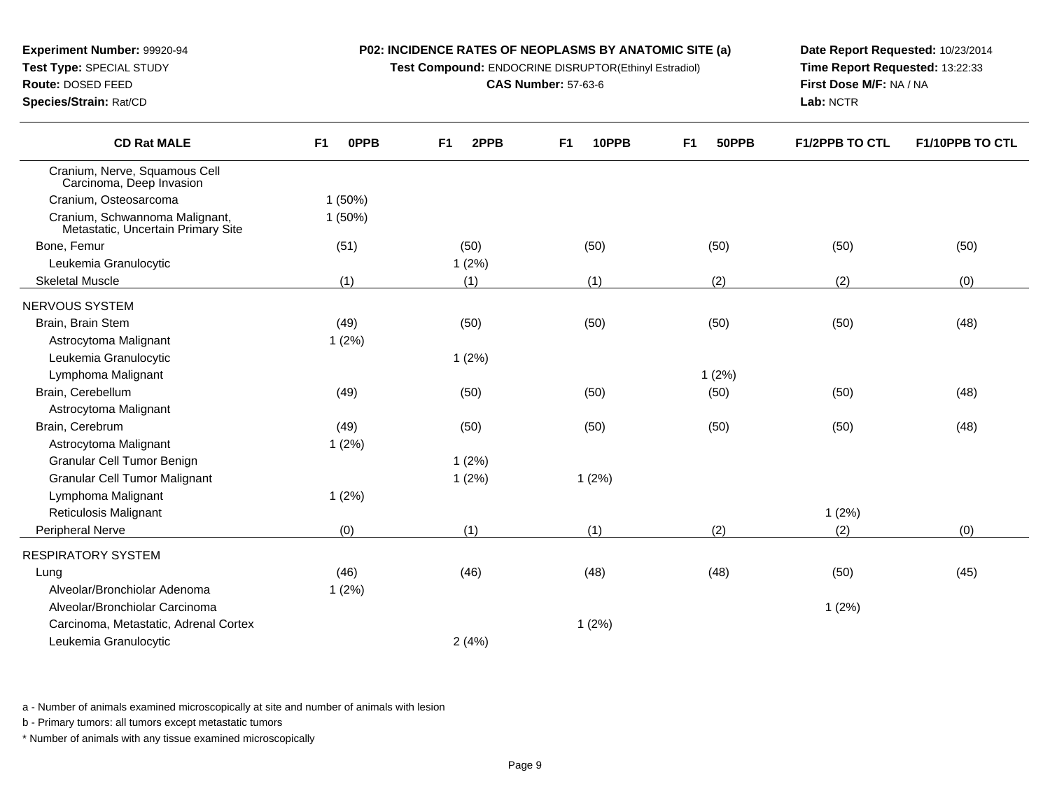**Experiment Number:** 99920-94
**Test Type:** SPECIAL STUDY
**Route:** DOSED FEED
**Species/Strain:** Rat/CD

**P02: INCIDENCE RATES OF NEOPLASMS BY ANATOMIC SITE (a)**
**Test Compound:** ENDOCRINE DISRUPTOR(Ethinyl Estradiol)
**CAS Number:** 57-63-6

**Date Report Requested:** 10/23/2014
**Time Report Requested:** 13:22:33
**First Dose M/F:** NA / NA
**Lab:** NCTR

| CD Rat MALE | F1 0PPB | F1 2PPB | F1 10PPB | F1 50PPB | F1/2PPB TO CTL | F1/10PPB TO CTL |
|---|---|---|---|---|---|---|
| Cranium, Nerve, Squamous Cell Carcinoma, Deep Invasion | | | | | | |
| Cranium, Osteosarcoma | 1 (50%) | | | | | |
| Cranium, Schwannoma Malignant, Metastatic, Uncertain Primary Site | 1 (50%) | | | | | |
| Bone, Femur | (51) | (50) | (50) | (50) | (50) | (50) |
| Leukemia Granulocytic | | 1 (2%) | | | | |
| Skeletal Muscle | (1) | (1) | (1) | (2) | (2) | (0) |
| NERVOUS SYSTEM | | | | | | |
| Brain, Brain Stem | (49) | (50) | (50) | (50) | (50) | (48) |
| Astrocytoma Malignant | 1 (2%) | | | | | |
| Leukemia Granulocytic | | 1 (2%) | | | | |
| Lymphoma Malignant | | | | 1 (2%) | | |
| Brain, Cerebellum | (49) | (50) | (50) | (50) | (50) | (48) |
| Astrocytoma Malignant | | | | | | |
| Brain, Cerebrum | (49) | (50) | (50) | (50) | (50) | (48) |
| Astrocytoma Malignant | 1 (2%) | | | | | |
| Granular Cell Tumor Benign | | 1 (2%) | | | | |
| Granular Cell Tumor Malignant | | 1 (2%) | 1 (2%) | | | |
| Lymphoma Malignant | 1 (2%) | | | | | |
| Reticulosis Malignant | | | | | 1 (2%) | |
| Peripheral Nerve | (0) | (1) | (1) | (2) | (2) | (0) |
| RESPIRATORY SYSTEM | | | | | | |
| Lung | (46) | (46) | (48) | (48) | (50) | (45) |
| Alveolar/Bronchiolar Adenoma | 1 (2%) | | | | | |
| Alveolar/Bronchiolar Carcinoma | | | | | 1 (2%) | |
| Carcinoma, Metastatic, Adrenal Cortex | | | 1 (2%) | | | |
| Leukemia Granulocytic | | 2 (4%) | | | | |

a - Number of animals examined microscopically at site and number of animals with lesion

b - Primary tumors: all tumors except metastatic tumors

* Number of animals with any tissue examined microscopically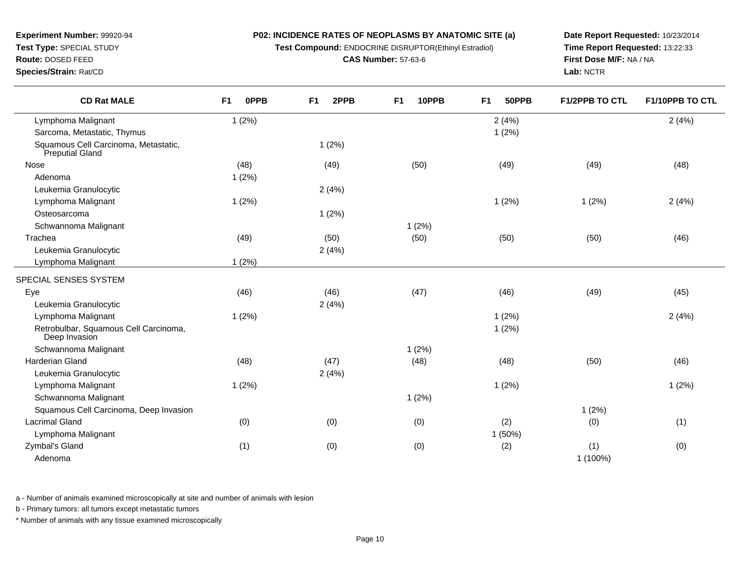**Experiment Number:** 99920-94
**Test Type:** SPECIAL STUDY
**Route:** DOSED FEED
**Species/Strain:** Rat/CD

**P02: INCIDENCE RATES OF NEOPLASMS BY ANATOMIC SITE (a)**
**Test Compound:** ENDOCRINE DISRUPTOR(Ethinyl Estradiol)
**CAS Number:** 57-63-6

**Date Report Requested:** 10/23/2014
**Time Report Requested:** 13:22:33
**First Dose M/F:** NA / NA
**Lab:** NCTR

| CD Rat MALE | F1 0PPB | F1 2PPB | F1 10PPB | F1 50PPB | F1/2PPB TO CTL | F1/10PPB TO CTL |
|---|---|---|---|---|---|---|
| Lymphoma Malignant | 1 (2%) | | | 2 (4%) | | 2 (4%) |
| Sarcoma, Metastatic, Thymus | | | | 1 (2%) | | |
| Squamous Cell Carcinoma, Metastatic, Preputial Gland | | 1 (2%) | | | | |
| Nose | (48) | (49) | (50) | (49) | (49) | (48) |
| Adenoma | 1 (2%) | | | | | |
| Leukemia Granulocytic | | 2 (4%) | | | | |
| Lymphoma Malignant | 1 (2%) | | | 1 (2%) | 1 (2%) | 2 (4%) |
| Osteosarcoma | | 1 (2%) | | | | |
| Schwannoma Malignant | | | 1 (2%) | | | |
| Trachea | (49) | (50) | (50) | (50) | (50) | (46) |
| Leukemia Granulocytic | | 2 (4%) | | | | |
| Lymphoma Malignant | 1 (2%) | | | | | |
| SPECIAL SENSES SYSTEM | | | | | | |
| Eye | (46) | (46) | (47) | (46) | (49) | (45) |
| Leukemia Granulocytic | | 2 (4%) | | | | |
| Lymphoma Malignant | 1 (2%) | | | 1 (2%) | | 2 (4%) |
| Retrobulbar, Squamous Cell Carcinoma, Deep Invasion | | | | 1 (2%) | | |
| Schwannoma Malignant | | | 1 (2%) | | | |
| Harderian Gland | (48) | (47) | (48) | (48) | (50) | (46) |
| Leukemia Granulocytic | | 2 (4%) | | | | |
| Lymphoma Malignant | 1 (2%) | | | 1 (2%) | | 1 (2%) |
| Schwannoma Malignant | | | 1 (2%) | | | |
| Squamous Cell Carcinoma, Deep Invasion | | | | | 1 (2%) | |
| Lacrimal Gland | (0) | (0) | (0) | (2) | (0) | (1) |
| Lymphoma Malignant | | | | 1 (50%) | | |
| Zymbal's Gland | (1) | (0) | (0) | (2) | (1) | (0) |
| Adenoma | | | | | 1 (100%) | |

a - Number of animals examined microscopically at site and number of animals with lesion

b - Primary tumors: all tumors except metastatic tumors

* Number of animals with any tissue examined microscopically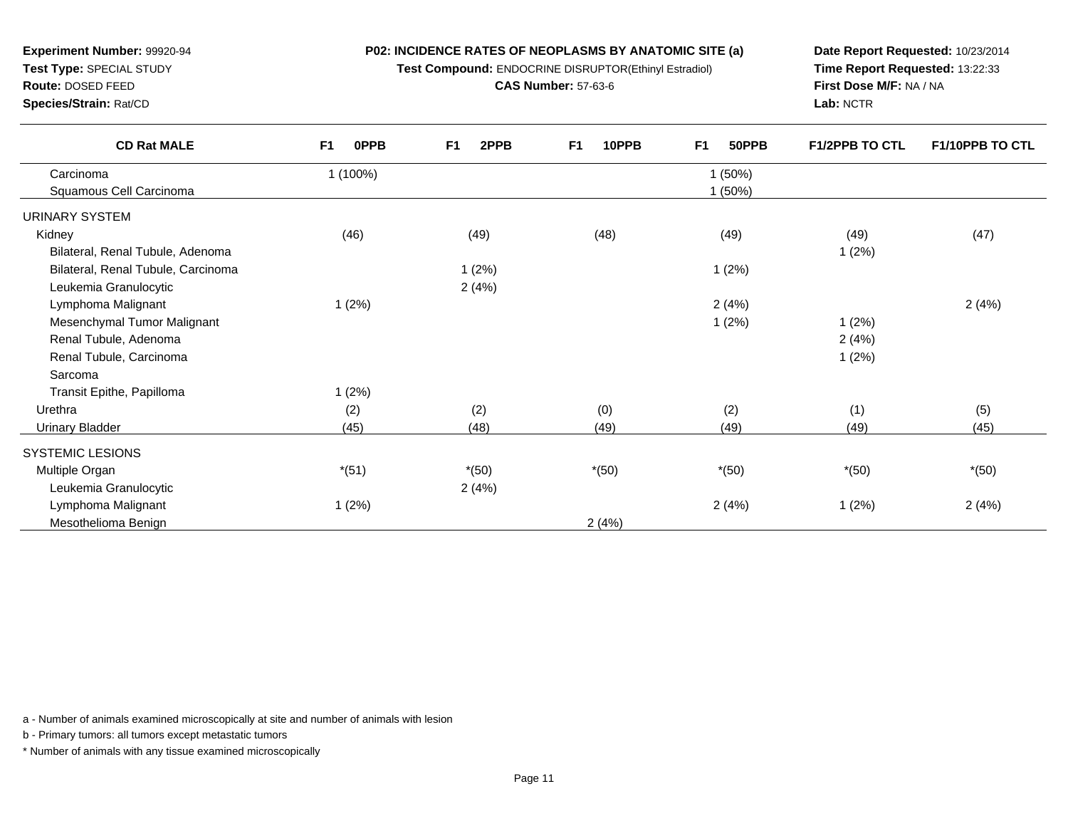**Experiment Number:** 99920-94
**Test Type:** SPECIAL STUDY
**Route:** DOSED FEED
**Species/Strain:** Rat/CD

**P02: INCIDENCE RATES OF NEOPLASMS BY ANATOMIC SITE (a)**
**Test Compound:** ENDOCRINE DISRUPTOR(Ethinyl Estradiol)
**CAS Number:** 57-63-6

**Date Report Requested:** 10/23/2014
**Time Report Requested:** 13:22:33
**First Dose M/F:** NA / NA
**Lab:** NCTR

| CD Rat MALE | F1 0PPB | F1 2PPB | F1 10PPB | F1 50PPB | F1/2PPB TO CTL | F1/10PPB TO CTL |
|---|---|---|---|---|---|---|
| Carcinoma | 1 (100%) | | | 1 (50%) | | |
| Squamous Cell Carcinoma | | | | 1 (50%) | | |
| URINARY SYSTEM | | | | | | |
| Kidney | (46) | (49) | (48) | (49) | (49) | (47) |
| Bilateral, Renal Tubule, Adenoma | | | | | 1 (2%) | |
| Bilateral, Renal Tubule, Carcinoma | | 1 (2%) | | 1 (2%) | | |
| Leukemia Granulocytic | | 2 (4%) | | | | |
| Lymphoma Malignant | 1 (2%) | | | 2 (4%) | | 2 (4%) |
| Mesenchymal Tumor Malignant | | | | 1 (2%) | 1 (2%) | |
| Renal Tubule, Adenoma | | | | | 2 (4%) | |
| Renal Tubule, Carcinoma | | | | | 1 (2%) | |
| Sarcoma | | | | | | |
| Transit Epithe, Papilloma | 1 (2%) | | | | | |
| Urethra | (2) | (2) | (0) | (2) | (1) | (5) |
| Urinary Bladder | (45) | (48) | (49) | (49) | (49) | (45) |
| SYSTEMIC LESIONS | | | | | | |
| Multiple Organ | *(51) | *(50) | *(50) | *(50) | *(50) | *(50) |
| Leukemia Granulocytic | | 2 (4%) | | | | |
| Lymphoma Malignant | 1 (2%) | | | 2 (4%) | 1 (2%) | 2 (4%) |
| Mesothelioma Benign | | | 2 (4%) | | | |

a - Number of animals examined microscopically at site and number of animals with lesion

b - Primary tumors: all tumors except metastatic tumors

* Number of animals with any tissue examined microscopically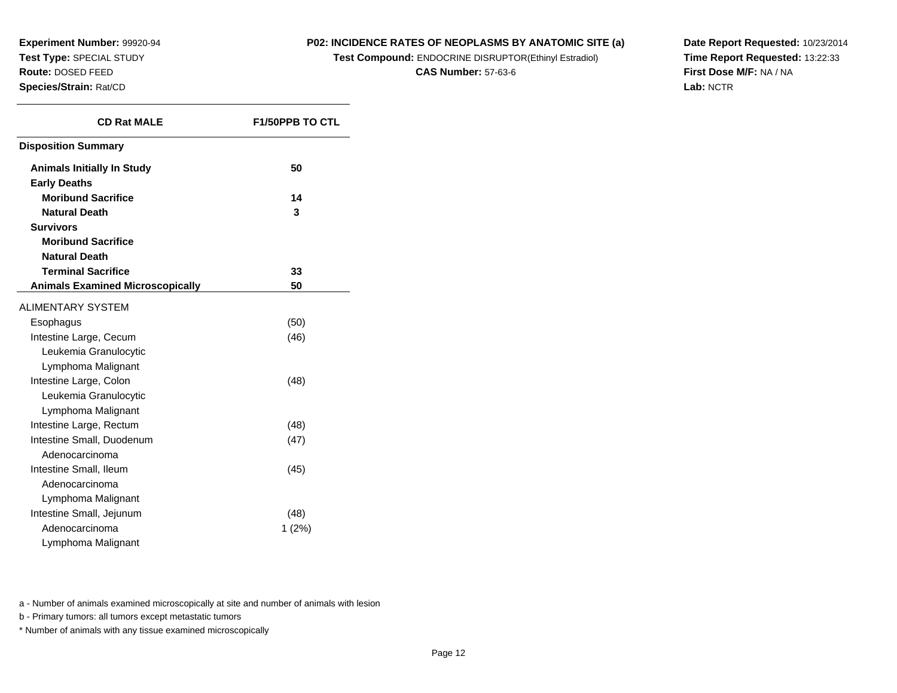**Experiment Number:** 99920-94
**Test Type:** SPECIAL STUDY
**Route:** DOSED FEED
**Species/Strain:** Rat/CD

**P02: INCIDENCE RATES OF NEOPLASMS BY ANATOMIC SITE (a)**
**Test Compound:** ENDOCRINE DISRUPTOR(Ethinyl Estradiol)
**CAS Number:** 57-63-6

**Date Report Requested:** 10/23/2014
**Time Report Requested:** 13:22:33
**First Dose M/F:** NA / NA
**Lab:** NCTR

| CD Rat MALE | F1/50PPB TO CTL |
|---|---|
| **Disposition Summary** | |
| **Animals Initially In Study** | **50** |
| **Early Deaths** | |
| **Moribund Sacrifice** | **14** |
| **Natural Death** | **3** |
| **Survivors** | |
| **Moribund Sacrifice** | |
| **Natural Death** | |
| **Terminal Sacrifice** | **33** |
| **Animals Examined Microscopically** | **50** |
| ALIMENTARY SYSTEM | |
| Esophagus | (50) |
| Intestine Large, Cecum | (46) |
| Leukemia Granulocytic | |
| Lymphoma Malignant | |
| Intestine Large, Colon | (48) |
| Leukemia Granulocytic | |
| Lymphoma Malignant | |
| Intestine Large, Rectum | (48) |
| Intestine Small, Duodenum | (47) |
| Adenocarcinoma | |
| Intestine Small, Ileum | (45) |
| Adenocarcinoma | |
| Lymphoma Malignant | |
| Intestine Small, Jejunum | (48) |
| Adenocarcinoma | 1 (2%) |
| Lymphoma Malignant | |

a - Number of animals examined microscopically at site and number of animals with lesion

b - Primary tumors: all tumors except metastatic tumors

* Number of animals with any tissue examined microscopically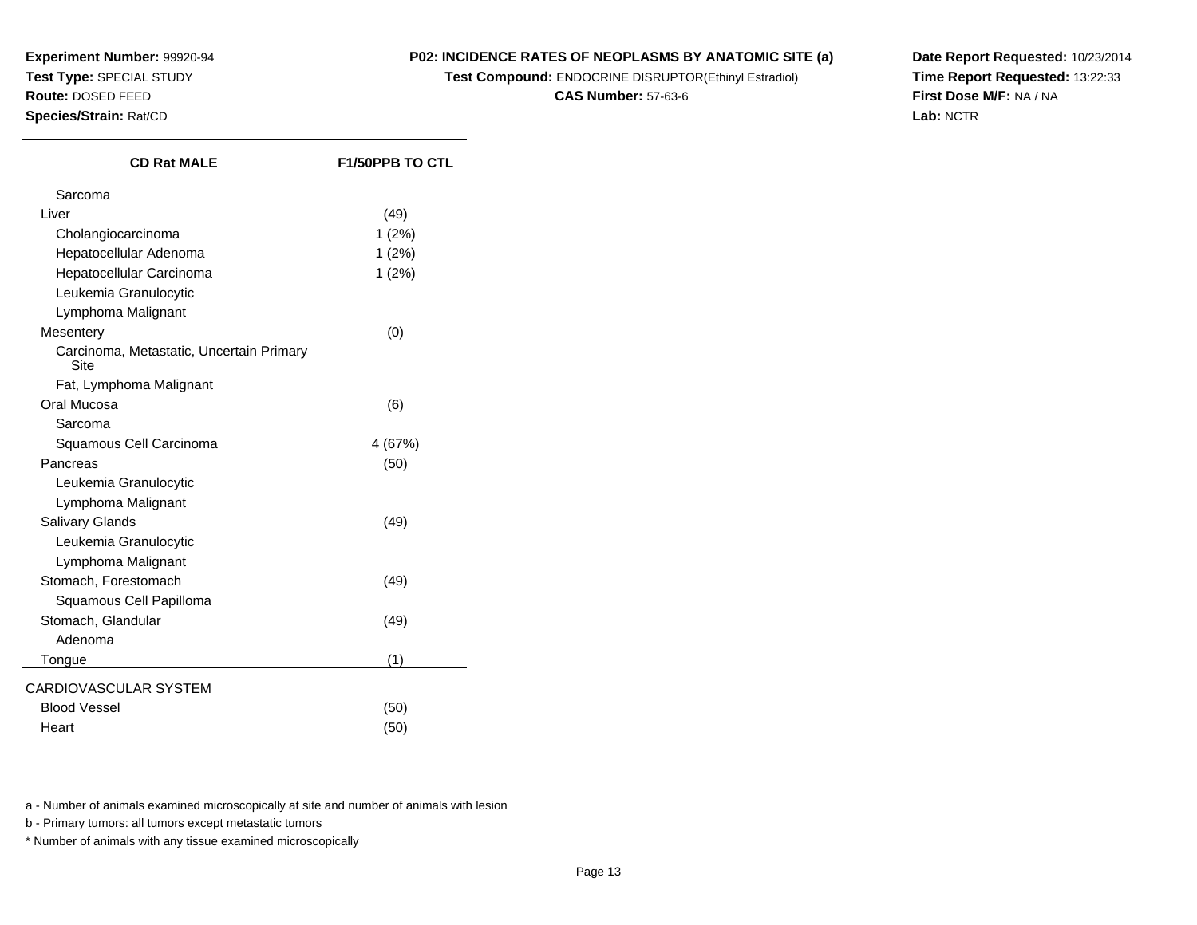**Experiment Number:** 99920-94
**Test Type:** SPECIAL STUDY
**Route:** DOSED FEED
**Species/Strain:** Rat/CD

**P02: INCIDENCE RATES OF NEOPLASMS BY ANATOMIC SITE (a)**
**Test Compound:** ENDOCRINE DISRUPTOR(Ethinyl Estradiol)
**CAS Number:** 57-63-6

**Date Report Requested:** 10/23/2014
**Time Report Requested:** 13:22:33
**First Dose M/F:** NA / NA
**Lab:** NCTR

| CD Rat MALE | F1/50PPB TO CTL |
|---|---|
| Sarcoma | |
| Liver | (49) |
| Cholangiocarcinoma | 1 (2%) |
| Hepatocellular Adenoma | 1 (2%) |
| Hepatocellular Carcinoma | 1 (2%) |
| Leukemia Granulocytic | |
| Lymphoma Malignant | |
| Mesentery | (0) |
| Carcinoma, Metastatic, Uncertain Primary Site | |
| Fat, Lymphoma Malignant | |
| Oral Mucosa | (6) |
| Sarcoma | |
| Squamous Cell Carcinoma | 4 (67%) |
| Pancreas | (50) |
| Leukemia Granulocytic | |
| Lymphoma Malignant | |
| Salivary Glands | (49) |
| Leukemia Granulocytic | |
| Lymphoma Malignant | |
| Stomach, Forestomach | (49) |
| Squamous Cell Papilloma | |
| Stomach, Glandular | (49) |
| Adenoma | |
| Tongue | (1) |
| CARDIOVASCULAR SYSTEM | |
| Blood Vessel | (50) |
| Heart | (50) |

a - Number of animals examined microscopically at site and number of animals with lesion

b - Primary tumors: all tumors except metastatic tumors

* Number of animals with any tissue examined microscopically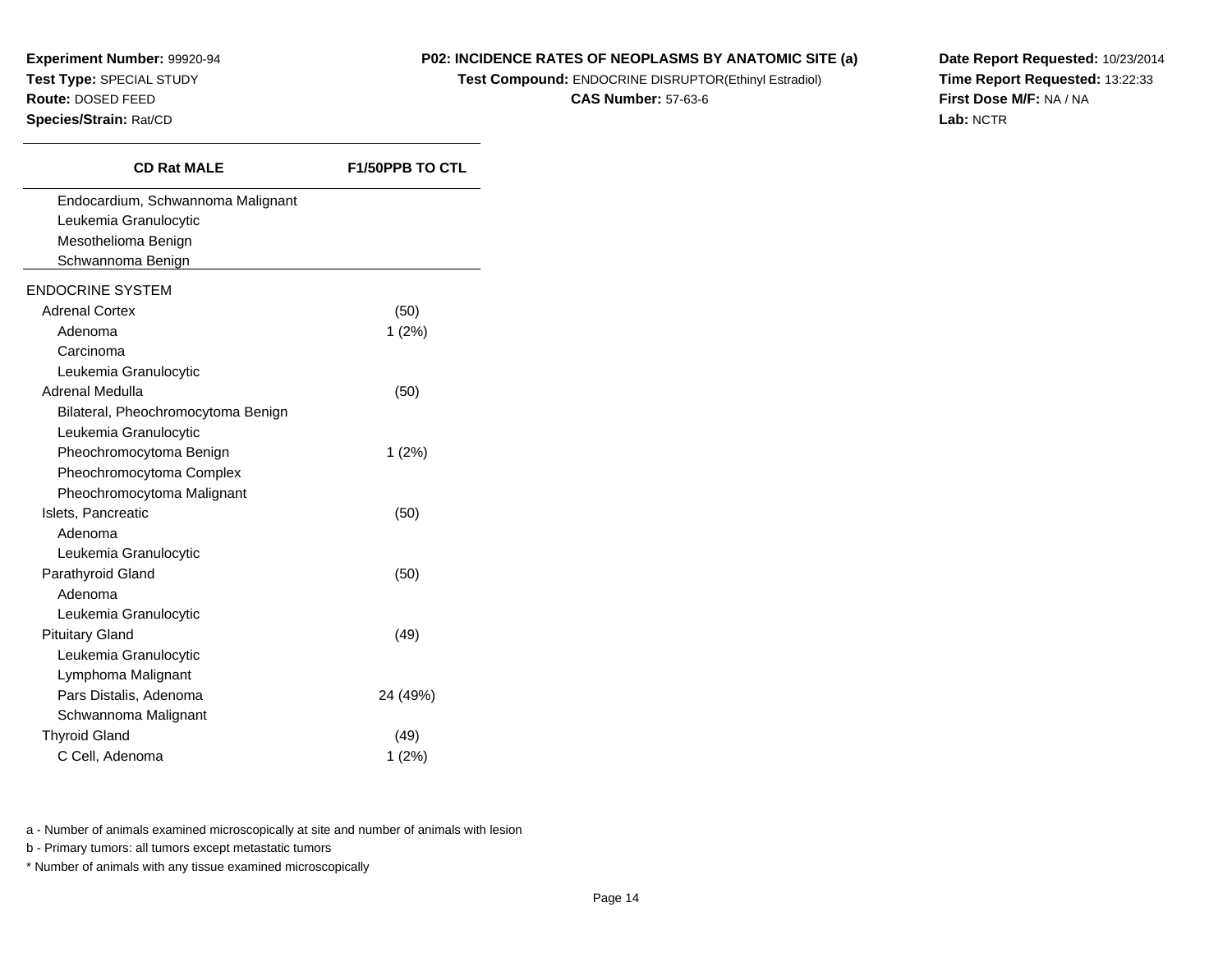**Experiment Number:** 99920-94
**Test Type:** SPECIAL STUDY
**Route:** DOSED FEED
**Species/Strain:** Rat/CD

**P02: INCIDENCE RATES OF NEOPLASMS BY ANATOMIC SITE (a)**
**Test Compound:** ENDOCRINE DISRUPTOR(Ethinyl Estradiol)
**CAS Number:** 57-63-6

**Date Report Requested:** 10/23/2014
**Time Report Requested:** 13:22:33
**First Dose M/F:** NA / NA
**Lab:** NCTR

| CD Rat MALE | F1/50PPB TO CTL |
|---|---|
| Endocardium, Schwannoma Malignant | |
| Leukemia Granulocytic | |
| Mesothelioma Benign | |
| Schwannoma Benign | |
| ENDOCRINE SYSTEM | |
| Adrenal Cortex | (50) |
| Adenoma | 1 (2%) |
| Carcinoma | |
| Leukemia Granulocytic | |
| Adrenal Medulla | (50) |
| Bilateral, Pheochromocytoma Benign | |
| Leukemia Granulocytic | |
| Pheochromocytoma Benign | 1 (2%) |
| Pheochromocytoma Complex | |
| Pheochromocytoma Malignant | |
| Islets, Pancreatic | (50) |
| Adenoma | |
| Leukemia Granulocytic | |
| Parathyroid Gland | (50) |
| Adenoma | |
| Leukemia Granulocytic | |
| Pituitary Gland | (49) |
| Leukemia Granulocytic | |
| Lymphoma Malignant | |
| Pars Distalis, Adenoma | 24 (49%) |
| Schwannoma Malignant | |
| Thyroid Gland | (49) |
| C Cell, Adenoma | 1 (2%) |

a - Number of animals examined microscopically at site and number of animals with lesion

b - Primary tumors: all tumors except metastatic tumors

* Number of animals with any tissue examined microscopically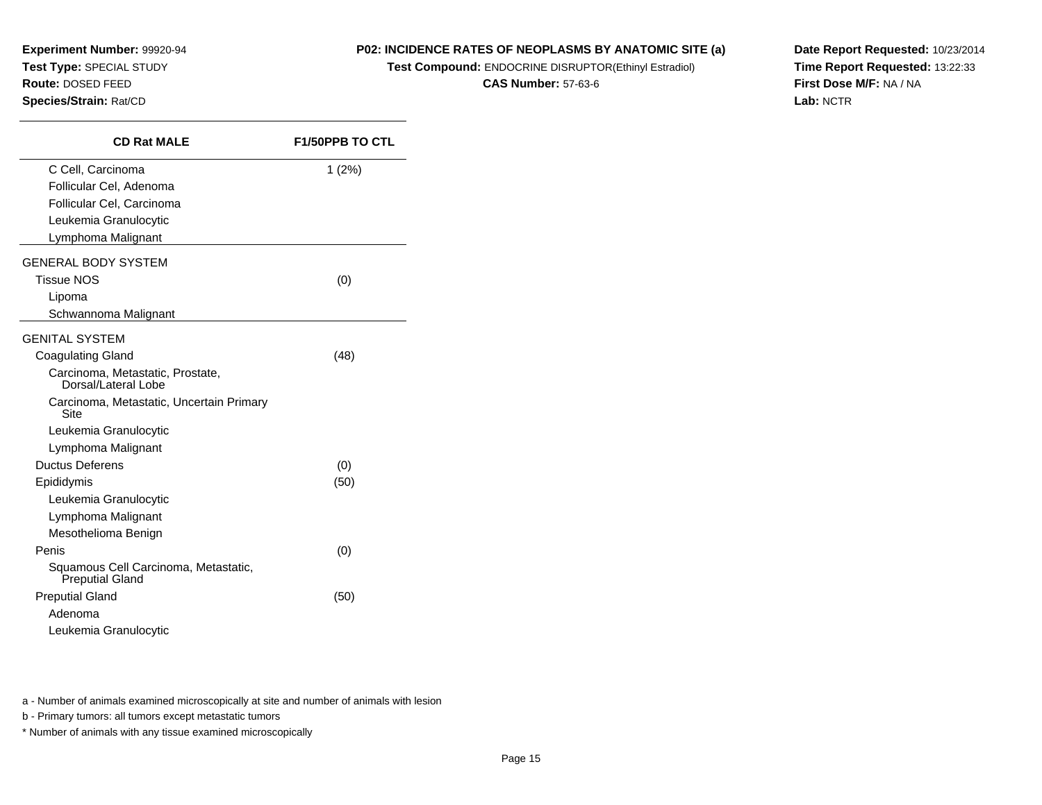**Experiment Number:** 99920-94
**Test Type:** SPECIAL STUDY
**Route:** DOSED FEED
**Species/Strain:** Rat/CD

**P02: INCIDENCE RATES OF NEOPLASMS BY ANATOMIC SITE (a)**
**Test Compound:** ENDOCRINE DISRUPTOR(Ethinyl Estradiol)
**CAS Number:** 57-63-6

**Date Report Requested:** 10/23/2014
**Time Report Requested:** 13:22:33
**First Dose M/F:** NA / NA
**Lab:** NCTR

| CD Rat MALE | F1/50PPB TO CTL |
|---|---|
| C Cell, Carcinoma | 1 (2%) |
| Follicular Cel, Adenoma | |
| Follicular Cel, Carcinoma | |
| Leukemia Granulocytic | |
| Lymphoma Malignant | |
| GENERAL BODY SYSTEM | |
| Tissue NOS | (0) |
| Lipoma | |
| Schwannoma Malignant | |
| GENITAL SYSTEM | |
| Coagulating Gland | (48) |
| Carcinoma, Metastatic, Prostate, Dorsal/Lateral Lobe | |
| Carcinoma, Metastatic, Uncertain Primary Site | |
| Leukemia Granulocytic | |
| Lymphoma Malignant | |
| Ductus Deferens | (0) |
| Epididymis | (50) |
| Leukemia Granulocytic | |
| Lymphoma Malignant | |
| Mesothelioma Benign | |
| Penis | (0) |
| Squamous Cell Carcinoma, Metastatic, Preputial Gland | |
| Preputial Gland | (50) |
| Adenoma | |
| Leukemia Granulocytic | |

a - Number of animals examined microscopically at site and number of animals with lesion

b - Primary tumors: all tumors except metastatic tumors

\* Number of animals with any tissue examined microscopically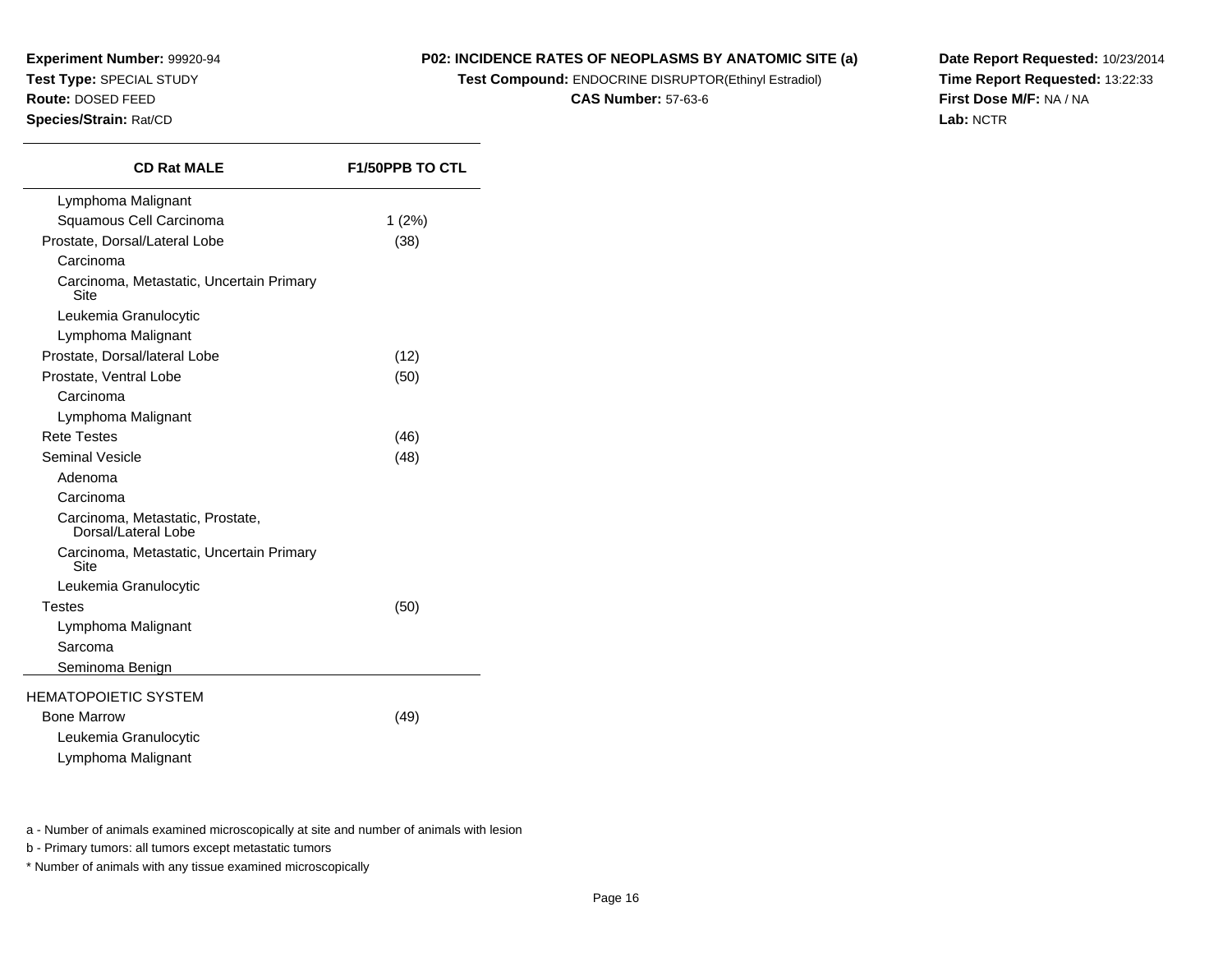**Experiment Number:** 99920-94
**Test Type:** SPECIAL STUDY
**Route:** DOSED FEED
**Species/Strain:** Rat/CD

**P02: INCIDENCE RATES OF NEOPLASMS BY ANATOMIC SITE (a)**
**Test Compound:** ENDOCRINE DISRUPTOR(Ethinyl Estradiol)
**CAS Number:** 57-63-6

**Date Report Requested:** 10/23/2014
**Time Report Requested:** 13:22:33
**First Dose M/F:** NA / NA
**Lab:** NCTR

| CD Rat MALE | F1/50PPB TO CTL |
|---|---|
| Lymphoma Malignant | |
| Squamous Cell Carcinoma | 1 (2%) |
| Prostate, Dorsal/Lateral Lobe | (38) |
| Carcinoma | |
| Carcinoma, Metastatic, Uncertain Primary Site | |
| Leukemia Granulocytic | |
| Lymphoma Malignant | |
| Prostate, Dorsal/lateral Lobe | (12) |
| Prostate, Ventral Lobe | (50) |
| Carcinoma | |
| Lymphoma Malignant | |
| Rete Testes | (46) |
| Seminal Vesicle | (48) |
| Adenoma | |
| Carcinoma | |
| Carcinoma, Metastatic, Prostate, Dorsal/Lateral Lobe | |
| Carcinoma, Metastatic, Uncertain Primary Site | |
| Leukemia Granulocytic | |
| Testes | (50) |
| Lymphoma Malignant | |
| Sarcoma | |
| Seminoma Benign | |
| HEMATOPOIETIC SYSTEM | |
| Bone Marrow | (49) |
| Leukemia Granulocytic | |
| Lymphoma Malignant | |

a - Number of animals examined microscopically at site and number of animals with lesion

b - Primary tumors: all tumors except metastatic tumors

* Number of animals with any tissue examined microscopically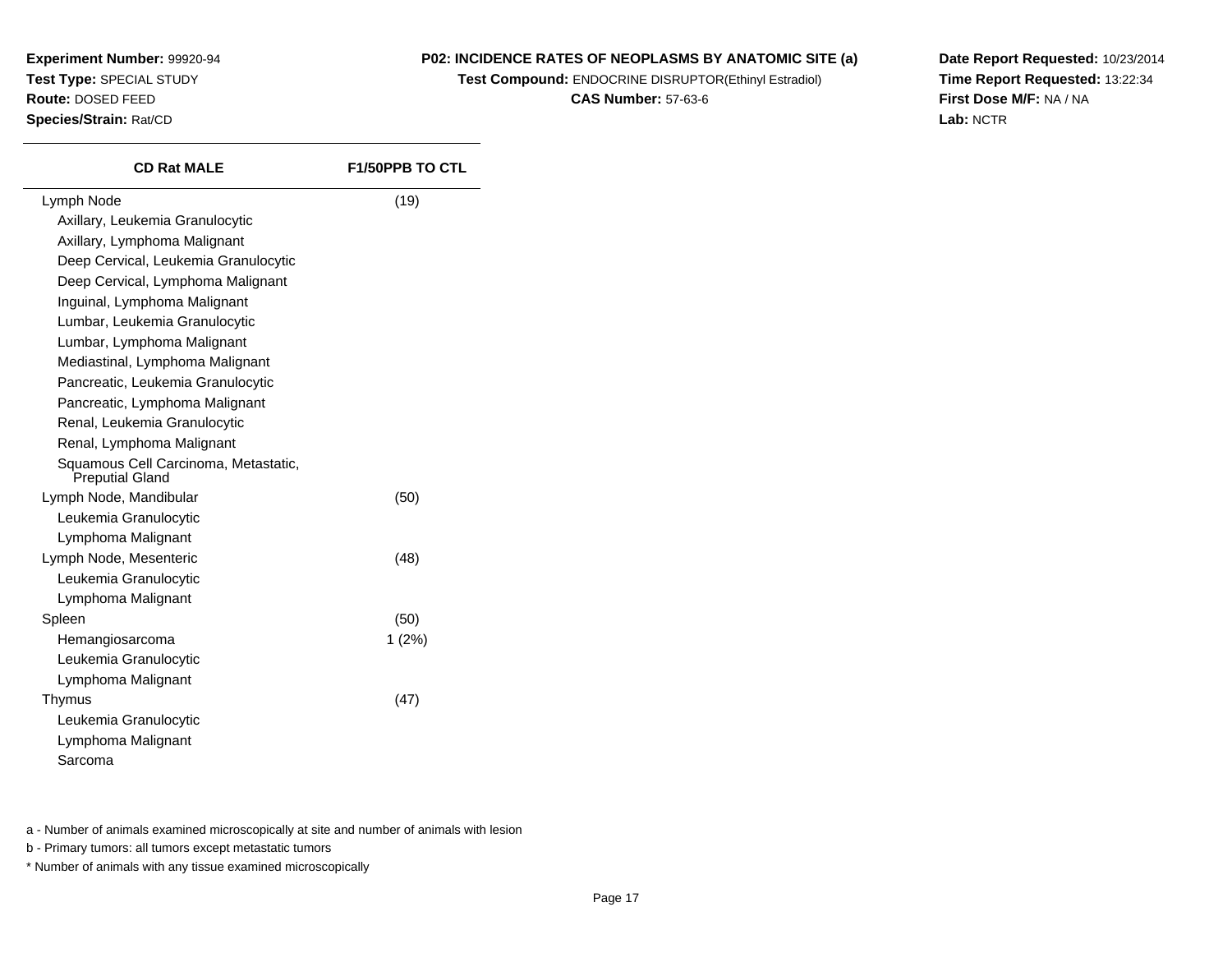**Experiment Number:** 99920-94
**Test Type:** SPECIAL STUDY
**Route:** DOSED FEED
**Species/Strain:** Rat/CD

**P02: INCIDENCE RATES OF NEOPLASMS BY ANATOMIC SITE (a)**
**Test Compound:** ENDOCRINE DISRUPTOR(Ethinyl Estradiol)
**CAS Number:** 57-63-6

**Date Report Requested:** 10/23/2014
**Time Report Requested:** 13:22:34
**First Dose M/F:** NA / NA
**Lab:** NCTR

| CD Rat MALE | F1/50PPB TO CTL |
|---|---|
| Lymph Node | (19) |
| Axillary, Leukemia Granulocytic | |
| Axillary, Lymphoma Malignant | |
| Deep Cervical, Leukemia Granulocytic | |
| Deep Cervical, Lymphoma Malignant | |
| Inguinal, Lymphoma Malignant | |
| Lumbar, Leukemia Granulocytic | |
| Lumbar, Lymphoma Malignant | |
| Mediastinal, Lymphoma Malignant | |
| Pancreatic, Leukemia Granulocytic | |
| Pancreatic, Lymphoma Malignant | |
| Renal, Leukemia Granulocytic | |
| Renal, Lymphoma Malignant | |
| Squamous Cell Carcinoma, Metastatic, Preputial Gland | |
| Lymph Node, Mandibular | (50) |
| Leukemia Granulocytic | |
| Lymphoma Malignant | |
| Lymph Node, Mesenteric | (48) |
| Leukemia Granulocytic | |
| Lymphoma Malignant | |
| Spleen | (50) |
| Hemangiosarcoma | 1 (2%) |
| Leukemia Granulocytic | |
| Lymphoma Malignant | |
| Thymus | (47) |
| Leukemia Granulocytic | |
| Lymphoma Malignant | |
| Sarcoma | |

a - Number of animals examined microscopically at site and number of animals with lesion

b - Primary tumors: all tumors except metastatic tumors

* Number of animals with any tissue examined microscopically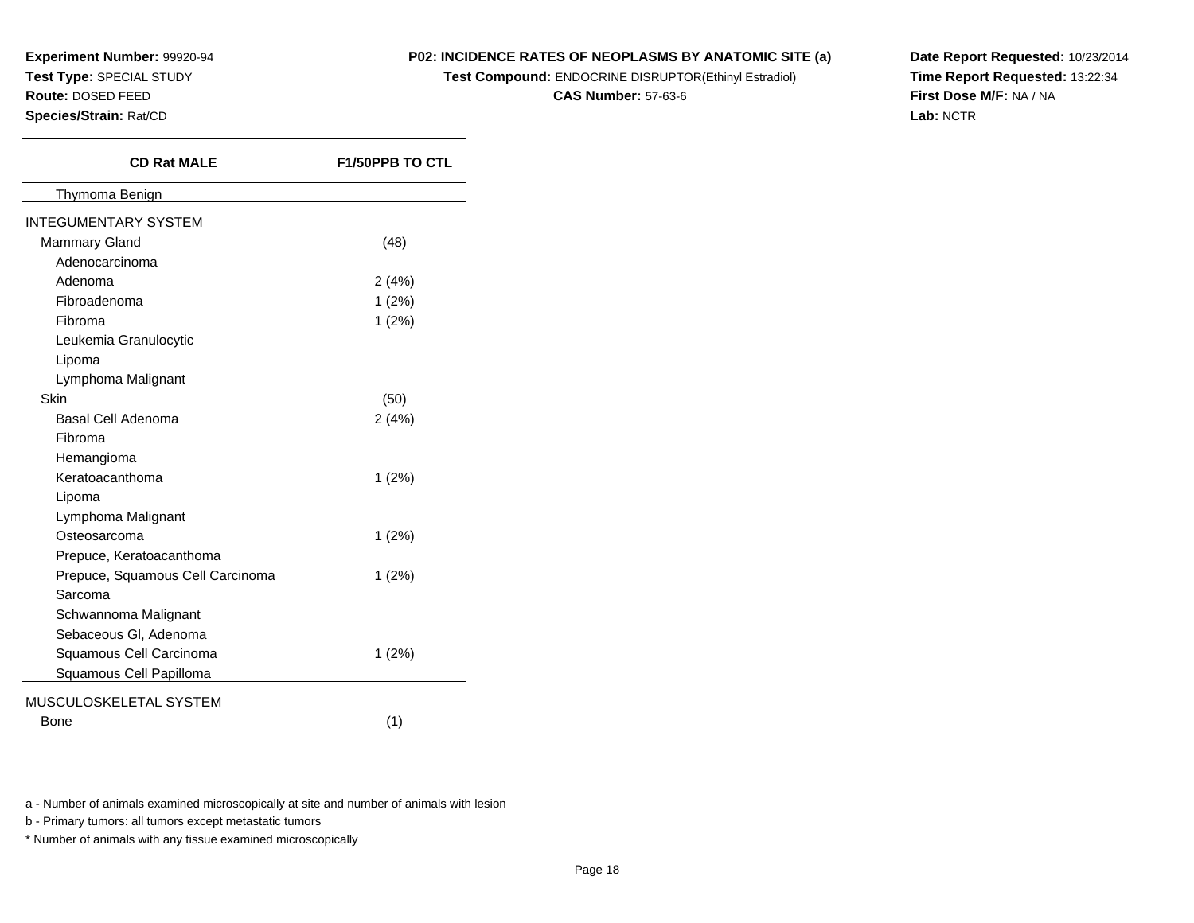**Experiment Number:** 99920-94
**Test Type:** SPECIAL STUDY
**Route:** DOSED FEED
**Species/Strain:** Rat/CD

**P02: INCIDENCE RATES OF NEOPLASMS BY ANATOMIC SITE (a)**
**Test Compound:** ENDOCRINE DISRUPTOR(Ethinyl Estradiol)
**CAS Number:** 57-63-6

**Date Report Requested:** 10/23/2014
**Time Report Requested:** 13:22:34
**First Dose M/F:** NA / NA
**Lab:** NCTR

| CD Rat MALE | F1/50PPB TO CTL |
|---|---|
| Thymoma Benign | |
| INTEGUMENTARY SYSTEM | |
| Mammary Gland | (48) |
| Adenocarcinoma | |
| Adenoma | 2 (4%) |
| Fibroadenoma | 1 (2%) |
| Fibroma | 1 (2%) |
| Leukemia Granulocytic | |
| Lipoma | |
| Lymphoma Malignant | |
| Skin | (50) |
| Basal Cell Adenoma | 2 (4%) |
| Fibroma | |
| Hemangioma | |
| Keratoacanthoma | 1 (2%) |
| Lipoma | |
| Lymphoma Malignant | |
| Osteosarcoma | 1 (2%) |
| Prepuce, Keratoacanthoma | |
| Prepuce, Squamous Cell Carcinoma | 1 (2%) |
| Sarcoma | |
| Schwannoma Malignant | |
| Sebaceous Gl, Adenoma | |
| Squamous Cell Carcinoma | 1 (2%) |
| Squamous Cell Papilloma | |
| MUSCULOSKELETAL SYSTEM | |
| Bone | (1) |

a - Number of animals examined microscopically at site and number of animals with lesion

b - Primary tumors: all tumors except metastatic tumors

* Number of animals with any tissue examined microscopically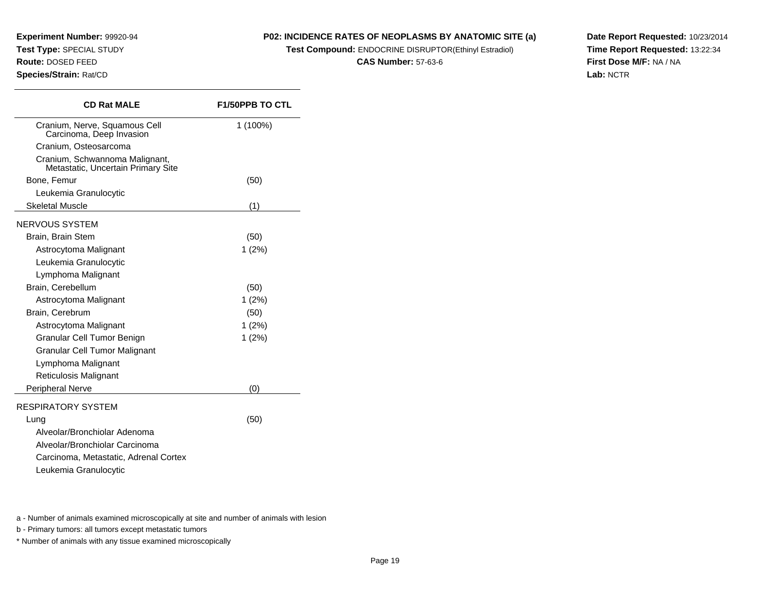**Experiment Number:** 99920-94
**Test Type:** SPECIAL STUDY
**Route:** DOSED FEED
**Species/Strain:** Rat/CD

**P02: INCIDENCE RATES OF NEOPLASMS BY ANATOMIC SITE (a)**
**Test Compound:** ENDOCRINE DISRUPTOR(Ethinyl Estradiol)
**CAS Number:** 57-63-6

**Date Report Requested:** 10/23/2014
**Time Report Requested:** 13:22:34
**First Dose M/F:** NA / NA
**Lab:** NCTR

| CD Rat MALE | F1/50PPB TO CTL |
|---|---|
| Cranium, Nerve, Squamous Cell Carcinoma, Deep Invasion | 1 (100%) |
| Cranium, Osteosarcoma | |
| Cranium, Schwannoma Malignant, Metastatic, Uncertain Primary Site | |
| Bone, Femur | (50) |
| Leukemia Granulocytic | |
| Skeletal Muscle | (1) |
| NERVOUS SYSTEM | |
| Brain, Brain Stem | (50) |
| Astrocytoma Malignant | 1 (2%) |
| Leukemia Granulocytic | |
| Lymphoma Malignant | |
| Brain, Cerebellum | (50) |
| Astrocytoma Malignant | 1 (2%) |
| Brain, Cerebrum | (50) |
| Astrocytoma Malignant | 1 (2%) |
| Granular Cell Tumor Benign | 1 (2%) |
| Granular Cell Tumor Malignant | |
| Lymphoma Malignant | |
| Reticulosis Malignant | |
| Peripheral Nerve | (0) |
| RESPIRATORY SYSTEM | |
| Lung | (50) |
| Alveolar/Bronchiolar Adenoma | |
| Alveolar/Bronchiolar Carcinoma | |
| Carcinoma, Metastatic, Adrenal Cortex | |
| Leukemia Granulocytic | |

a - Number of animals examined microscopically at site and number of animals with lesion

b - Primary tumors: all tumors except metastatic tumors

* Number of animals with any tissue examined microscopically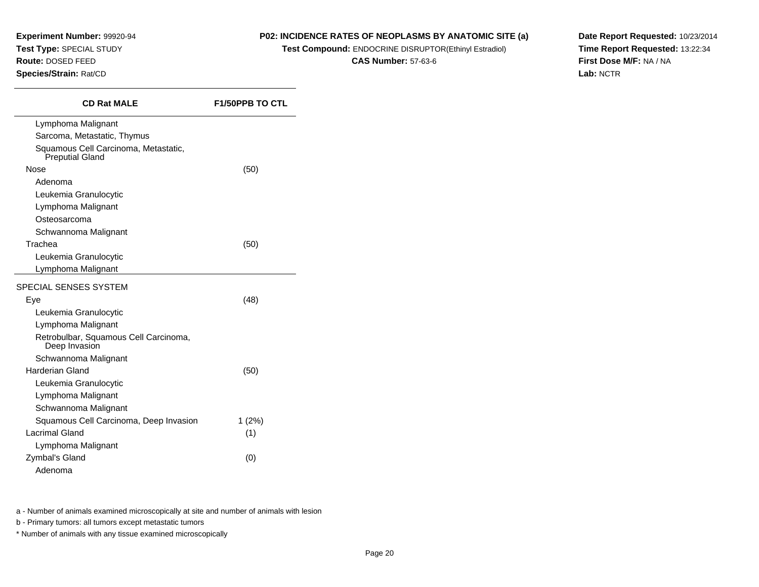**Experiment Number:** 99920-94
**Test Type:** SPECIAL STUDY
**Route:** DOSED FEED
**Species/Strain:** Rat/CD

**P02: INCIDENCE RATES OF NEOPLASMS BY ANATOMIC SITE (a)**
**Test Compound:** ENDOCRINE DISRUPTOR(Ethinyl Estradiol)
**CAS Number:** 57-63-6

**Date Report Requested:** 10/23/2014
**Time Report Requested:** 13:22:34
**First Dose M/F:** NA / NA
**Lab:** NCTR

| CD Rat MALE | F1/50PPB TO CTL |
|---|---|
| Lymphoma Malignant | |
| Sarcoma, Metastatic, Thymus | |
| Squamous Cell Carcinoma, Metastatic, Preputial Gland | |
| Nose | (50) |
| Adenoma | |
| Leukemia Granulocytic | |
| Lymphoma Malignant | |
| Osteosarcoma | |
| Schwannoma Malignant | |
| Trachea | (50) |
| Leukemia Granulocytic | |
| Lymphoma Malignant | |
| SPECIAL SENSES SYSTEM | |
| Eye | (48) |
| Leukemia Granulocytic | |
| Lymphoma Malignant | |
| Retrobulbar, Squamous Cell Carcinoma, Deep Invasion | |
| Schwannoma Malignant | |
| Harderian Gland | (50) |
| Leukemia Granulocytic | |
| Lymphoma Malignant | |
| Schwannoma Malignant | |
| Squamous Cell Carcinoma, Deep Invasion | 1 (2%) |
| Lacrimal Gland | (1) |
| Lymphoma Malignant | |
| Zymbal's Gland | (0) |
| Adenoma | |

a - Number of animals examined microscopically at site and number of animals with lesion

b - Primary tumors: all tumors except metastatic tumors

* Number of animals with any tissue examined microscopically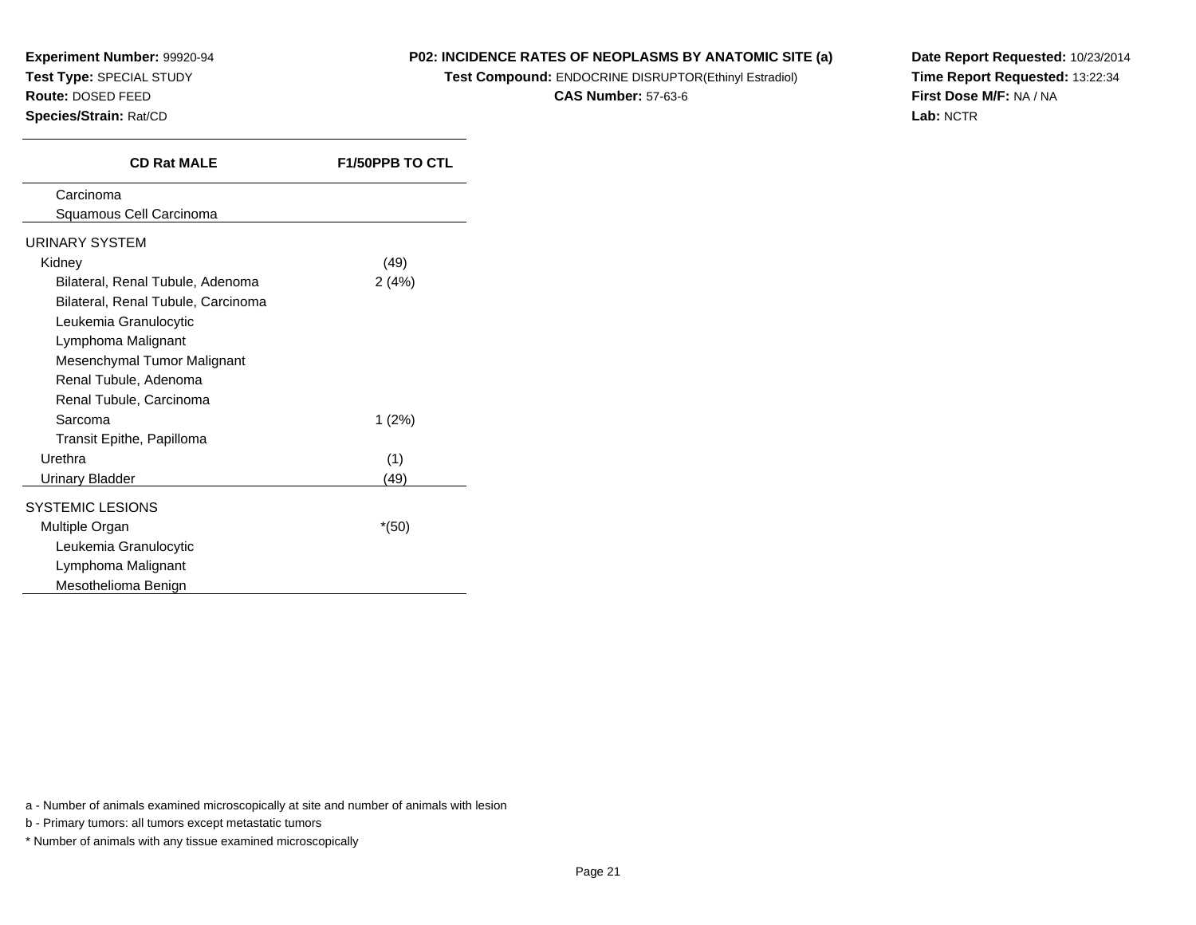**Experiment Number:** 99920-94
**Test Type:** SPECIAL STUDY
**Route:** DOSED FEED
**Species/Strain:** Rat/CD

**P02: INCIDENCE RATES OF NEOPLASMS BY ANATOMIC SITE (a)**
**Test Compound:** ENDOCRINE DISRUPTOR(Ethinyl Estradiol)
**CAS Number:** 57-63-6

**Date Report Requested:** 10/23/2014
**Time Report Requested:** 13:22:34
**First Dose M/F:** NA / NA
**Lab:** NCTR

| CD Rat MALE | F1/50PPB TO CTL |
|---|---|
| Carcinoma | |
| Squamous Cell Carcinoma | |
| URINARY SYSTEM | |
| Kidney | (49) |
| Bilateral, Renal Tubule, Adenoma | 2 (4%) |
| Bilateral, Renal Tubule, Carcinoma | |
| Leukemia Granulocytic | |
| Lymphoma Malignant | |
| Mesenchymal Tumor Malignant | |
| Renal Tubule, Adenoma | |
| Renal Tubule, Carcinoma | |
| Sarcoma | 1 (2%) |
| Transit Epithe, Papilloma | |
| Urethra | (1) |
| Urinary Bladder | (49) |
| SYSTEMIC LESIONS | |
| Multiple Organ | *(50) |
| Leukemia Granulocytic | |
| Lymphoma Malignant | |
| Mesothelioma Benign | |

a - Number of animals examined microscopically at site and number of animals with lesion

b - Primary tumors: all tumors except metastatic tumors

* Number of animals with any tissue examined microscopically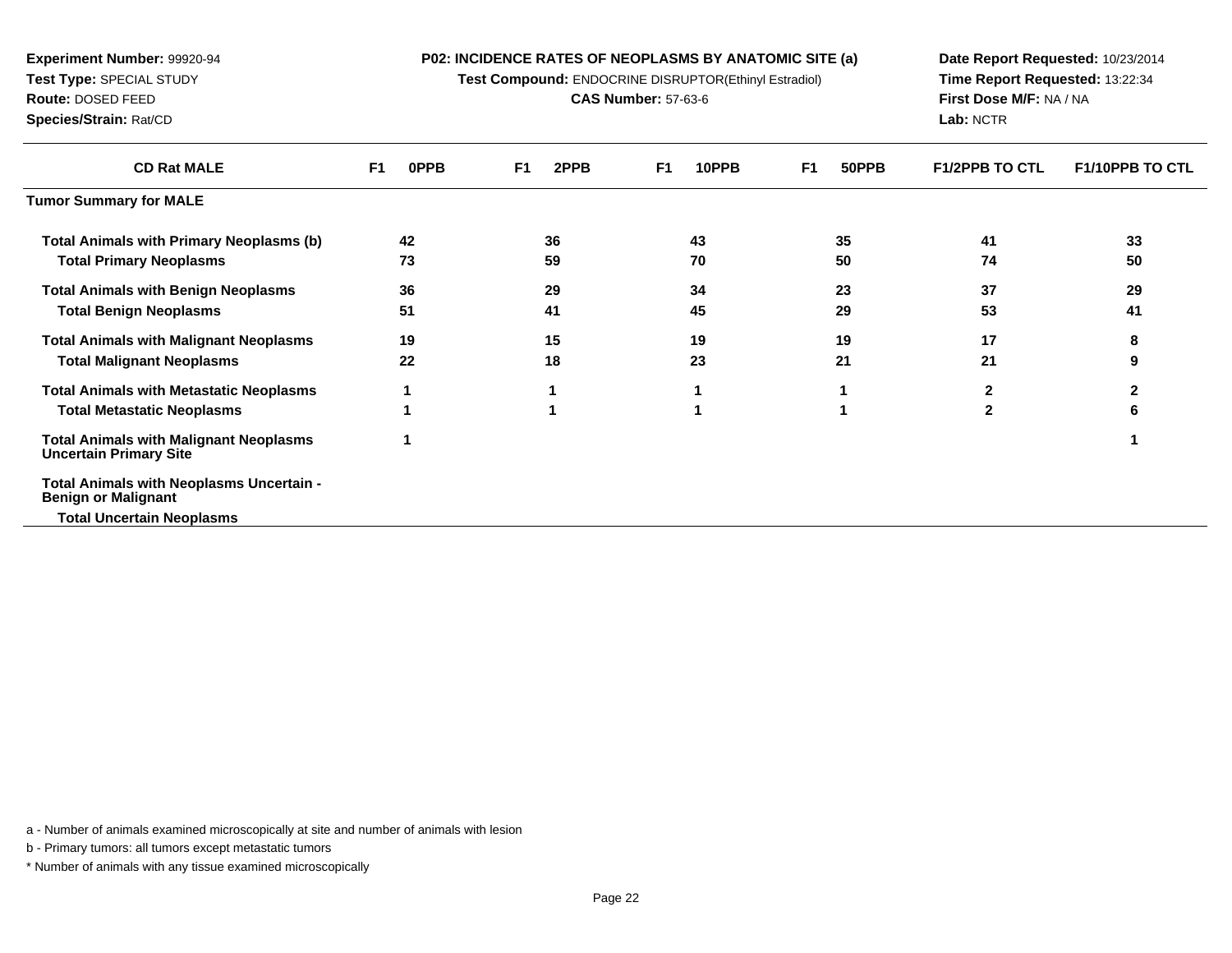**Experiment Number:** 99920-94
**Test Type:** SPECIAL STUDY
**Route:** DOSED FEED
**Species/Strain:** Rat/CD

**P02: INCIDENCE RATES OF NEOPLASMS BY ANATOMIC SITE (a)**
**Test Compound:** ENDOCRINE DISRUPTOR(Ethinyl Estradiol)
**CAS Number:** 57-63-6

**Date Report Requested:** 10/23/2014
**Time Report Requested:** 13:22:34
**First Dose M/F:** NA / NA
**Lab:** NCTR

| CD Rat MALE | F1 0PPB | F1 2PPB | F1 10PPB | F1 50PPB | F1/2PPB TO CTL | F1/10PPB TO CTL |
|---|---|---|---|---|---|---|
| **Tumor Summary for MALE** | | | | | | |
| **Total Animals with Primary Neoplasms (b)** | 42 | 36 | 43 | 35 | 41 | 33 |
| **Total Primary Neoplasms** | 73 | 59 | 70 | 50 | 74 | 50 |
| **Total Animals with Benign Neoplasms** | 36 | 29 | 34 | 23 | 37 | 29 |
| **Total Benign Neoplasms** | 51 | 41 | 45 | 29 | 53 | 41 |
| **Total Animals with Malignant Neoplasms** | 19 | 15 | 19 | 19 | 17 | 8 |
| **Total Malignant Neoplasms** | 22 | 18 | 23 | 21 | 21 | 9 |
| **Total Animals with Metastatic Neoplasms** | 1 | 1 | 1 | 1 | 2 | 2 |
| **Total Metastatic Neoplasms** | 1 | 1 | 1 | 1 | 2 | 6 |
| **Total Animals with Malignant Neoplasms Uncertain Primary Site** | 1 | | | | | 1 |
| **Total Animals with Neoplasms Uncertain - Benign or Malignant** | | | | | | |
| **Total Uncertain Neoplasms** | | | | | | |

a - Number of animals examined microscopically at site and number of animals with lesion

b - Primary tumors: all tumors except metastatic tumors

* Number of animals with any tissue examined microscopically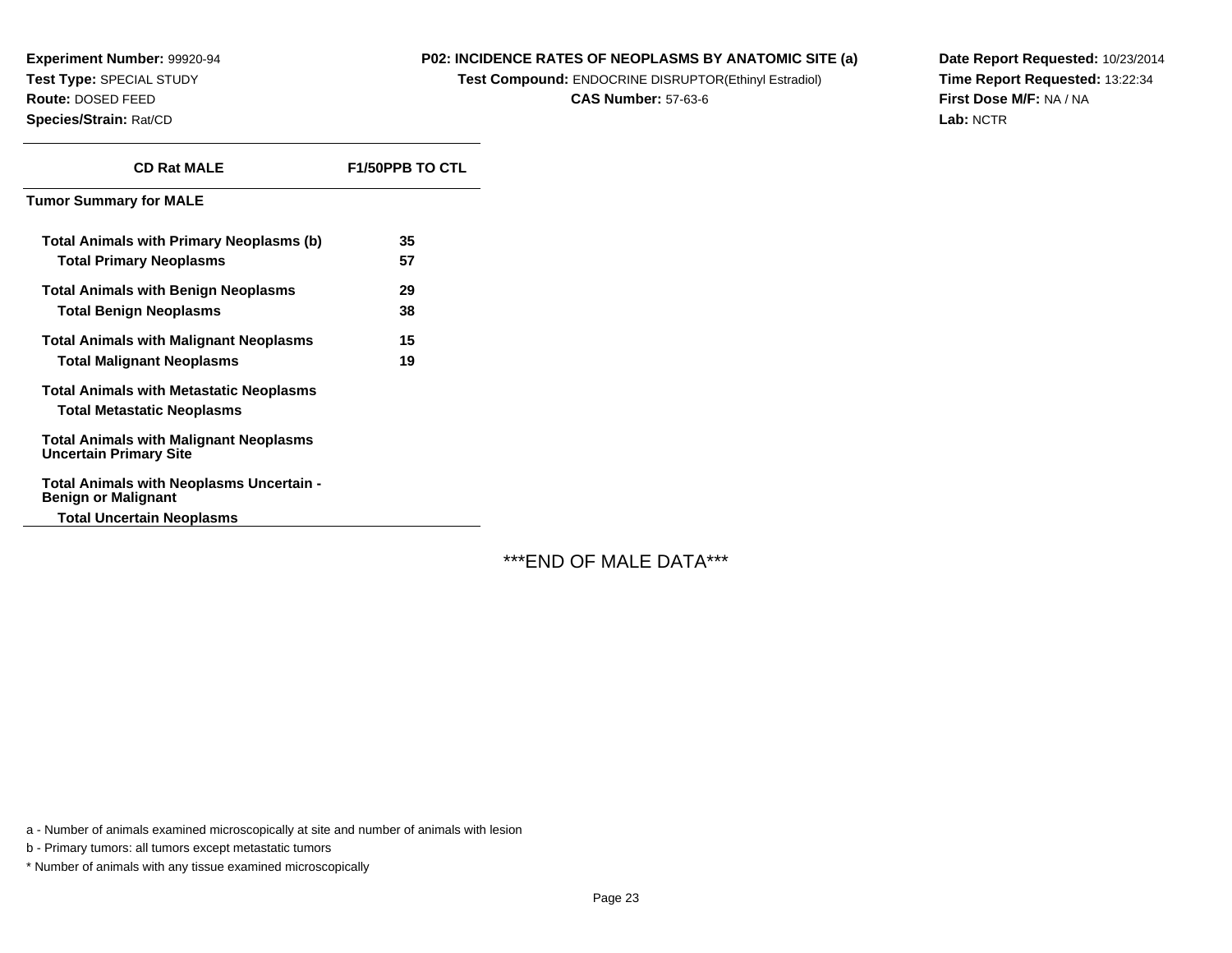**Experiment Number:** 99920-94
**Test Type:** SPECIAL STUDY
**Route:** DOSED FEED
**Species/Strain:** Rat/CD

**P02: INCIDENCE RATES OF NEOPLASMS BY ANATOMIC SITE (a)**
**Test Compound:** ENDOCRINE DISRUPTOR(Ethinyl Estradiol)
**CAS Number:** 57-63-6

**Date Report Requested:** 10/23/2014
**Time Report Requested:** 13:22:34
**First Dose M/F:** NA / NA
**Lab:** NCTR

| CD Rat MALE | F1/50PPB TO CTL |
|---|---|
| **Tumor Summary for MALE** | |
| Total Animals with Primary Neoplasms (b) | 35 |
| Total Primary Neoplasms | 57 |
| Total Animals with Benign Neoplasms | 29 |
| Total Benign Neoplasms | 38 |
| Total Animals with Malignant Neoplasms | 15 |
| Total Malignant Neoplasms | 19 |
| Total Animals with Metastatic Neoplasms | |
| Total Metastatic Neoplasms | |
| Total Animals with Malignant Neoplasms Uncertain Primary Site | |
| Total Animals with Neoplasms Uncertain - Benign or Malignant | |
| Total Uncertain Neoplasms | |

***END OF MALE DATA***

a - Number of animals examined microscopically at site and number of animals with lesion

b - Primary tumors: all tumors except metastatic tumors

* Number of animals with any tissue examined microscopically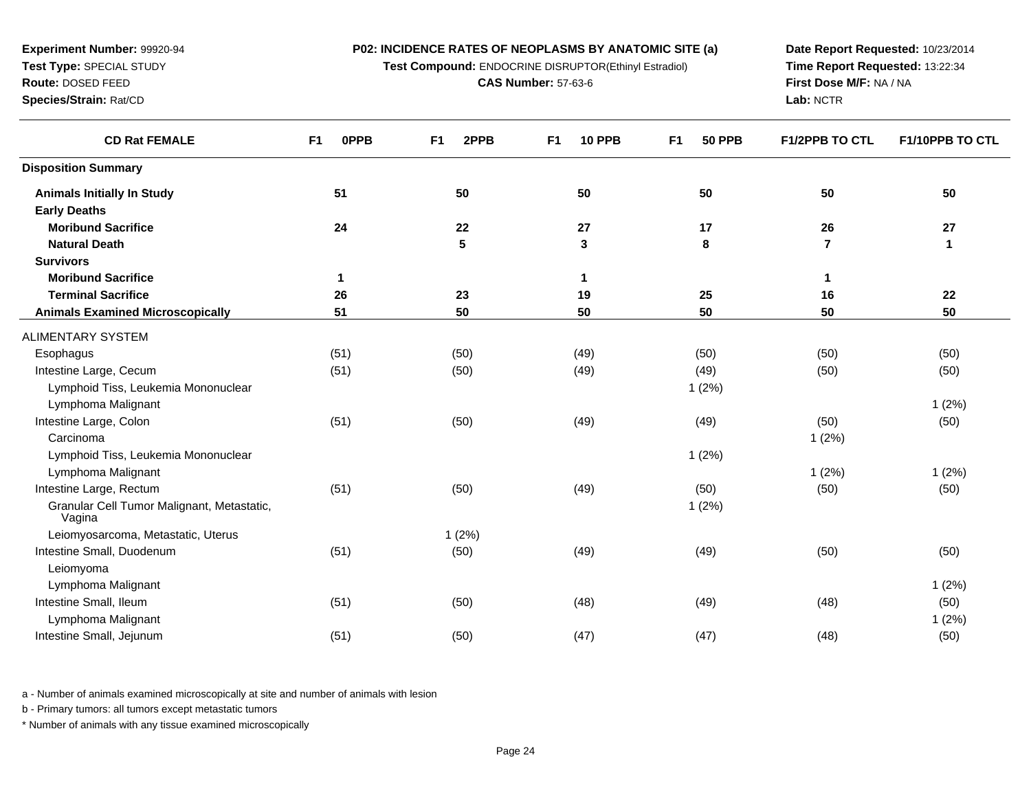**Experiment Number:** 99920-94
**Test Type:** SPECIAL STUDY
**Route:** DOSED FEED
**Species/Strain:** Rat/CD

**P02: INCIDENCE RATES OF NEOPLASMS BY ANATOMIC SITE (a)**
**Test Compound:** ENDOCRINE DISRUPTOR(Ethinyl Estradiol)
**CAS Number:** 57-63-6

**Date Report Requested:** 10/23/2014
**Time Report Requested:** 13:22:34
**First Dose M/F:** NA / NA
**Lab:** NCTR

| CD Rat FEMALE | F1 0PPB | F1 2PPB | F1 10 PPB | F1 50 PPB | F1/2PPB TO CTL | F1/10PPB TO CTL |
|---|---|---|---|---|---|---|
| **Disposition Summary** | | | | | | |
| **Animals Initially In Study** | 51 | 50 | 50 | 50 | 50 | 50 |
| **Early Deaths** | | | | | | |
| **Moribund Sacrifice** | 24 | 22 | 27 | 17 | 26 | 27 |
| **Natural Death** | | 5 | 3 | 8 | 7 | 1 |
| **Survivors** | | | | | | |
| **Moribund Sacrifice** | 1 | | 1 | | 1 | |
| **Terminal Sacrifice** | 26 | 23 | 19 | 25 | 16 | 22 |
| **Animals Examined Microscopically** | 51 | 50 | 50 | 50 | 50 | 50 |
| ALIMENTARY SYSTEM | | | | | | |
| Esophagus | (51) | (50) | (49) | (50) | (50) | (50) |
| Intestine Large, Cecum | (51) | (50) | (49) | (49) | (50) | (50) |
| Lymphoid Tiss, Leukemia Mononuclear | | | | 1 (2%) | | |
| Lymphoma Malignant | | | | | | 1 (2%) |
| Intestine Large, Colon | (51) | (50) | (49) | (49) | (50) | (50) |
| Carcinoma | | | | | 1 (2%) | |
| Lymphoid Tiss, Leukemia Mononuclear | | | | 1 (2%) | | |
| Lymphoma Malignant | | | | | 1 (2%) | 1 (2%) |
| Intestine Large, Rectum | (51) | (50) | (49) | (50) | (50) | (50) |
| Granular Cell Tumor Malignant, Metastatic, Vagina | | | | 1 (2%) | | |
| Leiomyosarcoma, Metastatic, Uterus | | 1 (2%) | | | | |
| Intestine Small, Duodenum | (51) | (50) | (49) | (49) | (50) | (50) |
| Leiomyoma | | | | | | |
| Lymphoma Malignant | | | | | | 1 (2%) |
| Intestine Small, Ileum | (51) | (50) | (48) | (49) | (48) | (50) |
| Lymphoma Malignant | | | | | | 1 (2%) |
| Intestine Small, Jejunum | (51) | (50) | (47) | (47) | (48) | (50) |

a - Number of animals examined microscopically at site and number of animals with lesion

b - Primary tumors: all tumors except metastatic tumors

* Number of animals with any tissue examined microscopically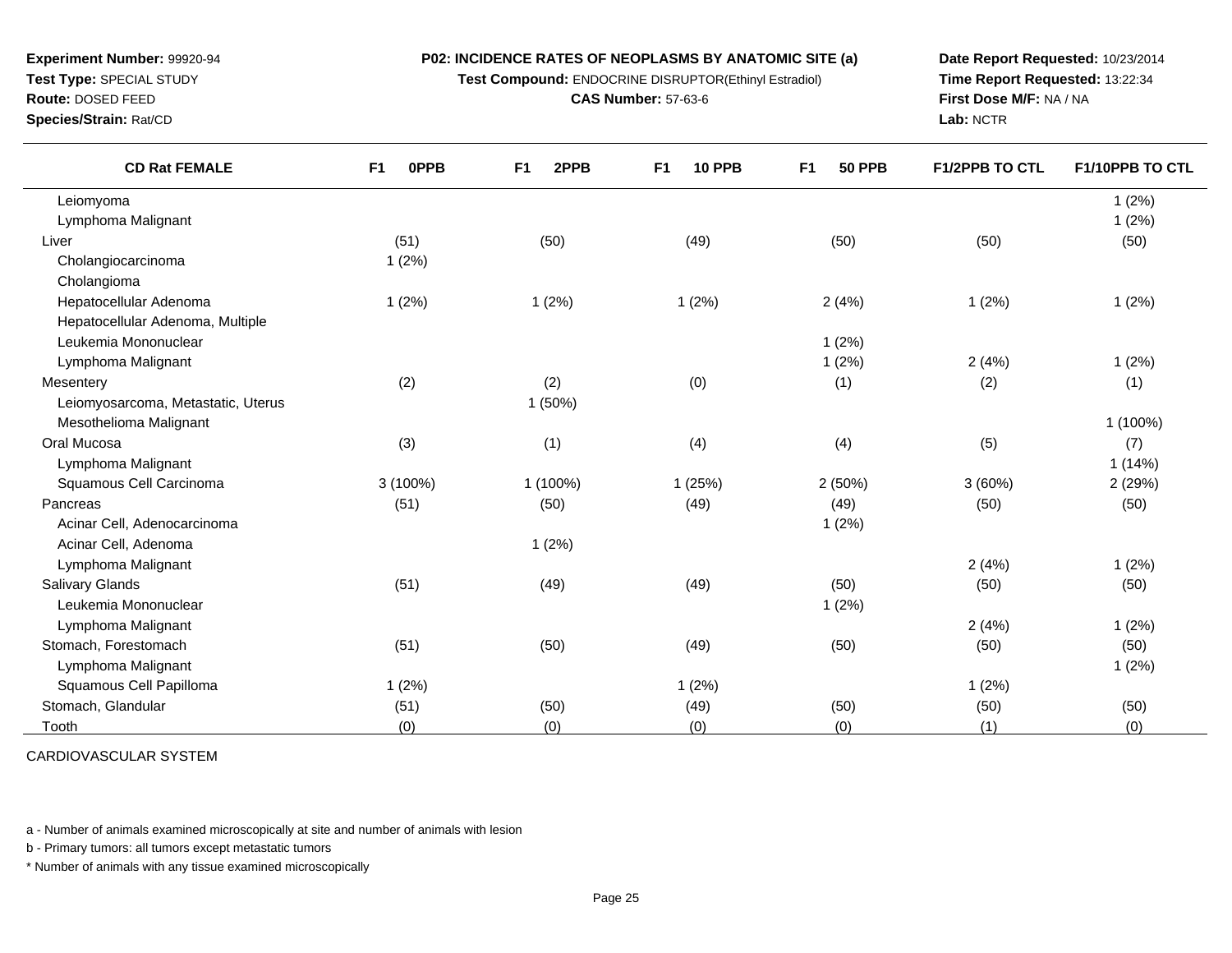**Experiment Number:** 99920-94
**Test Type:** SPECIAL STUDY
**Route:** DOSED FEED
**Species/Strain:** Rat/CD

**P02: INCIDENCE RATES OF NEOPLASMS BY ANATOMIC SITE (a)**
**Test Compound:** ENDOCRINE DISRUPTOR(Ethinyl Estradiol)
**CAS Number:** 57-63-6

**Date Report Requested:** 10/23/2014
**Time Report Requested:** 13:22:34
**First Dose M/F:** NA / NA
**Lab:** NCTR

| CD Rat FEMALE | F1 0PPB | F1 2PPB | F1 10 PPB | F1 50 PPB | F1/2PPB TO CTL | F1/10PPB TO CTL |
|---|---|---|---|---|---|---|
| Leiomyoma | | | | | | 1 (2%) |
| Lymphoma Malignant | | | | | | 1 (2%) |
| Liver | (51) | (50) | (49) | (50) | (50) | (50) |
| Cholangiocarcinoma | 1 (2%) | | | | | |
| Cholangioma | | | | | | |
| Hepatocellular Adenoma | 1 (2%) | 1 (2%) | 1 (2%) | 2 (4%) | 1 (2%) | 1 (2%) |
| Hepatocellular Adenoma, Multiple | | | | | | |
| Leukemia Mononuclear | | | | 1 (2%) | | |
| Lymphoma Malignant | | | | 1 (2%) | 2 (4%) | 1 (2%) |
| Mesentery | (2) | (2) | (0) | (1) | (2) | (1) |
| Leiomyosarcoma, Metastatic, Uterus | | 1 (50%) | | | | |
| Mesothelioma Malignant | | | | | | 1 (100%) |
| Oral Mucosa | (3) | (1) | (4) | (4) | (5) | (7) |
| Lymphoma Malignant | | | | | | 1 (14%) |
| Squamous Cell Carcinoma | 3 (100%) | 1 (100%) | 1 (25%) | 2 (50%) | 3 (60%) | 2 (29%) |
| Pancreas | (51) | (50) | (49) | (49) | (50) | (50) |
| Acinar Cell, Adenocarcinoma | | | | 1 (2%) | | |
| Acinar Cell, Adenoma | | 1 (2%) | | | | |
| Lymphoma Malignant | | | | | 2 (4%) | 1 (2%) |
| Salivary Glands | (51) | (49) | (49) | (50) | (50) | (50) |
| Leukemia Mononuclear | | | | 1 (2%) | | |
| Lymphoma Malignant | | | | | 2 (4%) | 1 (2%) |
| Stomach, Forestomach | (51) | (50) | (49) | (50) | (50) | (50) |
| Lymphoma Malignant | | | | | | 1 (2%) |
| Squamous Cell Papilloma | 1 (2%) | | 1 (2%) | | 1 (2%) | |
| Stomach, Glandular | (51) | (50) | (49) | (50) | (50) | (50) |
| Tooth | (0) | (0) | (0) | (0) | (1) | (0) |

CARDIOVASCULAR SYSTEM

a - Number of animals examined microscopically at site and number of animals with lesion

b - Primary tumors: all tumors except metastatic tumors

* Number of animals with any tissue examined microscopically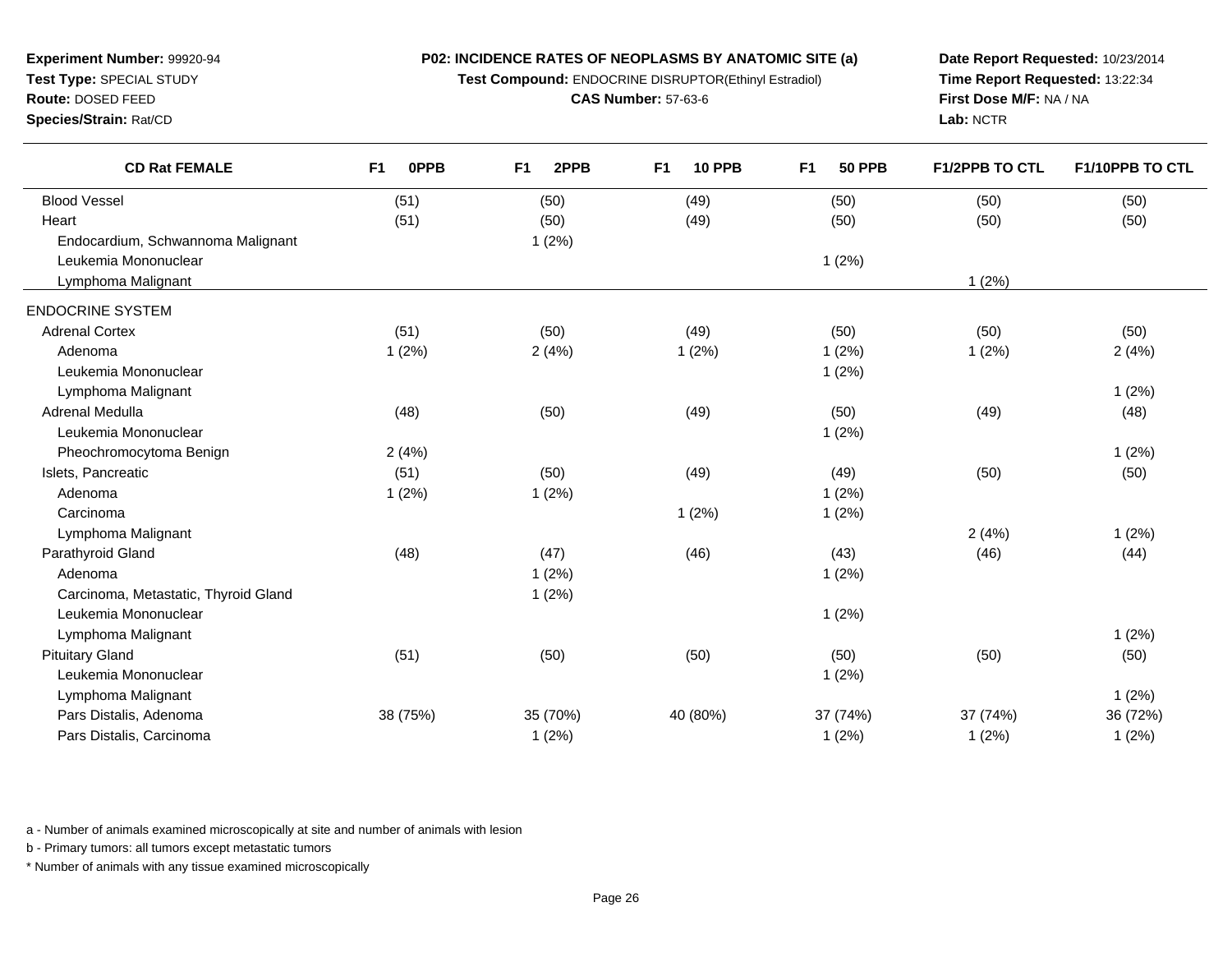**Experiment Number:** 99920-94
**Test Type:** SPECIAL STUDY
**Route:** DOSED FEED
**Species/Strain:** Rat/CD

**P02: INCIDENCE RATES OF NEOPLASMS BY ANATOMIC SITE (a)**
**Test Compound:** ENDOCRINE DISRUPTOR(Ethinyl Estradiol)
**CAS Number:** 57-63-6

**Date Report Requested:** 10/23/2014
**Time Report Requested:** 13:22:34
**First Dose M/F:** NA / NA
**Lab:** NCTR

| CD Rat FEMALE | F1 0PPB | F1 2PPB | F1 10 PPB | F1 50 PPB | F1/2PPB TO CTL | F1/10PPB TO CTL |
|---|---|---|---|---|---|---|
| Blood Vessel | (51) | (50) | (49) | (50) | (50) | (50) |
| Heart | (51) | (50) | (49) | (50) | (50) | (50) |
| Endocardium, Schwannoma Malignant | | 1 (2%) | | | | |
| Leukemia Mononuclear | | | | 1 (2%) | | |
| Lymphoma Malignant | | | | | 1 (2%) | |
| ENDOCRINE SYSTEM | | | | | | |
| Adrenal Cortex | (51) | (50) | (49) | (50) | (50) | (50) |
| Adenoma | 1 (2%) | 2 (4%) | 1 (2%) | 1 (2%) | 1 (2%) | 2 (4%) |
| Leukemia Mononuclear | | | | 1 (2%) | | |
| Lymphoma Malignant | | | | | | 1 (2%) |
| Adrenal Medulla | (48) | (50) | (49) | (50) | (49) | (48) |
| Leukemia Mononuclear | | | | 1 (2%) | | |
| Pheochromocytoma Benign | 2 (4%) | | | | | 1 (2%) |
| Islets, Pancreatic | (51) | (50) | (49) | (49) | (50) | (50) |
| Adenoma | 1 (2%) | 1 (2%) | | 1 (2%) | | |
| Carcinoma | | | 1 (2%) | 1 (2%) | | |
| Lymphoma Malignant | | | | | 2 (4%) | 1 (2%) |
| Parathyroid Gland | (48) | (47) | (46) | (43) | (46) | (44) |
| Adenoma | | 1 (2%) | | 1 (2%) | | |
| Carcinoma, Metastatic, Thyroid Gland | | 1 (2%) | | | | |
| Leukemia Mononuclear | | | | 1 (2%) | | |
| Lymphoma Malignant | | | | | | 1 (2%) |
| Pituitary Gland | (51) | (50) | (50) | (50) | (50) | (50) |
| Leukemia Mononuclear | | | | 1 (2%) | | |
| Lymphoma Malignant | | | | | | 1 (2%) |
| Pars Distalis, Adenoma | 38 (75%) | 35 (70%) | 40 (80%) | 37 (74%) | 37 (74%) | 36 (72%) |
| Pars Distalis, Carcinoma | | 1 (2%) | | 1 (2%) | 1 (2%) | 1 (2%) |

a - Number of animals examined microscopically at site and number of animals with lesion

b - Primary tumors: all tumors except metastatic tumors

* Number of animals with any tissue examined microscopically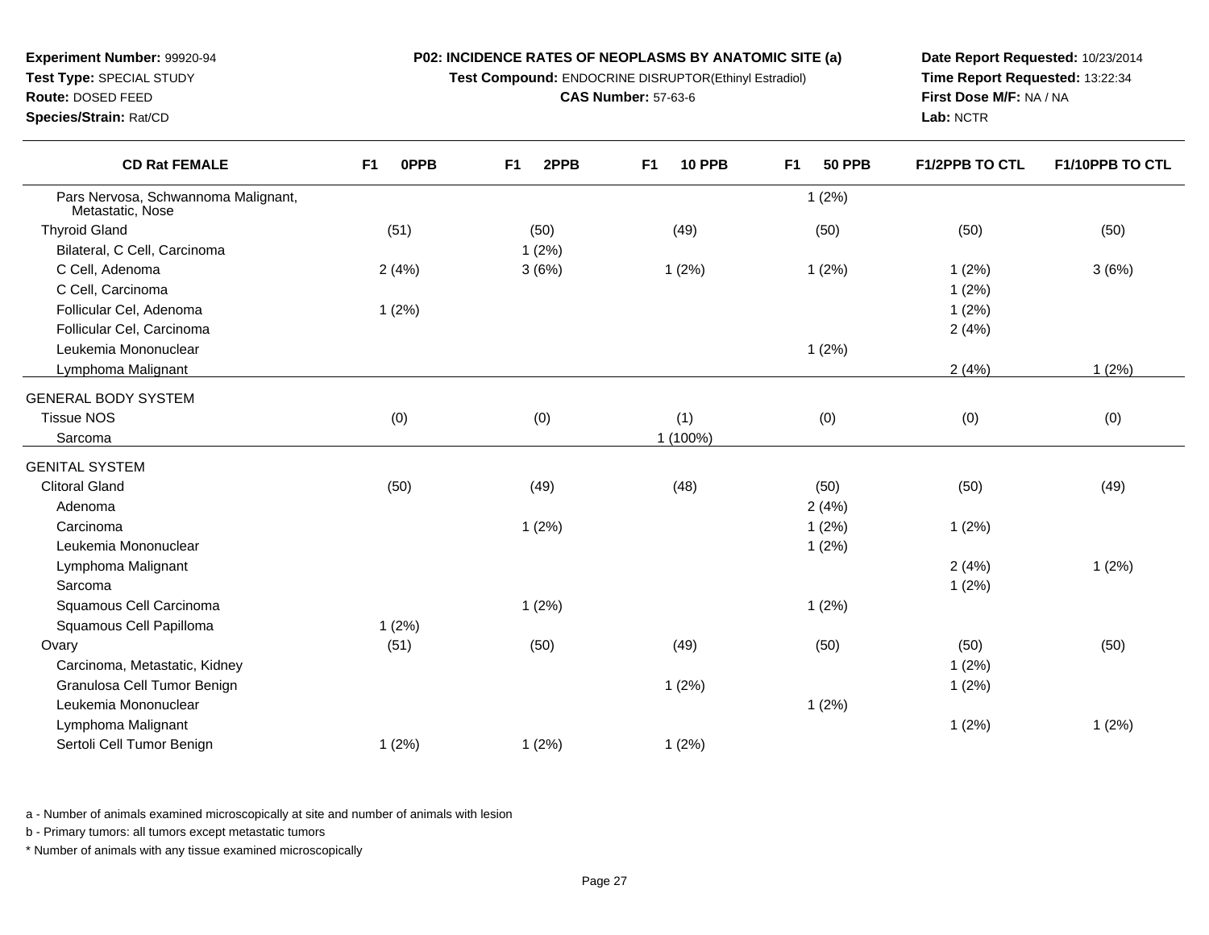**Experiment Number:** 99920-94
**Test Type:** SPECIAL STUDY
**Route:** DOSED FEED
**Species/Strain:** Rat/CD

**P02: INCIDENCE RATES OF NEOPLASMS BY ANATOMIC SITE (a)**
**Test Compound:** ENDOCRINE DISRUPTOR(Ethinyl Estradiol)
**CAS Number:** 57-63-6

**Date Report Requested:** 10/23/2014
**Time Report Requested:** 13:22:34
**First Dose M/F:** NA / NA
**Lab:** NCTR

| CD Rat FEMALE | F1 0PPB | F1 2PPB | F1 10 PPB | F1 50 PPB | F1/2PPB TO CTL | F1/10PPB TO CTL |
|---|---|---|---|---|---|---|
| Pars Nervosa, Schwannoma Malignant, Metastatic, Nose | | | | 1 (2%) | | |
| Thyroid Gland | (51) | (50) | (49) | (50) | (50) | (50) |
| Bilateral, C Cell, Carcinoma | | 1 (2%) | | | | |
| C Cell, Adenoma | 2 (4%) | 3 (6%) | 1 (2%) | 1 (2%) | 1 (2%) | 3 (6%) |
| C Cell, Carcinoma | | | | | 1 (2%) | |
| Follicular Cel, Adenoma | 1 (2%) | | | | 1 (2%) | |
| Follicular Cel, Carcinoma | | | | | 2 (4%) | |
| Leukemia Mononuclear | | | | 1 (2%) | | |
| Lymphoma Malignant | | | | | 2 (4%) | 1 (2%) |
| GENERAL BODY SYSTEM | | | | | | |
| Tissue NOS | (0) | (0) | (1) | (0) | (0) | (0) |
| Sarcoma | | | 1 (100%) | | | |
| GENITAL SYSTEM | | | | | | |
| Clitoral Gland | (50) | (49) | (48) | (50) | (50) | (49) |
| Adenoma | | | | 2 (4%) | | |
| Carcinoma | | 1 (2%) | | 1 (2%) | 1 (2%) | |
| Leukemia Mononuclear | | | | 1 (2%) | | |
| Lymphoma Malignant | | | | | 2 (4%) | 1 (2%) |
| Sarcoma | | | | | 1 (2%) | |
| Squamous Cell Carcinoma | | 1 (2%) | | 1 (2%) | | |
| Squamous Cell Papilloma | 1 (2%) | | | | | |
| Ovary | (51) | (50) | (49) | (50) | (50) | (50) |
| Carcinoma, Metastatic, Kidney | | | | | 1 (2%) | |
| Granulosa Cell Tumor Benign | | | 1 (2%) | | 1 (2%) | |
| Leukemia Mononuclear | | | | 1 (2%) | | |
| Lymphoma Malignant | | | | | 1 (2%) | 1 (2%) |
| Sertoli Cell Tumor Benign | 1 (2%) | 1 (2%) | 1 (2%) | | | |

a - Number of animals examined microscopically at site and number of animals with lesion

b - Primary tumors: all tumors except metastatic tumors

* Number of animals with any tissue examined microscopically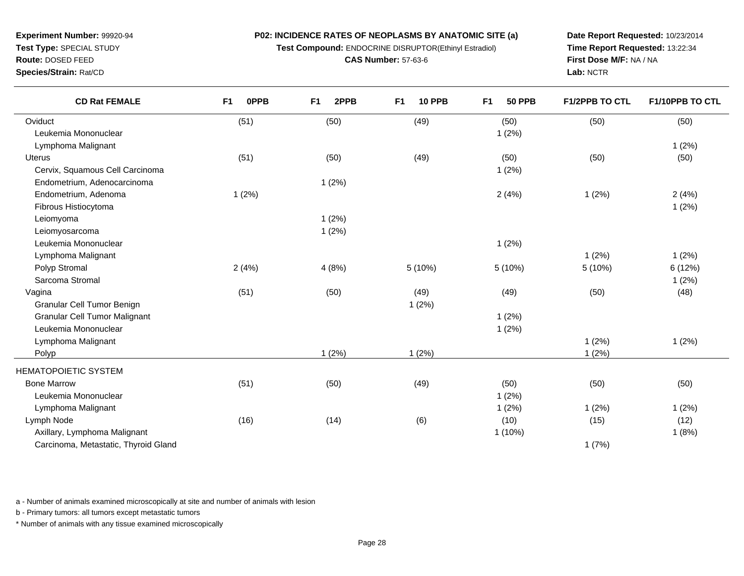**Experiment Number:** 99920-94
**Test Type:** SPECIAL STUDY
**Route:** DOSED FEED
**Species/Strain:** Rat/CD

**P02: INCIDENCE RATES OF NEOPLASMS BY ANATOMIC SITE (a)**
**Test Compound:** ENDOCRINE DISRUPTOR(Ethinyl Estradiol)
**CAS Number:** 57-63-6

**Date Report Requested:** 10/23/2014
**Time Report Requested:** 13:22:34
**First Dose M/F:** NA / NA
**Lab:** NCTR

| CD Rat FEMALE | F1 0PPB | F1 2PPB | F1 10 PPB | F1 50 PPB | F1/2PPB TO CTL | F1/10PPB TO CTL |
|---|---|---|---|---|---|---|
| Oviduct | (51) | (50) | (49) | (50) | (50) | (50) |
| Leukemia Mononuclear | | | | 1 (2%) | | |
| Lymphoma Malignant | | | | | | 1 (2%) |
| Uterus | (51) | (50) | (49) | (50) | (50) | (50) |
| Cervix, Squamous Cell Carcinoma | | | | 1 (2%) | | |
| Endometrium, Adenocarcinoma | | 1 (2%) | | | | |
| Endometrium, Adenoma | 1 (2%) | | | 2 (4%) | 1 (2%) | 2 (4%) |
| Fibrous Histiocytoma | | | | | | 1 (2%) |
| Leiomyoma | | 1 (2%) | | | | |
| Leiomyosarcoma | | 1 (2%) | | | | |
| Leukemia Mononuclear | | | | 1 (2%) | | |
| Lymphoma Malignant | | | | | 1 (2%) | 1 (2%) |
| Polyp Stromal | 2 (4%) | 4 (8%) | 5 (10%) | 5 (10%) | 5 (10%) | 6 (12%) |
| Sarcoma Stromal | | | | | | 1 (2%) |
| Vagina | (51) | (50) | (49) | (49) | (50) | (48) |
| Granular Cell Tumor Benign | | | 1 (2%) | | | |
| Granular Cell Tumor Malignant | | | | 1 (2%) | | |
| Leukemia Mononuclear | | | | 1 (2%) | | |
| Lymphoma Malignant | | | | | 1 (2%) | 1 (2%) |
| Polyp | | 1 (2%) | 1 (2%) | | 1 (2%) | |
| HEMATOPOIETIC SYSTEM | | | | | | |
| Bone Marrow | (51) | (50) | (49) | (50) | (50) | (50) |
| Leukemia Mononuclear | | | | 1 (2%) | | |
| Lymphoma Malignant | | | | 1 (2%) | 1 (2%) | 1 (2%) |
| Lymph Node | (16) | (14) | (6) | (10) | (15) | (12) |
| Axillary, Lymphoma Malignant | | | | 1 (10%) | | 1 (8%) |
| Carcinoma, Metastatic, Thyroid Gland | | | | | 1 (7%) | |

a - Number of animals examined microscopically at site and number of animals with lesion

b - Primary tumors: all tumors except metastatic tumors

* Number of animals with any tissue examined microscopically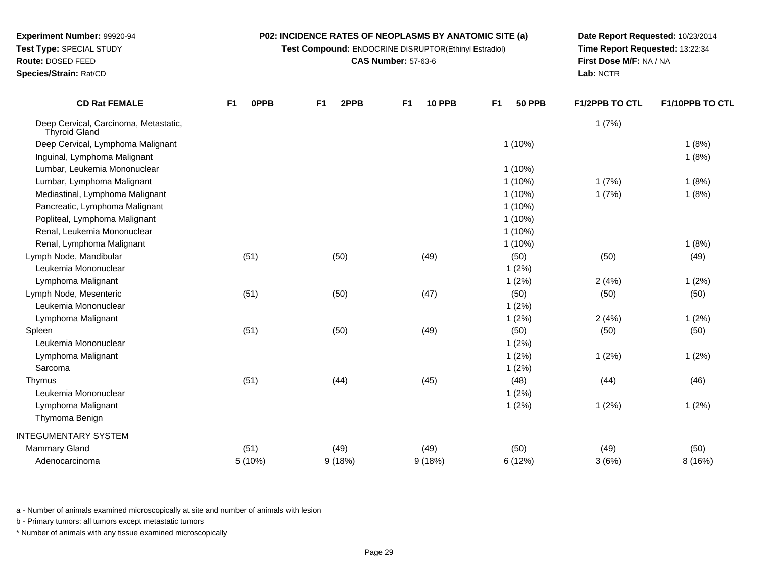**Experiment Number:** 99920-94
**Test Type:** SPECIAL STUDY
**Route:** DOSED FEED
**Species/Strain:** Rat/CD

**P02: INCIDENCE RATES OF NEOPLASMS BY ANATOMIC SITE (a)**
**Test Compound:** ENDOCRINE DISRUPTOR(Ethinyl Estradiol)
**CAS Number:** 57-63-6

**Date Report Requested:** 10/23/2014
**Time Report Requested:** 13:22:34
**First Dose M/F:** NA / NA
**Lab:** NCTR

| CD Rat FEMALE | F1 0PPB | F1 2PPB | F1 10 PPB | F1 50 PPB | F1/2PPB TO CTL | F1/10PPB TO CTL |
|---|---|---|---|---|---|---|
| Deep Cervical, Carcinoma, Metastatic, Thyroid Gland | | | | | 1 (7%) | |
| Deep Cervical, Lymphoma Malignant | | | | 1 (10%) | | 1 (8%) |
| Inguinal, Lymphoma Malignant | | | | | | 1 (8%) |
| Lumbar, Leukemia Mononuclear | | | | 1 (10%) | | |
| Lumbar, Lymphoma Malignant | | | | 1 (10%) | 1 (7%) | 1 (8%) |
| Mediastinal, Lymphoma Malignant | | | | 1 (10%) | 1 (7%) | 1 (8%) |
| Pancreatic, Lymphoma Malignant | | | | 1 (10%) | | |
| Popliteal, Lymphoma Malignant | | | | 1 (10%) | | |
| Renal, Leukemia Mononuclear | | | | 1 (10%) | | |
| Renal, Lymphoma Malignant | | | | 1 (10%) | | 1 (8%) |
| Lymph Node, Mandibular | (51) | (50) | (49) | (50) | (50) | (49) |
| Leukemia Mononuclear | | | | 1 (2%) | | |
| Lymphoma Malignant | | | | 1 (2%) | 2 (4%) | 1 (2%) |
| Lymph Node, Mesenteric | (51) | (50) | (47) | (50) | (50) | (50) |
| Leukemia Mononuclear | | | | 1 (2%) | | |
| Lymphoma Malignant | | | | 1 (2%) | 2 (4%) | 1 (2%) |
| Spleen | (51) | (50) | (49) | (50) | (50) | (50) |
| Leukemia Mononuclear | | | | 1 (2%) | | |
| Lymphoma Malignant | | | | 1 (2%) | 1 (2%) | 1 (2%) |
| Sarcoma | | | | 1 (2%) | | |
| Thymus | (51) | (44) | (45) | (48) | (44) | (46) |
| Leukemia Mononuclear | | | | 1 (2%) | | |
| Lymphoma Malignant | | | | 1 (2%) | 1 (2%) | 1 (2%) |
| Thymoma Benign | | | | | | |
| INTEGUMENTARY SYSTEM | | | | | | |
| Mammary Gland | (51) | (49) | (49) | (50) | (49) | (50) |
| Adenocarcinoma | 5 (10%) | 9 (18%) | 9 (18%) | 6 (12%) | 3 (6%) | 8 (16%) |

a - Number of animals examined microscopically at site and number of animals with lesion

b - Primary tumors: all tumors except metastatic tumors

* Number of animals with any tissue examined microscopically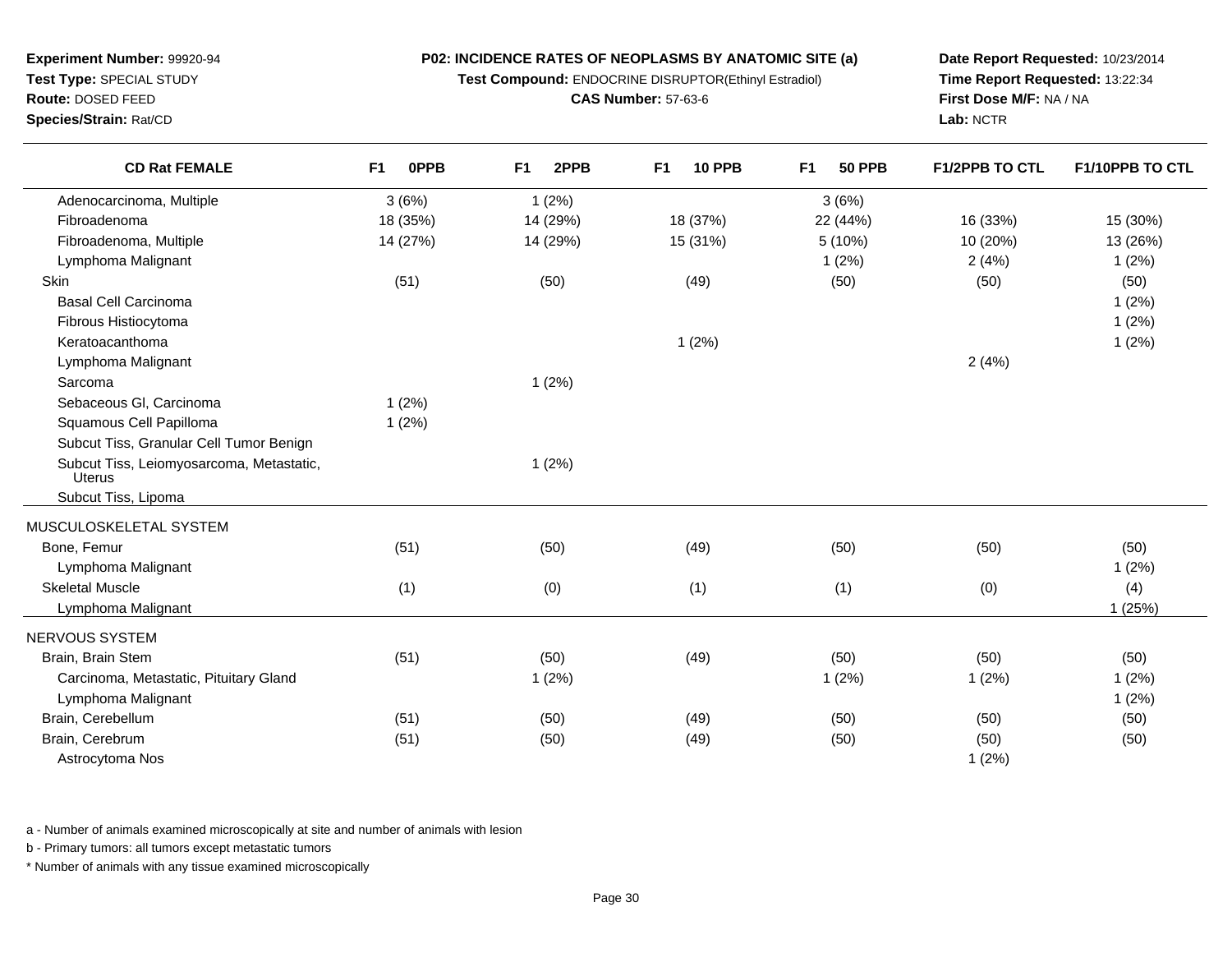**Experiment Number:** 99920-94
**Test Type:** SPECIAL STUDY
**Route:** DOSED FEED
**Species/Strain:** Rat/CD

**P02: INCIDENCE RATES OF NEOPLASMS BY ANATOMIC SITE (a)**
**Test Compound:** ENDOCRINE DISRUPTOR(Ethinyl Estradiol)
**CAS Number:** 57-63-6

**Date Report Requested:** 10/23/2014
**Time Report Requested:** 13:22:34
**First Dose M/F:** NA / NA
**Lab:** NCTR

| CD Rat FEMALE | F1 0PPB | F1 2PPB | F1 10 PPB | F1 50 PPB | F1/2PPB TO CTL | F1/10PPB TO CTL |
|---|---|---|---|---|---|---|
| Adenocarcinoma, Multiple | 3 (6%) | 1 (2%) | | 3 (6%) | | |
| Fibroadenoma | 18 (35%) | 14 (29%) | 18 (37%) | 22 (44%) | 16 (33%) | 15 (30%) |
| Fibroadenoma, Multiple | 14 (27%) | 14 (29%) | 15 (31%) | 5 (10%) | 10 (20%) | 13 (26%) |
| Lymphoma Malignant | | | | 1 (2%) | 2 (4%) | 1 (2%) |
| Skin | (51) | (50) | (49) | (50) | (50) | (50) |
| Basal Cell Carcinoma | | | | | | 1 (2%) |
| Fibrous Histiocytoma | | | | | | 1 (2%) |
| Keratoacanthoma | | | 1 (2%) | | | 1 (2%) |
| Lymphoma Malignant | | | | | 2 (4%) | |
| Sarcoma | | 1 (2%) | | | | |
| Sebaceous Gl, Carcinoma | 1 (2%) | | | | | |
| Squamous Cell Papilloma | 1 (2%) | | | | | |
| Subcut Tiss, Granular Cell Tumor Benign | | | | | | |
| Subcut Tiss, Leiomyosarcoma, Metastatic, Uterus | | 1 (2%) | | | | |
| Subcut Tiss, Lipoma | | | | | | |
| MUSCULOSKELETAL SYSTEM | | | | | | |
| Bone, Femur | (51) | (50) | (49) | (50) | (50) | (50) |
| Lymphoma Malignant | | | | | | 1 (2%) |
| Skeletal Muscle | (1) | (0) | (1) | (1) | (0) | (4) |
| Lymphoma Malignant | | | | | | 1 (25%) |
| NERVOUS SYSTEM | | | | | | |
| Brain, Brain Stem | (51) | (50) | (49) | (50) | (50) | (50) |
| Carcinoma, Metastatic, Pituitary Gland | | 1 (2%) | | 1 (2%) | 1 (2%) | 1 (2%) |
| Lymphoma Malignant | | | | | | 1 (2%) |
| Brain, Cerebellum | (51) | (50) | (49) | (50) | (50) | (50) |
| Brain, Cerebrum | (51) | (50) | (49) | (50) | (50) | (50) |
| Astrocytoma Nos | | | | | 1 (2%) | |

a - Number of animals examined microscopically at site and number of animals with lesion

b - Primary tumors: all tumors except metastatic tumors

* Number of animals with any tissue examined microscopically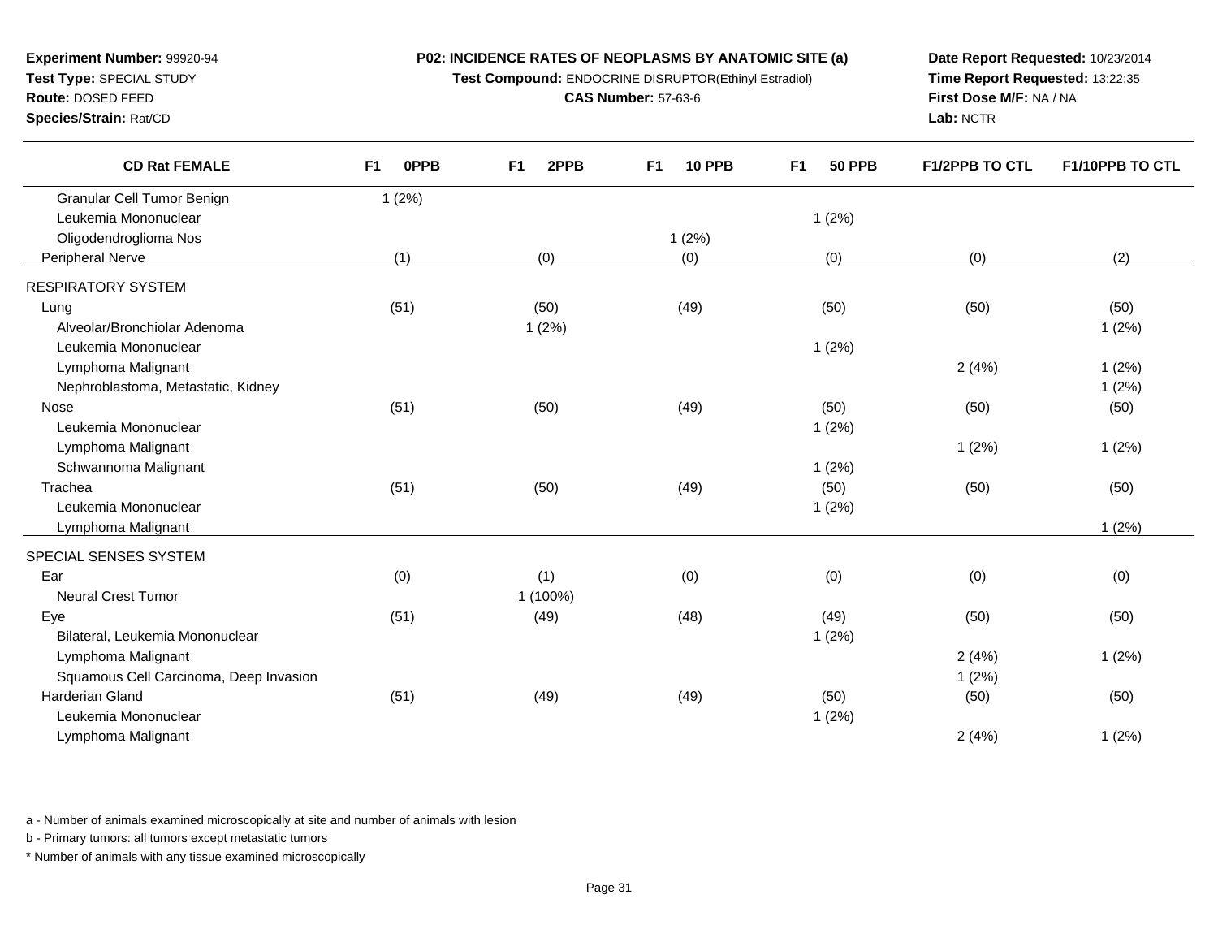**Experiment Number:** 99920-94
**Test Type:** SPECIAL STUDY
**Route:** DOSED FEED
**Species/Strain:** Rat/CD

**P02: INCIDENCE RATES OF NEOPLASMS BY ANATOMIC SITE (a)**
**Test Compound:** ENDOCRINE DISRUPTOR(Ethinyl Estradiol)
**CAS Number:** 57-63-6

**Date Report Requested:** 10/23/2014
**Time Report Requested:** 13:22:35
**First Dose M/F:** NA / NA
**Lab:** NCTR

| CD Rat FEMALE | F1 0PPB | F1 2PPB | F1 10 PPB | F1 50 PPB | F1/2PPB TO CTL | F1/10PPB TO CTL |
|---|---|---|---|---|---|---|
| Granular Cell Tumor Benign | 1 (2%) | | | | | |
| Leukemia Mononuclear | | | | 1 (2%) | | |
| Oligodendroglioma Nos | | | 1 (2%) | | | |
| Peripheral Nerve | (1) | (0) | (0) | (0) | (0) | (2) |
| RESPIRATORY SYSTEM | | | | | | |
| Lung | (51) | (50) | (49) | (50) | (50) | (50) |
| Alveolar/Bronchiolar Adenoma | | 1 (2%) | | | | 1 (2%) |
| Leukemia Mononuclear | | | | 1 (2%) | | |
| Lymphoma Malignant | | | | | 2 (4%) | 1 (2%) |
| Nephroblastoma, Metastatic, Kidney | | | | | | 1 (2%) |
| Nose | (51) | (50) | (49) | (50) | (50) | (50) |
| Leukemia Mononuclear | | | | 1 (2%) | | |
| Lymphoma Malignant | | | | | 1 (2%) | 1 (2%) |
| Schwannoma Malignant | | | | 1 (2%) | | |
| Trachea | (51) | (50) | (49) | (50) | (50) | (50) |
| Leukemia Mononuclear | | | | 1 (2%) | | |
| Lymphoma Malignant | | | | | | 1 (2%) |
| SPECIAL SENSES SYSTEM | | | | | | |
| Ear | (0) | (1) | (0) | (0) | (0) | (0) |
| Neural Crest Tumor | | 1 (100%) | | | | |
| Eye | (51) | (49) | (48) | (49) | (50) | (50) |
| Bilateral, Leukemia Mononuclear | | | | 1 (2%) | | |
| Lymphoma Malignant | | | | | 2 (4%) | 1 (2%) |
| Squamous Cell Carcinoma, Deep Invasion | | | | | 1 (2%) | |
| Harderian Gland | (51) | (49) | (49) | (50) | (50) | (50) |
| Leukemia Mononuclear | | | | 1 (2%) | | |
| Lymphoma Malignant | | | | | 2 (4%) | 1 (2%) |

a - Number of animals examined microscopically at site and number of animals with lesion

b - Primary tumors: all tumors except metastatic tumors

* Number of animals with any tissue examined microscopically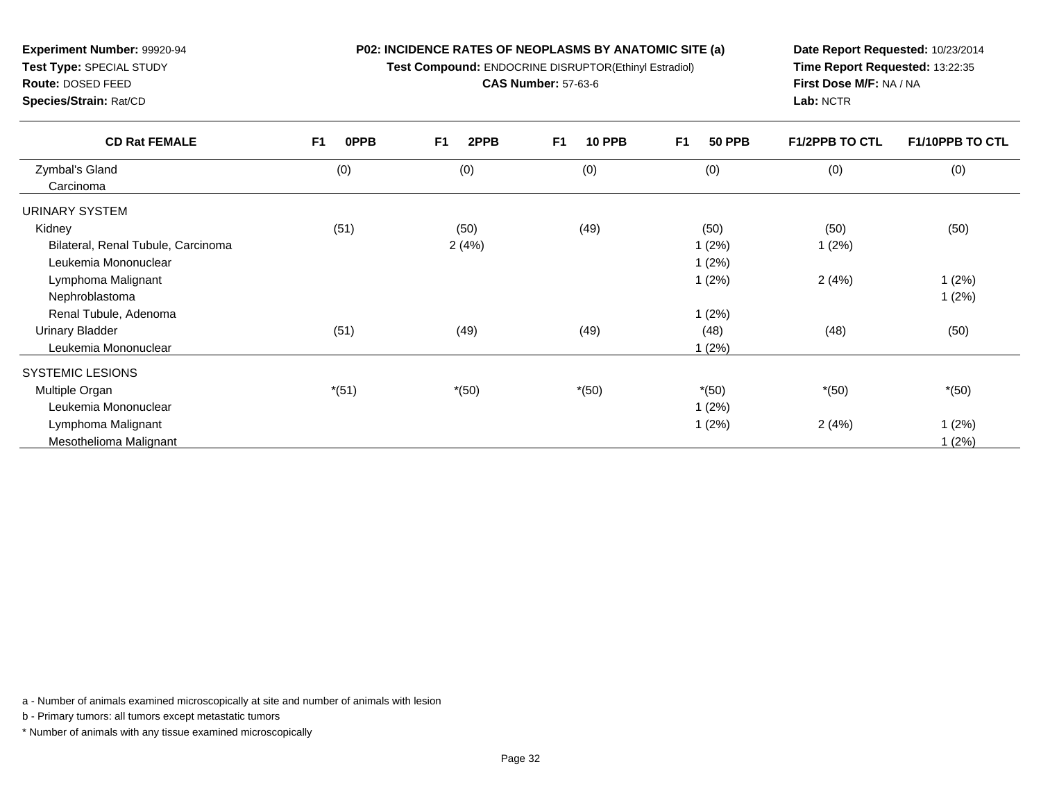**Experiment Number:** 99920-94
**Test Type:** SPECIAL STUDY
**Route:** DOSED FEED
**Species/Strain:** Rat/CD

**P02: INCIDENCE RATES OF NEOPLASMS BY ANATOMIC SITE (a)**
**Test Compound:** ENDOCRINE DISRUPTOR(Ethinyl Estradiol)
**CAS Number:** 57-63-6

**Date Report Requested:** 10/23/2014
**Time Report Requested:** 13:22:35
**First Dose M/F:** NA / NA
**Lab:** NCTR

| CD Rat FEMALE | F1 0PPB | F1 2PPB | F1 10 PPB | F1 50 PPB | F1/2PPB TO CTL | F1/10PPB TO CTL |
|---|---|---|---|---|---|---|
| Zymbal's Gland | (0) | (0) | (0) | (0) | (0) | (0) |
| Carcinoma | | | | | | |
| URINARY SYSTEM | | | | | | |
| Kidney | (51) | (50) | (49) | (50) | (50) | (50) |
| Bilateral, Renal Tubule, Carcinoma | | 2 (4%) | | 1 (2%) | 1 (2%) | |
| Leukemia Mononuclear | | | | 1 (2%) | | |
| Lymphoma Malignant | | | | 1 (2%) | 2 (4%) | 1 (2%) |
| Nephroblastoma | | | | | | 1 (2%) |
| Renal Tubule, Adenoma | | | | 1 (2%) | | |
| Urinary Bladder | (51) | (49) | (49) | (48) | (48) | (50) |
| Leukemia Mononuclear | | | | 1 (2%) | | |
| SYSTEMIC LESIONS | | | | | | |
| Multiple Organ | *(51) | *(50) | *(50) | *(50) | *(50) | *(50) |
| Leukemia Mononuclear | | | | 1 (2%) | | |
| Lymphoma Malignant | | | | 1 (2%) | 2 (4%) | 1 (2%) |
| Mesothelioma Malignant | | | | | | 1 (2%) |

a - Number of animals examined microscopically at site and number of animals with lesion

b - Primary tumors: all tumors except metastatic tumors

* Number of animals with any tissue examined microscopically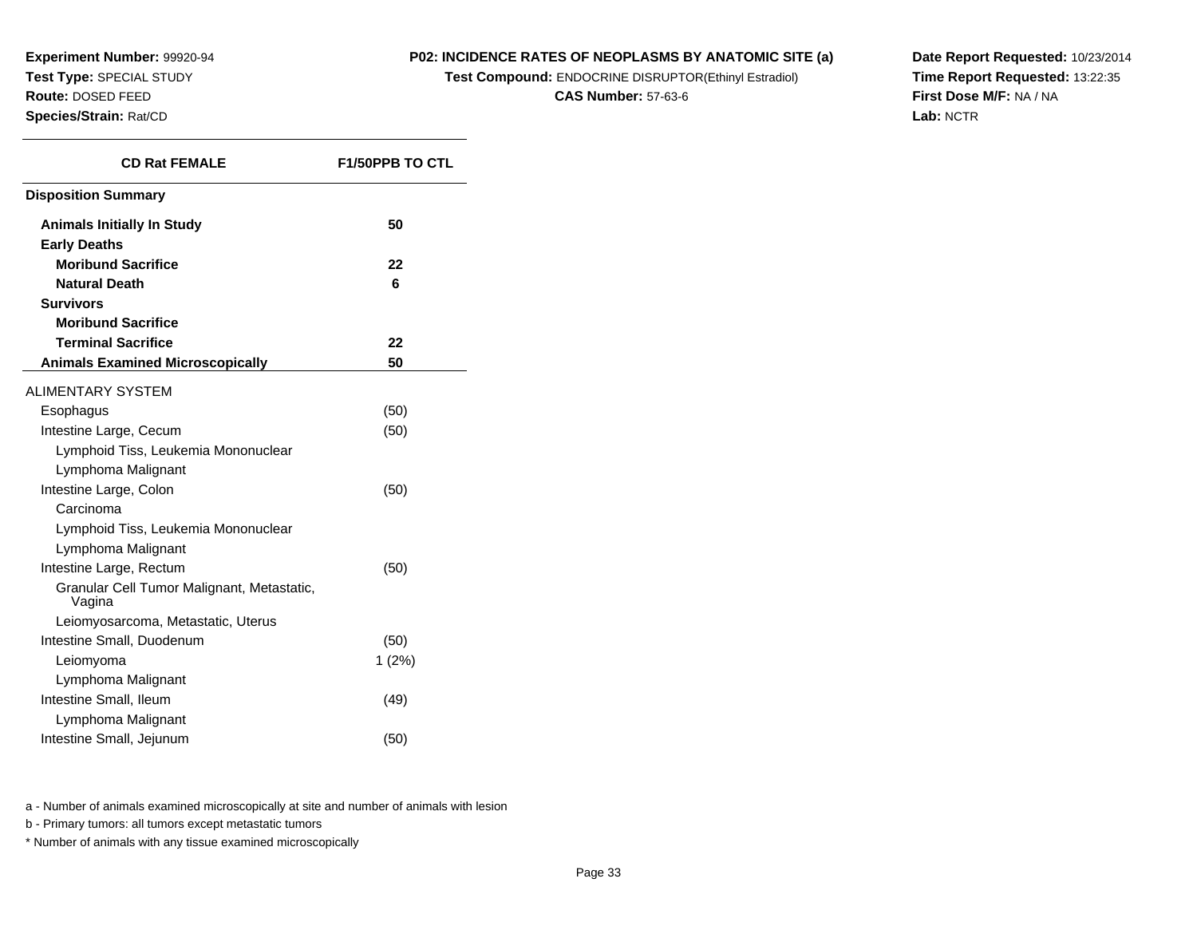**Experiment Number:** 99920-94
**Test Type:** SPECIAL STUDY
**Route:** DOSED FEED
**Species/Strain:** Rat/CD

**P02: INCIDENCE RATES OF NEOPLASMS BY ANATOMIC SITE (a)**
**Test Compound:** ENDOCRINE DISRUPTOR(Ethinyl Estradiol)
**CAS Number:** 57-63-6

**Date Report Requested:** 10/23/2014
**Time Report Requested:** 13:22:35
**First Dose M/F:** NA / NA
**Lab:** NCTR

| CD Rat FEMALE | F1/50PPB TO CTL |
|---|---|
| **Disposition Summary** | |
| **Animals Initially In Study** | **50** |
| **Early Deaths** | |
| **Moribund Sacrifice** | **22** |
| **Natural Death** | **6** |
| **Survivors** | |
| **Moribund Sacrifice** | |
| **Terminal Sacrifice** | **22** |
| **Animals Examined Microscopically** | **50** |
| ALIMENTARY SYSTEM | |
| Esophagus | (50) |
| Intestine Large, Cecum | (50) |
| Lymphoid Tiss, Leukemia Mononuclear | |
| Lymphoma Malignant | |
| Intestine Large, Colon | (50) |
| Carcinoma | |
| Lymphoid Tiss, Leukemia Mononuclear | |
| Lymphoma Malignant | |
| Intestine Large, Rectum | (50) |
| Granular Cell Tumor Malignant, Metastatic, Vagina | |
| Leiomyosarcoma, Metastatic, Uterus | |
| Intestine Small, Duodenum | (50) |
| Leiomyoma | 1 (2%) |
| Lymphoma Malignant | |
| Intestine Small, Ileum | (49) |
| Lymphoma Malignant | |
| Intestine Small, Jejunum | (50) |

a - Number of animals examined microscopically at site and number of animals with lesion

b - Primary tumors: all tumors except metastatic tumors

* Number of animals with any tissue examined microscopically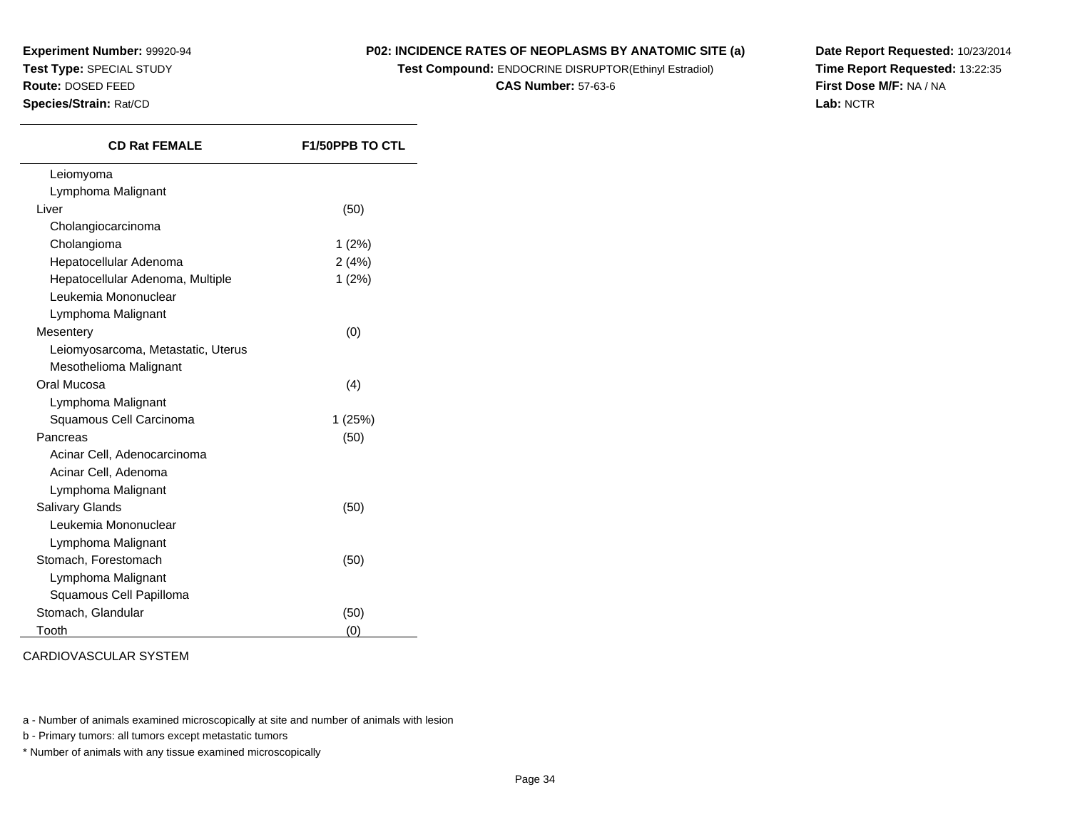**Experiment Number:** 99920-94
**Test Type:** SPECIAL STUDY
**Route:** DOSED FEED
**Species/Strain:** Rat/CD

**P02: INCIDENCE RATES OF NEOPLASMS BY ANATOMIC SITE (a)**
**Test Compound:** ENDOCRINE DISRUPTOR(Ethinyl Estradiol)
**CAS Number:** 57-63-6

**Date Report Requested:** 10/23/2014
**Time Report Requested:** 13:22:35
**First Dose M/F:** NA / NA
**Lab:** NCTR

| CD Rat FEMALE | F1/50PPB TO CTL |
|---|---|
| Leiomyoma | |
| Lymphoma Malignant | |
| Liver | (50) |
| Cholangiocarcinoma | |
| Cholangioma | 1 (2%) |
| Hepatocellular Adenoma | 2 (4%) |
| Hepatocellular Adenoma, Multiple | 1 (2%) |
| Leukemia Mononuclear | |
| Lymphoma Malignant | |
| Mesentery | (0) |
| Leiomyosarcoma, Metastatic, Uterus | |
| Mesothelioma Malignant | |
| Oral Mucosa | (4) |
| Lymphoma Malignant | |
| Squamous Cell Carcinoma | 1 (25%) |
| Pancreas | (50) |
| Acinar Cell, Adenocarcinoma | |
| Acinar Cell, Adenoma | |
| Lymphoma Malignant | |
| Salivary Glands | (50) |
| Leukemia Mononuclear | |
| Lymphoma Malignant | |
| Stomach, Forestomach | (50) |
| Lymphoma Malignant | |
| Squamous Cell Papilloma | |
| Stomach, Glandular | (50) |
| Tooth | (0) |

CARDIOVASCULAR SYSTEM

a - Number of animals examined microscopically at site and number of animals with lesion

b - Primary tumors: all tumors except metastatic tumors

* Number of animals with any tissue examined microscopically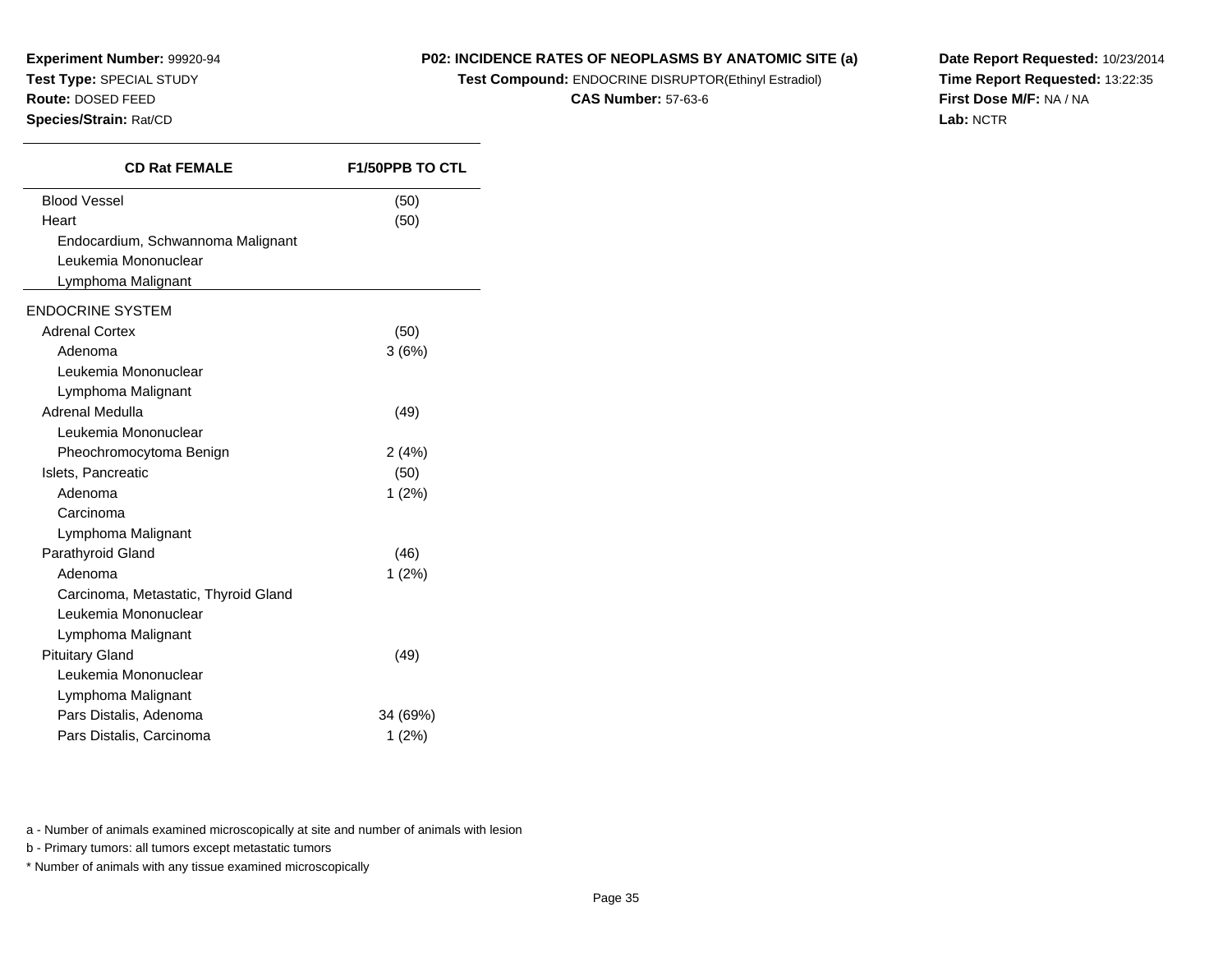**Experiment Number:** 99920-94
**Test Type:** SPECIAL STUDY
**Route:** DOSED FEED
**Species/Strain:** Rat/CD

**P02: INCIDENCE RATES OF NEOPLASMS BY ANATOMIC SITE (a)**
**Test Compound:** ENDOCRINE DISRUPTOR(Ethinyl Estradiol)
**CAS Number:** 57-63-6

**Date Report Requested:** 10/23/2014
**Time Report Requested:** 13:22:35
**First Dose M/F:** NA / NA
**Lab:** NCTR

| CD Rat FEMALE | F1/50PPB TO CTL |
|---|---|
| Blood Vessel | (50) |
| Heart | (50) |
| Endocardium, Schwannoma Malignant | |
| Leukemia Mononuclear | |
| Lymphoma Malignant | |
| ENDOCRINE SYSTEM | |
| Adrenal Cortex | (50) |
| Adenoma | 3 (6%) |
| Leukemia Mononuclear | |
| Lymphoma Malignant | |
| Adrenal Medulla | (49) |
| Leukemia Mononuclear | |
| Pheochromocytoma Benign | 2 (4%) |
| Islets, Pancreatic | (50) |
| Adenoma | 1 (2%) |
| Carcinoma | |
| Lymphoma Malignant | |
| Parathyroid Gland | (46) |
| Adenoma | 1 (2%) |
| Carcinoma, Metastatic, Thyroid Gland | |
| Leukemia Mononuclear | |
| Lymphoma Malignant | |
| Pituitary Gland | (49) |
| Leukemia Mononuclear | |
| Lymphoma Malignant | |
| Pars Distalis, Adenoma | 34 (69%) |
| Pars Distalis, Carcinoma | 1 (2%) |

a - Number of animals examined microscopically at site and number of animals with lesion

b - Primary tumors: all tumors except metastatic tumors

* Number of animals with any tissue examined microscopically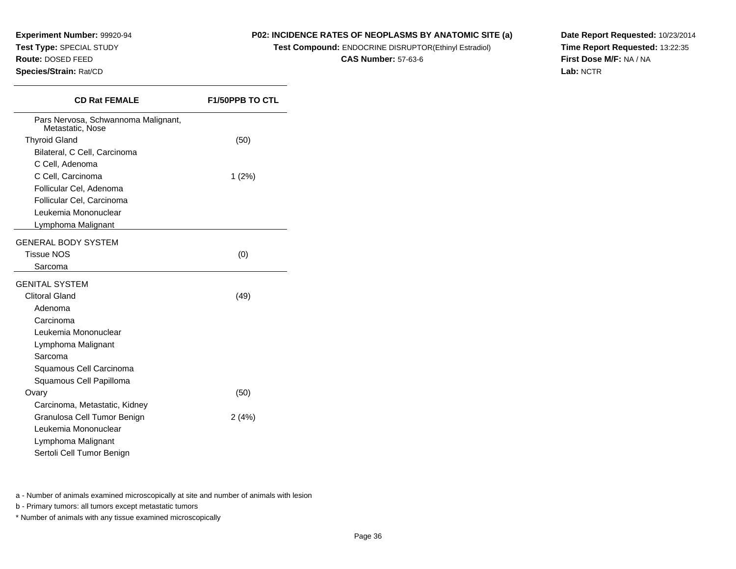**Experiment Number:** 99920-94
**Test Type:** SPECIAL STUDY
**Route:** DOSED FEED
**Species/Strain:** Rat/CD

**P02: INCIDENCE RATES OF NEOPLASMS BY ANATOMIC SITE (a)**
**Test Compound:** ENDOCRINE DISRUPTOR(Ethinyl Estradiol)
**CAS Number:** 57-63-6

**Date Report Requested:** 10/23/2014
**Time Report Requested:** 13:22:35
**First Dose M/F:** NA / NA
**Lab:** NCTR

| CD Rat FEMALE | F1/50PPB TO CTL |
|---|---|
| Pars Nervosa, Schwannoma Malignant, Metastatic, Nose | |
| Thyroid Gland | (50) |
| Bilateral, C Cell, Carcinoma | |
| C Cell, Adenoma | |
| C Cell, Carcinoma | 1 (2%) |
| Follicular Cel, Adenoma | |
| Follicular Cel, Carcinoma | |
| Leukemia Mononuclear | |
| Lymphoma Malignant | |
| GENERAL BODY SYSTEM | |
| Tissue NOS | (0) |
| Sarcoma | |
| GENITAL SYSTEM | |
| Clitoral Gland | (49) |
| Adenoma | |
| Carcinoma | |
| Leukemia Mononuclear | |
| Lymphoma Malignant | |
| Sarcoma | |
| Squamous Cell Carcinoma | |
| Squamous Cell Papilloma | |
| Ovary | (50) |
| Carcinoma, Metastatic, Kidney | |
| Granulosa Cell Tumor Benign | 2 (4%) |
| Leukemia Mononuclear | |
| Lymphoma Malignant | |
| Sertoli Cell Tumor Benign | |

a - Number of animals examined microscopically at site and number of animals with lesion

b - Primary tumors: all tumors except metastatic tumors

* Number of animals with any tissue examined microscopically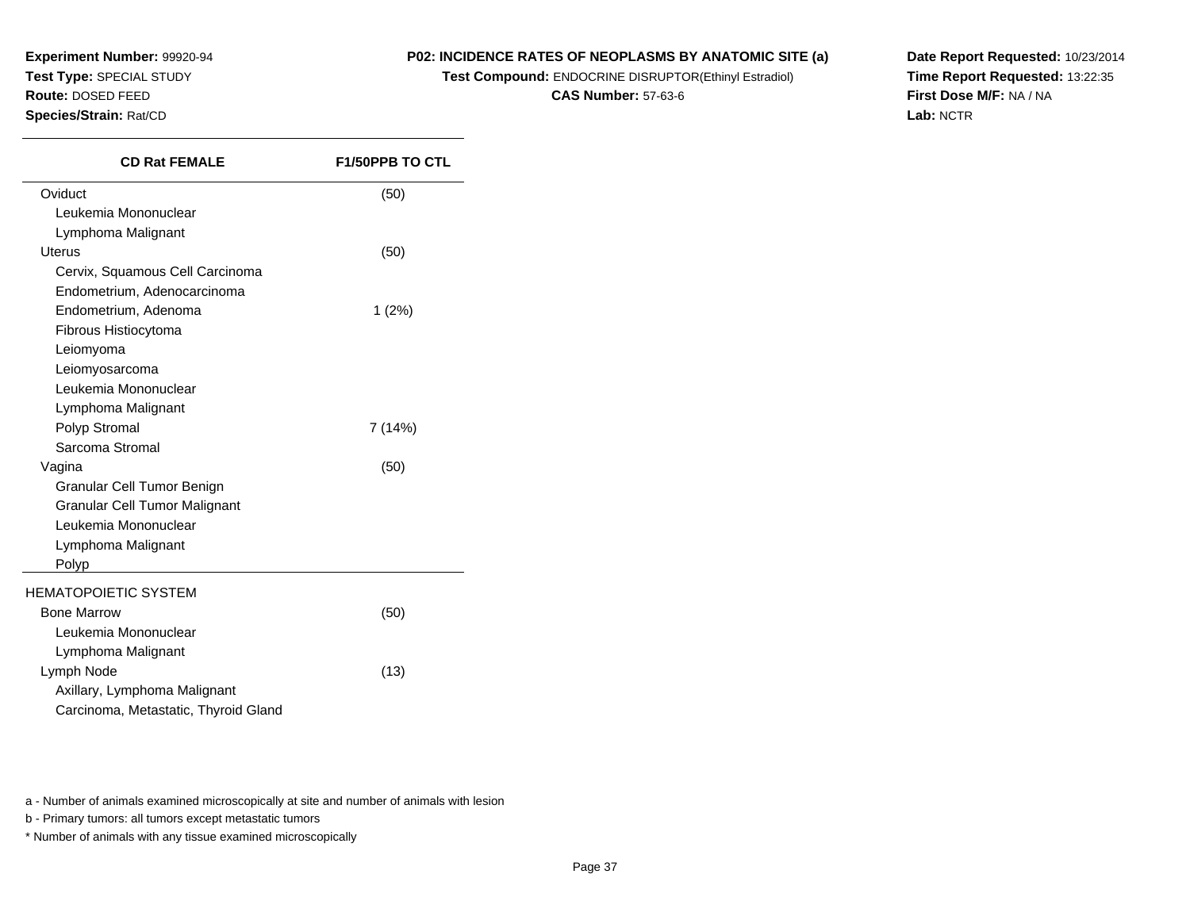**Experiment Number:** 99920-94
**Test Type:** SPECIAL STUDY
**Route:** DOSED FEED
**Species/Strain:** Rat/CD

**P02: INCIDENCE RATES OF NEOPLASMS BY ANATOMIC SITE (a)**
**Test Compound:** ENDOCRINE DISRUPTOR(Ethinyl Estradiol)
**CAS Number:** 57-63-6

**Date Report Requested:** 10/23/2014
**Time Report Requested:** 13:22:35
**First Dose M/F:** NA / NA
**Lab:** NCTR

| CD Rat FEMALE | F1/50PPB TO CTL |
|---|---|
| Oviduct | (50) |
| Leukemia Mononuclear | |
| Lymphoma Malignant | |
| Uterus | (50) |
| Cervix, Squamous Cell Carcinoma | |
| Endometrium, Adenocarcinoma | |
| Endometrium, Adenoma | 1 (2%) |
| Fibrous Histiocytoma | |
| Leiomyoma | |
| Leiomyosarcoma | |
| Leukemia Mononuclear | |
| Lymphoma Malignant | |
| Polyp Stromal | 7 (14%) |
| Sarcoma Stromal | |
| Vagina | (50) |
| Granular Cell Tumor Benign | |
| Granular Cell Tumor Malignant | |
| Leukemia Mononuclear | |
| Lymphoma Malignant | |
| Polyp | |
| HEMATOPOIETIC SYSTEM | |
| Bone Marrow | (50) |
| Leukemia Mononuclear | |
| Lymphoma Malignant | |
| Lymph Node | (13) |
| Axillary, Lymphoma Malignant | |
| Carcinoma, Metastatic, Thyroid Gland | |

a - Number of animals examined microscopically at site and number of animals with lesion

b - Primary tumors: all tumors except metastatic tumors

* Number of animals with any tissue examined microscopically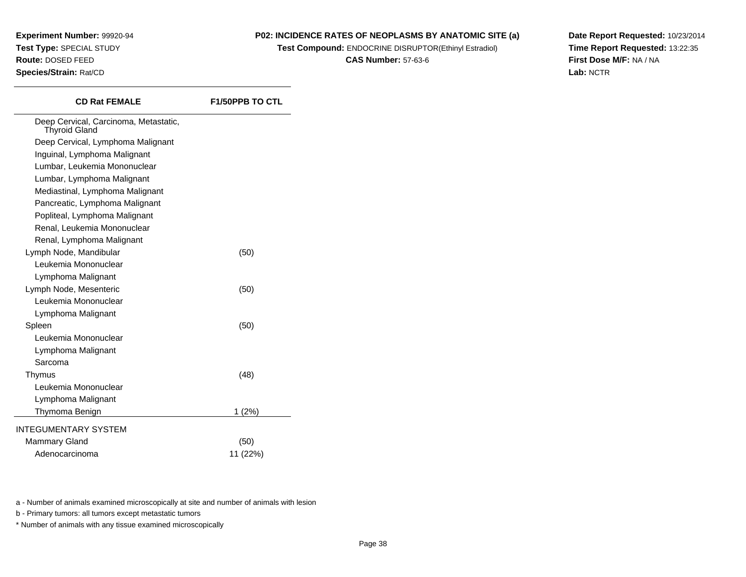**Experiment Number:** 99920-94
**Test Type:** SPECIAL STUDY
**Route:** DOSED FEED
**Species/Strain:** Rat/CD

**P02: INCIDENCE RATES OF NEOPLASMS BY ANATOMIC SITE (a)**
**Test Compound:** ENDOCRINE DISRUPTOR(Ethinyl Estradiol)
**CAS Number:** 57-63-6

**Date Report Requested:** 10/23/2014
**Time Report Requested:** 13:22:35
**First Dose M/F:** NA / NA
**Lab:** NCTR

| CD Rat FEMALE | F1/50PPB TO CTL |
|---|---|
| Deep Cervical, Carcinoma, Metastatic, Thyroid Gland | |
| Deep Cervical, Lymphoma Malignant | |
| Inguinal, Lymphoma Malignant | |
| Lumbar, Leukemia Mononuclear | |
| Lumbar, Lymphoma Malignant | |
| Mediastinal, Lymphoma Malignant | |
| Pancreatic, Lymphoma Malignant | |
| Popliteal, Lymphoma Malignant | |
| Renal, Leukemia Mononuclear | |
| Renal, Lymphoma Malignant | |
| Lymph Node, Mandibular | (50) |
| Leukemia Mononuclear | |
| Lymphoma Malignant | |
| Lymph Node, Mesenteric | (50) |
| Leukemia Mononuclear | |
| Lymphoma Malignant | |
| Spleen | (50) |
| Leukemia Mononuclear | |
| Lymphoma Malignant | |
| Sarcoma | |
| Thymus | (48) |
| Leukemia Mononuclear | |
| Lymphoma Malignant | |
| Thymoma Benign | 1 (2%) |
| INTEGUMENTARY SYSTEM | |
| Mammary Gland | (50) |
| Adenocarcinoma | 11 (22%) |

a - Number of animals examined microscopically at site and number of animals with lesion

b - Primary tumors: all tumors except metastatic tumors

* Number of animals with any tissue examined microscopically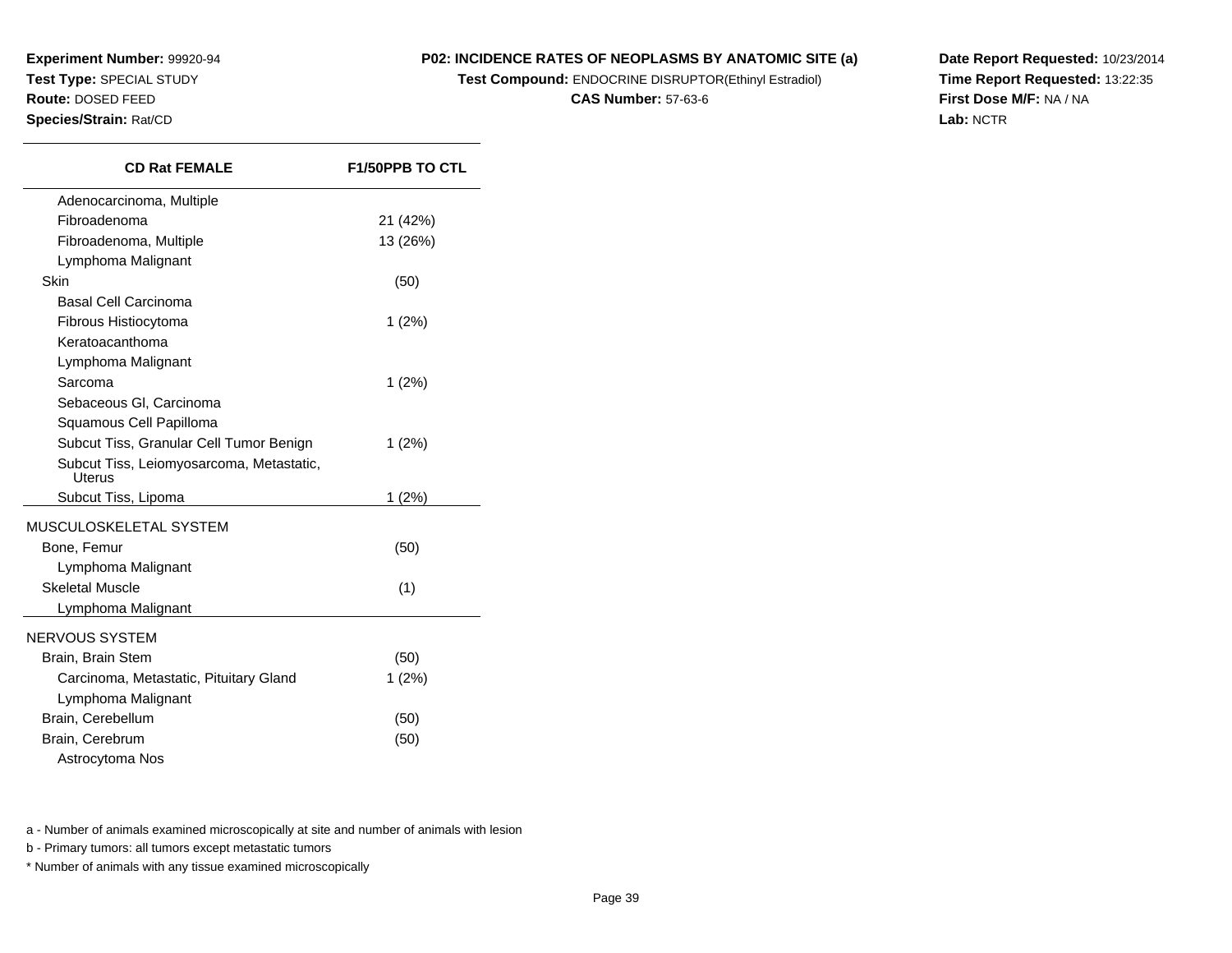**Experiment Number:** 99920-94
**Test Type:** SPECIAL STUDY
**Route:** DOSED FEED
**Species/Strain:** Rat/CD

**P02: INCIDENCE RATES OF NEOPLASMS BY ANATOMIC SITE (a)**
**Test Compound:** ENDOCRINE DISRUPTOR(Ethinyl Estradiol)
**CAS Number:** 57-63-6

**Date Report Requested:** 10/23/2014
**Time Report Requested:** 13:22:35
**First Dose M/F:** NA / NA
**Lab:** NCTR

| CD Rat FEMALE | F1/50PPB TO CTL |
|---|---|
| Adenocarcinoma, Multiple | |
| Fibroadenoma | 21 (42%) |
| Fibroadenoma, Multiple | 13 (26%) |
| Lymphoma Malignant | |
| Skin | (50) |
| Basal Cell Carcinoma | |
| Fibrous Histiocytoma | 1 (2%) |
| Keratoacanthoma | |
| Lymphoma Malignant | |
| Sarcoma | 1 (2%) |
| Sebaceous Gl, Carcinoma | |
| Squamous Cell Papilloma | |
| Subcut Tiss, Granular Cell Tumor Benign | 1 (2%) |
| Subcut Tiss, Leiomyosarcoma, Metastatic, Uterus | |
| Subcut Tiss, Lipoma | 1 (2%) |
| MUSCULOSKELETAL SYSTEM | |
| Bone, Femur | (50) |
| Lymphoma Malignant | |
| Skeletal Muscle | (1) |
| Lymphoma Malignant | |
| NERVOUS SYSTEM | |
| Brain, Brain Stem | (50) |
| Carcinoma, Metastatic, Pituitary Gland | 1 (2%) |
| Lymphoma Malignant | |
| Brain, Cerebellum | (50) |
| Brain, Cerebrum | (50) |
| Astrocytoma Nos | |

a - Number of animals examined microscopically at site and number of animals with lesion

b - Primary tumors: all tumors except metastatic tumors

* Number of animals with any tissue examined microscopically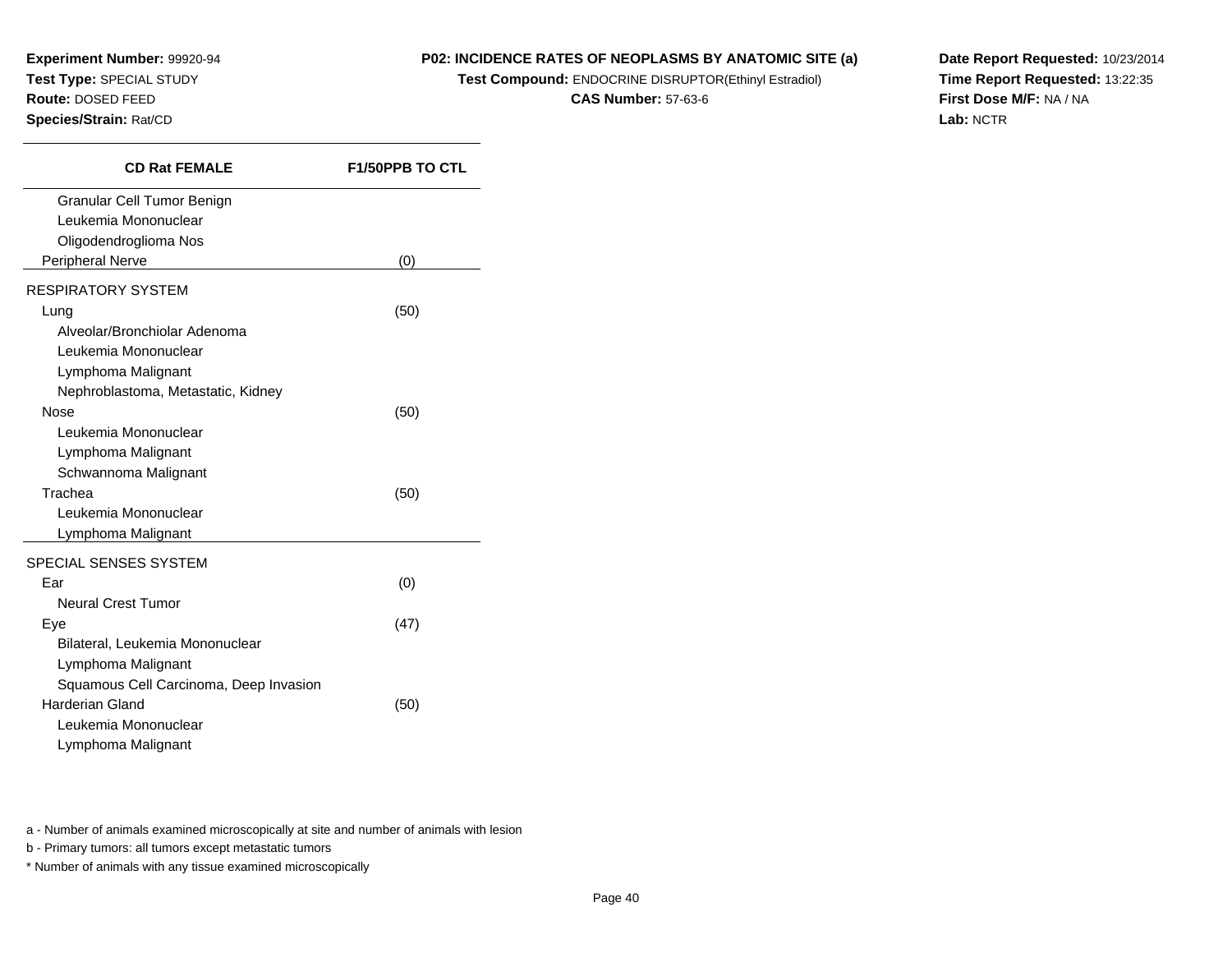**Experiment Number:** 99920-94
**Test Type:** SPECIAL STUDY
**Route:** DOSED FEED
**Species/Strain:** Rat/CD

**P02: INCIDENCE RATES OF NEOPLASMS BY ANATOMIC SITE (a)**
**Test Compound:** ENDOCRINE DISRUPTOR(Ethinyl Estradiol)
**CAS Number:** 57-63-6

**Date Report Requested:** 10/23/2014
**Time Report Requested:** 13:22:35
**First Dose M/F:** NA / NA
**Lab:** NCTR

| CD Rat FEMALE | F1/50PPB TO CTL |
|---|---|
| Granular Cell Tumor Benign | |
| Leukemia Mononuclear | |
| Oligodendroglioma Nos | |
| Peripheral Nerve | (0) |
| RESPIRATORY SYSTEM | |
| Lung | (50) |
| Alveolar/Bronchiolar Adenoma | |
| Leukemia Mononuclear | |
| Lymphoma Malignant | |
| Nephroblastoma, Metastatic, Kidney | |
| Nose | (50) |
| Leukemia Mononuclear | |
| Lymphoma Malignant | |
| Schwannoma Malignant | |
| Trachea | (50) |
| Leukemia Mononuclear | |
| Lymphoma Malignant | |
| SPECIAL SENSES SYSTEM | |
| Ear | (0) |
| Neural Crest Tumor | |
| Eye | (47) |
| Bilateral, Leukemia Mononuclear | |
| Lymphoma Malignant | |
| Squamous Cell Carcinoma, Deep Invasion | |
| Harderian Gland | (50) |
| Leukemia Mononuclear | |
| Lymphoma Malignant | |

a - Number of animals examined microscopically at site and number of animals with lesion

b - Primary tumors: all tumors except metastatic tumors

* Number of animals with any tissue examined microscopically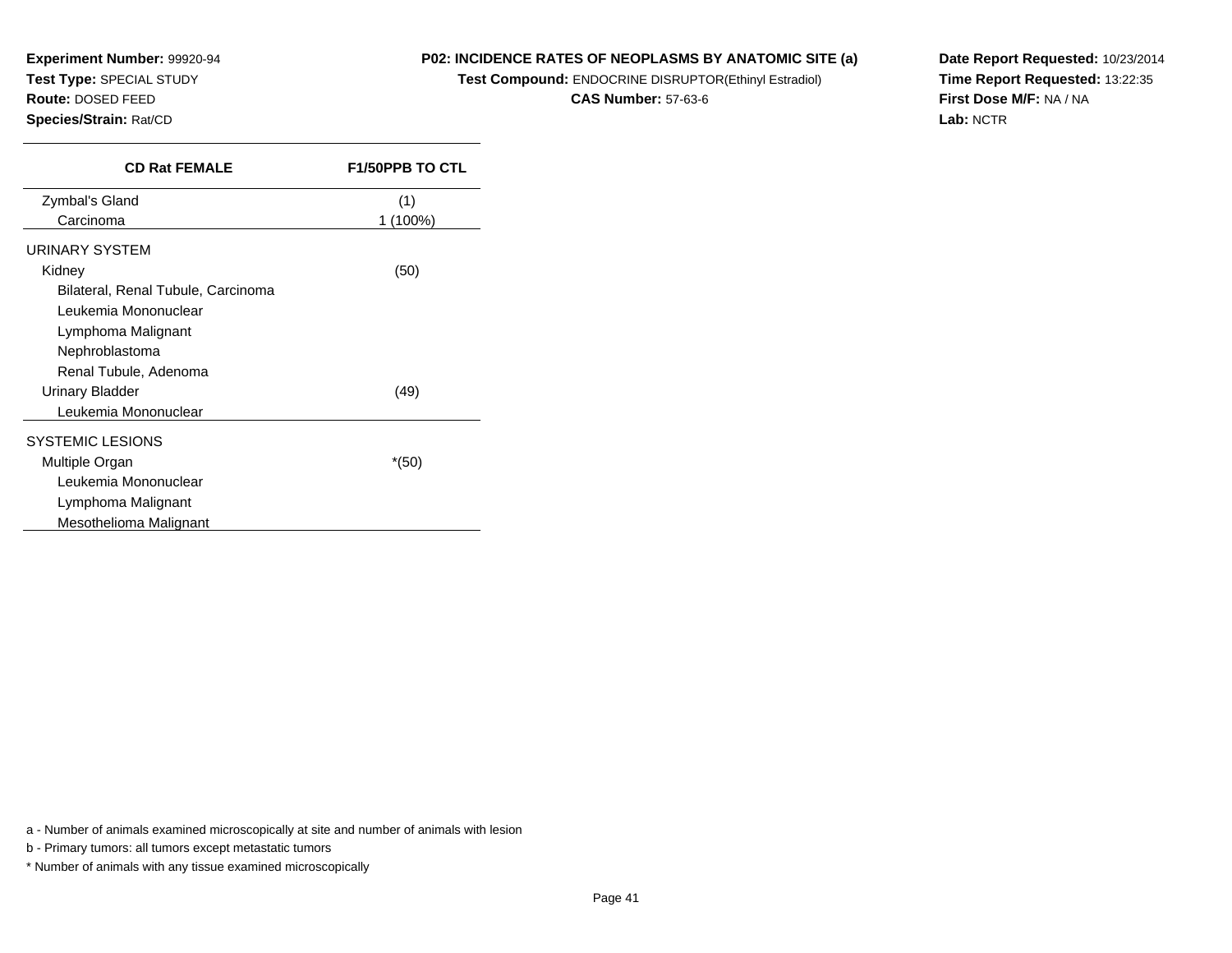**Experiment Number:** 99920-94
**Test Type:** SPECIAL STUDY
**Route:** DOSED FEED
**Species/Strain:** Rat/CD

**P02: INCIDENCE RATES OF NEOPLASMS BY ANATOMIC SITE (a)**
**Test Compound:** ENDOCRINE DISRUPTOR(Ethinyl Estradiol)
**CAS Number:** 57-63-6

**Date Report Requested:** 10/23/2014
**Time Report Requested:** 13:22:35
**First Dose M/F:** NA / NA
**Lab:** NCTR

| CD Rat FEMALE | F1/50PPB TO CTL |
|---|---|
| Zymbal's Gland | (1) |
| Carcinoma | 1 (100%) |
| URINARY SYSTEM | |
| Kidney | (50) |
| Bilateral, Renal Tubule, Carcinoma | |
| Leukemia Mononuclear | |
| Lymphoma Malignant | |
| Nephroblastoma | |
| Renal Tubule, Adenoma | |
| Urinary Bladder | (49) |
| Leukemia Mononuclear | |
| SYSTEMIC LESIONS | |
| Multiple Organ | *(50) |
| Leukemia Mononuclear | |
| Lymphoma Malignant | |
| Mesothelioma Malignant | |

a - Number of animals examined microscopically at site and number of animals with lesion

b - Primary tumors: all tumors except metastatic tumors

* Number of animals with any tissue examined microscopically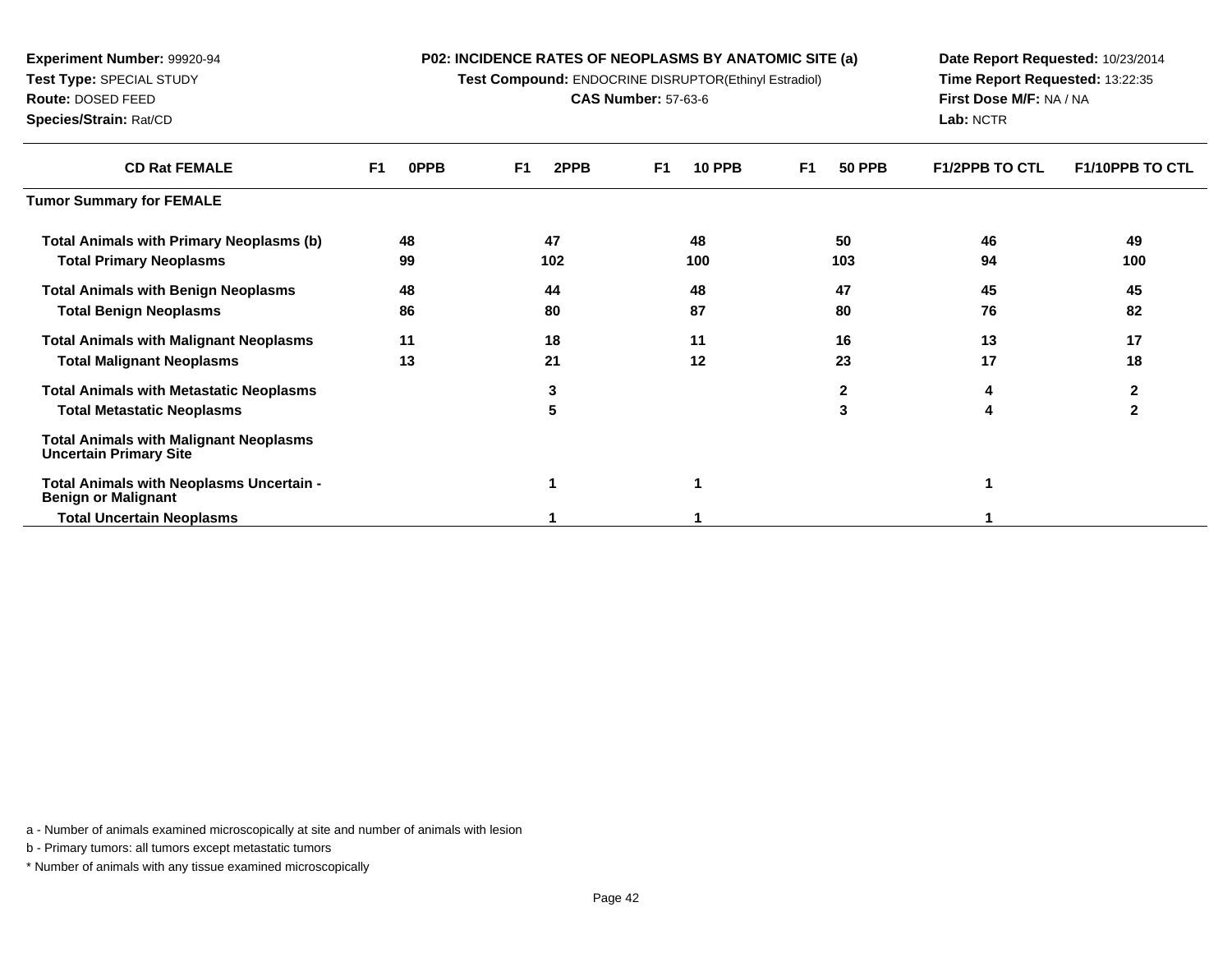**Experiment Number:** 99920-94
**Test Type:** SPECIAL STUDY
**Route:** DOSED FEED
**Species/Strain:** Rat/CD

**P02: INCIDENCE RATES OF NEOPLASMS BY ANATOMIC SITE (a)**
**Test Compound:** ENDOCRINE DISRUPTOR(Ethinyl Estradiol)
**CAS Number:** 57-63-6

**Date Report Requested:** 10/23/2014
**Time Report Requested:** 13:22:35
**First Dose M/F:** NA / NA
**Lab:** NCTR

| CD Rat FEMALE | F1 0PPB | F1 2PPB | F1 10 PPB | F1 50 PPB | F1/2PPB TO CTL | F1/10PPB TO CTL |
|---|---|---|---|---|---|---|
| **Tumor Summary for FEMALE** | | | | | | |
| **Total Animals with Primary Neoplasms (b)** | 48 | 47 | 48 | 50 | 46 | 49 |
| **Total Primary Neoplasms** | 99 | 102 | 100 | 103 | 94 | 100 |
| **Total Animals with Benign Neoplasms** | 48 | 44 | 48 | 47 | 45 | 45 |
| **Total Benign Neoplasms** | 86 | 80 | 87 | 80 | 76 | 82 |
| **Total Animals with Malignant Neoplasms** | 11 | 18 | 11 | 16 | 13 | 17 |
| **Total Malignant Neoplasms** | 13 | 21 | 12 | 23 | 17 | 18 |
| **Total Animals with Metastatic Neoplasms** | | 3 | | 2 | 4 | 2 |
| **Total Metastatic Neoplasms** | | 5 | | 3 | 4 | 2 |
| **Total Animals with Malignant Neoplasms Uncertain Primary Site** | | | | | | |
| **Total Animals with Neoplasms Uncertain - Benign or Malignant** | | 1 | 1 | | 1 | |
| **Total Uncertain Neoplasms** | | 1 | 1 | | 1 | |

a - Number of animals examined microscopically at site and number of animals with lesion

b - Primary tumors: all tumors except metastatic tumors

* Number of animals with any tissue examined microscopically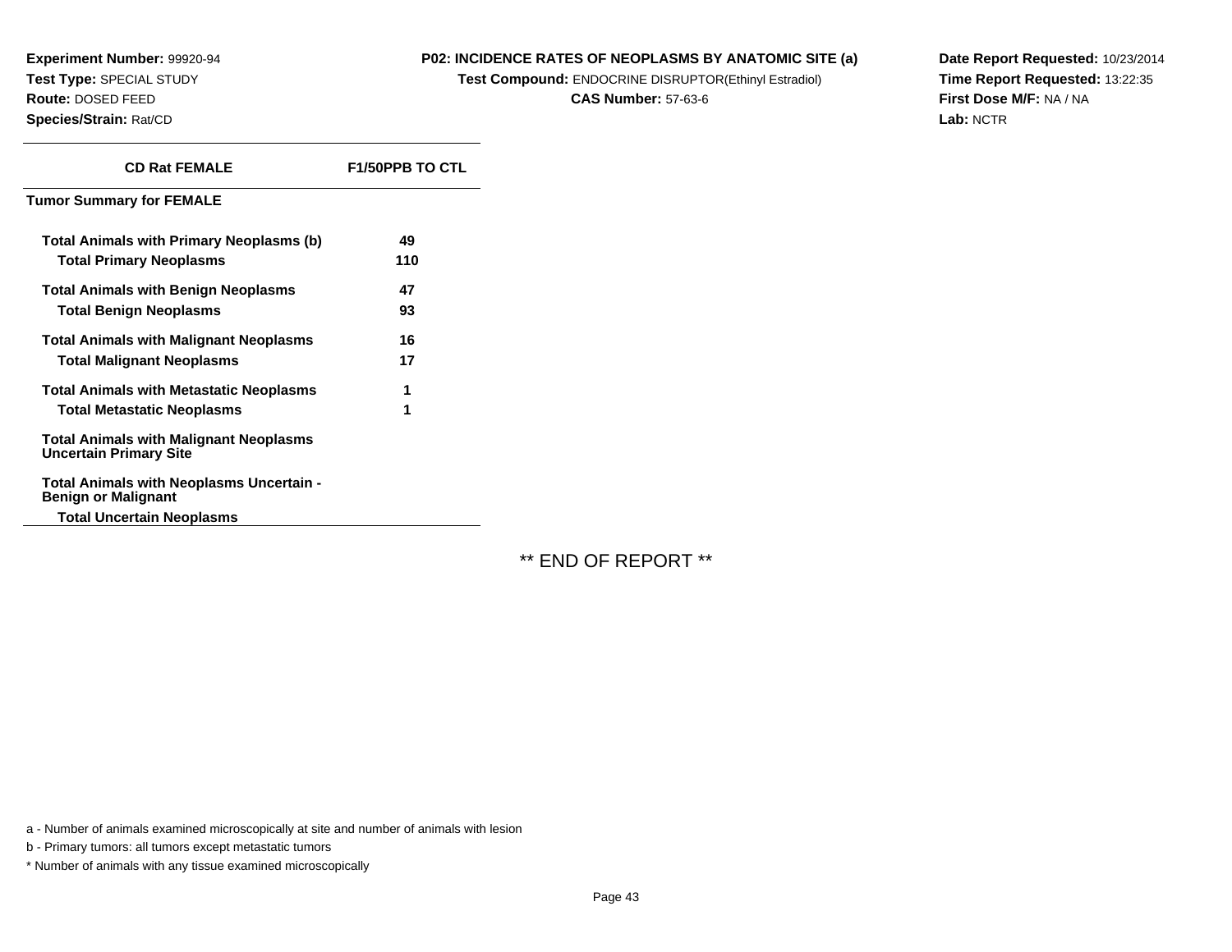**Experiment Number:** 99920-94
**Test Type:** SPECIAL STUDY
**Route:** DOSED FEED
**Species/Strain:** Rat/CD

**P02: INCIDENCE RATES OF NEOPLASMS BY ANATOMIC SITE (a)**
**Test Compound:** ENDOCRINE DISRUPTOR(Ethinyl Estradiol)
**CAS Number:** 57-63-6

**Date Report Requested:** 10/23/2014
**Time Report Requested:** 13:22:35
**First Dose M/F:** NA / NA
**Lab:** NCTR

| CD Rat FEMALE | F1/50PPB TO CTL |
|---|---|
| **Tumor Summary for FEMALE** | |
| **Total Animals with Primary Neoplasms (b)** | **49** |
| **Total Primary Neoplasms** | **110** |
| **Total Animals with Benign Neoplasms** | **47** |
| **Total Benign Neoplasms** | **93** |
| **Total Animals with Malignant Neoplasms** | **16** |
| **Total Malignant Neoplasms** | **17** |
| **Total Animals with Metastatic Neoplasms** | **1** |
| **Total Metastatic Neoplasms** | **1** |
| **Total Animals with Malignant Neoplasms Uncertain Primary Site** | |
| **Total Animals with Neoplasms Uncertain - Benign or Malignant** | |
| **Total Uncertain Neoplasms** | |

** END OF REPORT **

a - Number of animals examined microscopically at site and number of animals with lesion

b - Primary tumors: all tumors except metastatic tumors

* Number of animals with any tissue examined microscopically